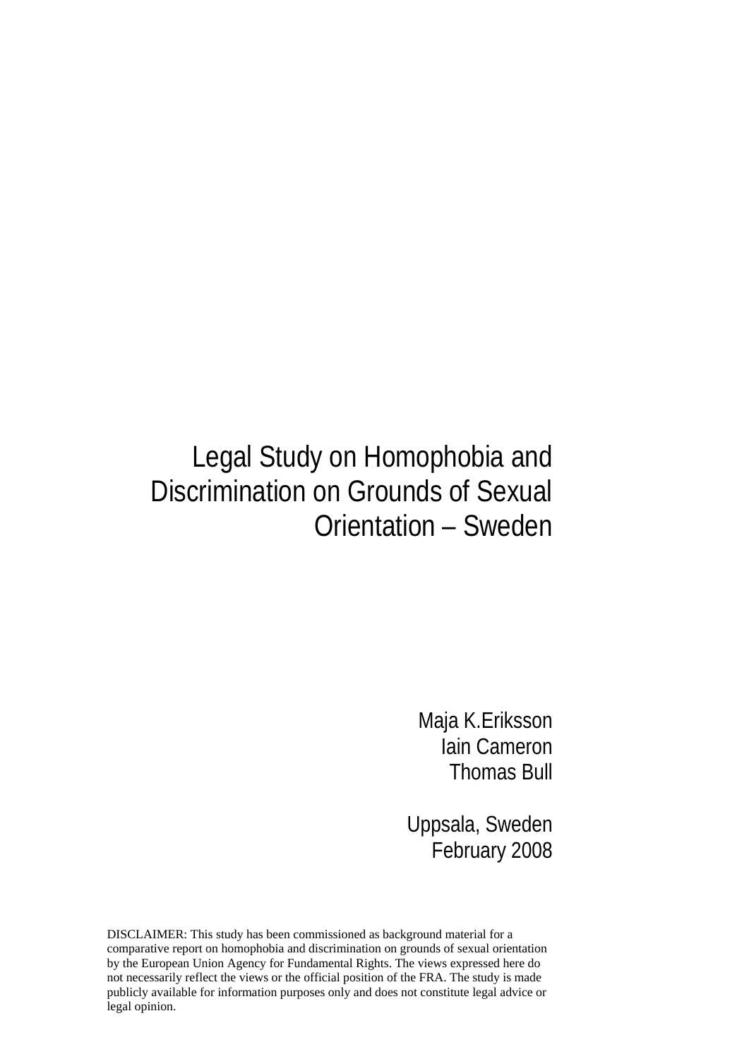# Legal Study on Homophobia and Discrimination on Grounds of Sexual Orientation – Sweden

Maja K.Eriksson
Iain Cameron
Thomas Bull

Uppsala, Sweden
February 2008

DISCLAIMER: This study has been commissioned as background material for a comparative report on homophobia and discrimination on grounds of sexual orientation by the European Union Agency for Fundamental Rights. The views expressed here do not necessarily reflect the views or the official position of the FRA. The study is made publicly available for information purposes only and does not constitute legal advice or legal opinion.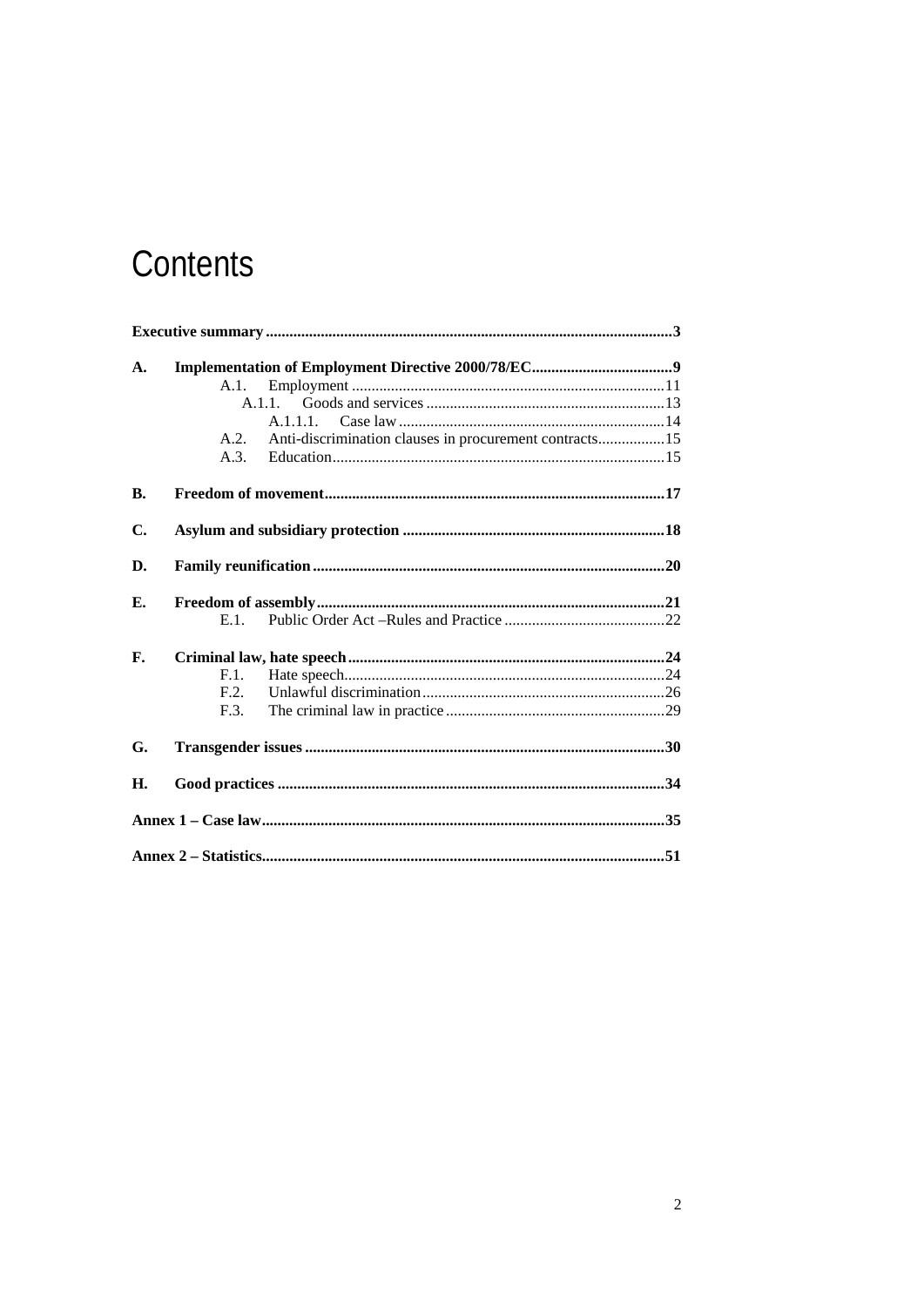# Contents

**Executive summary** ...... **3**

**A. Implementation of Employment Directive 2000/78/EC** ...... **9**
- A.1. Employment ...... 11
  - A.1.1. Goods and services ...... 13
    - A.1.1.1. Case law ...... 14
- A.2. Anti-discrimination clauses in procurement contracts ...... 15
- A.3. Education ...... 15

**B. Freedom of movement** ...... **17**

**C. Asylum and subsidiary protection** ...... **18**

**D. Family reunification** ...... **20**

**E. Freedom of assembly** ...... **21**
- E.1. Public Order Act –Rules and Practice ...... 22

**F. Criminal law, hate speech** ...... **24**
- F.1. Hate speech ...... 24
- F.2. Unlawful discrimination ...... 26
- F.3. The criminal law in practice ...... 29

**G. Transgender issues** ...... **30**

**H. Good practices** ...... **34**

**Annex 1 – Case law** ...... **35**

**Annex 2 – Statistics** ...... **51**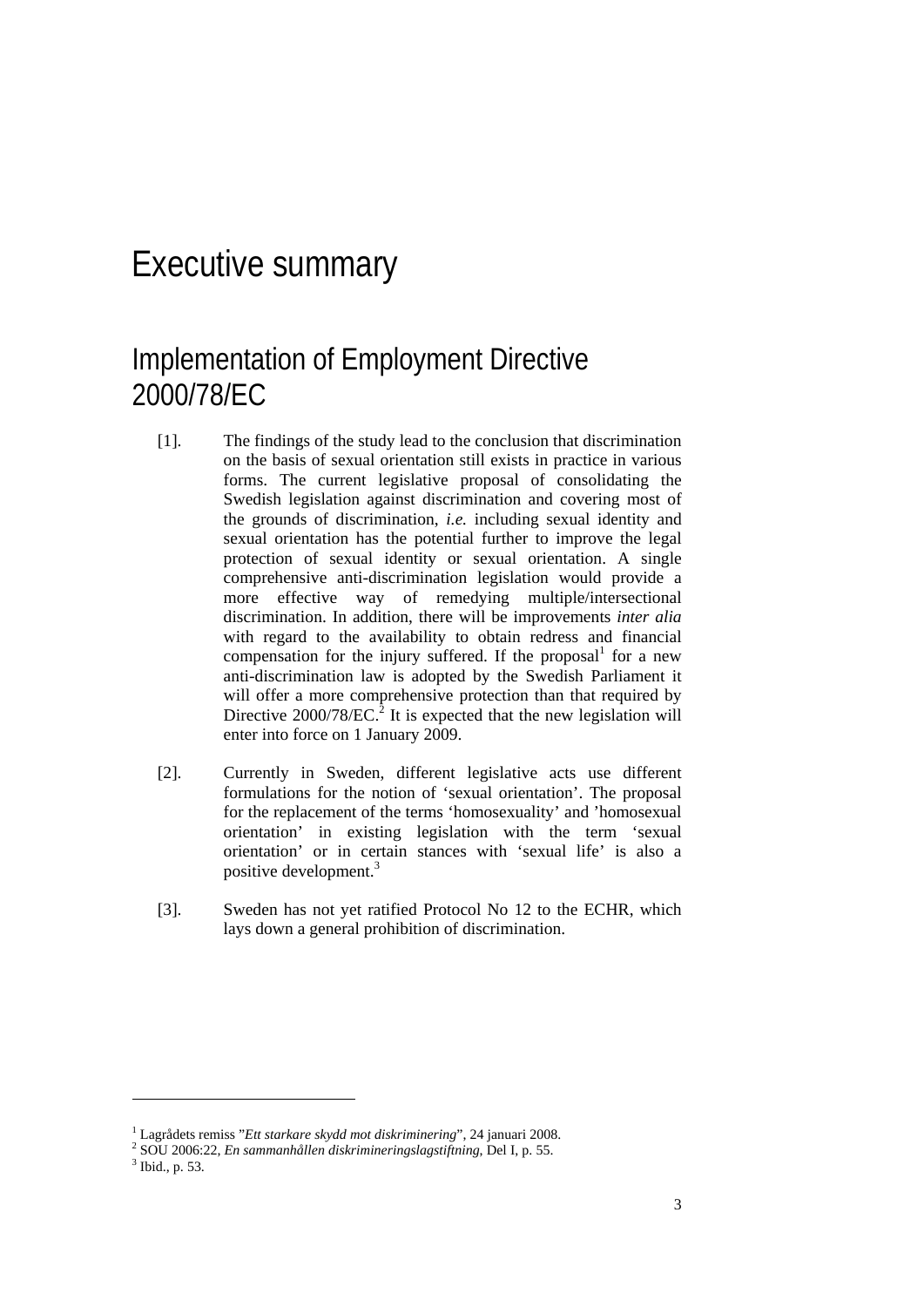# Executive summary

## Implementation of Employment Directive 2000/78/EC

[1]. The findings of the study lead to the conclusion that discrimination on the basis of sexual orientation still exists in practice in various forms. The current legislative proposal of consolidating the Swedish legislation against discrimination and covering most of the grounds of discrimination, *i.e.* including sexual identity and sexual orientation has the potential further to improve the legal protection of sexual identity or sexual orientation. A single comprehensive anti-discrimination legislation would provide a more effective way of remedying multiple/intersectional discrimination. In addition, there will be improvements *inter alia* with regard to the availability to obtain redress and financial compensation for the injury suffered. If the proposal[1] for a new anti-discrimination law is adopted by the Swedish Parliament it will offer a more comprehensive protection than that required by Directive 2000/78/EC.[2] It is expected that the new legislation will enter into force on 1 January 2009.

[2]. Currently in Sweden, different legislative acts use different formulations for the notion of 'sexual orientation'. The proposal for the replacement of the terms 'homosexuality' and 'homosexual orientation' in existing legislation with the term 'sexual orientation' or in certain stances with 'sexual life' is also a positive development.[3]

[3]. Sweden has not yet ratified Protocol No 12 to the ECHR, which lays down a general prohibition of discrimination.

---

[1] Lagrådets remiss "*Ett starkare skydd mot diskriminering*", 24 januari 2008.
[2] SOU 2006:22, *En sammanhållen diskrimineringslagstiftning*, Del I, p. 55.
[3] Ibid., p. 53.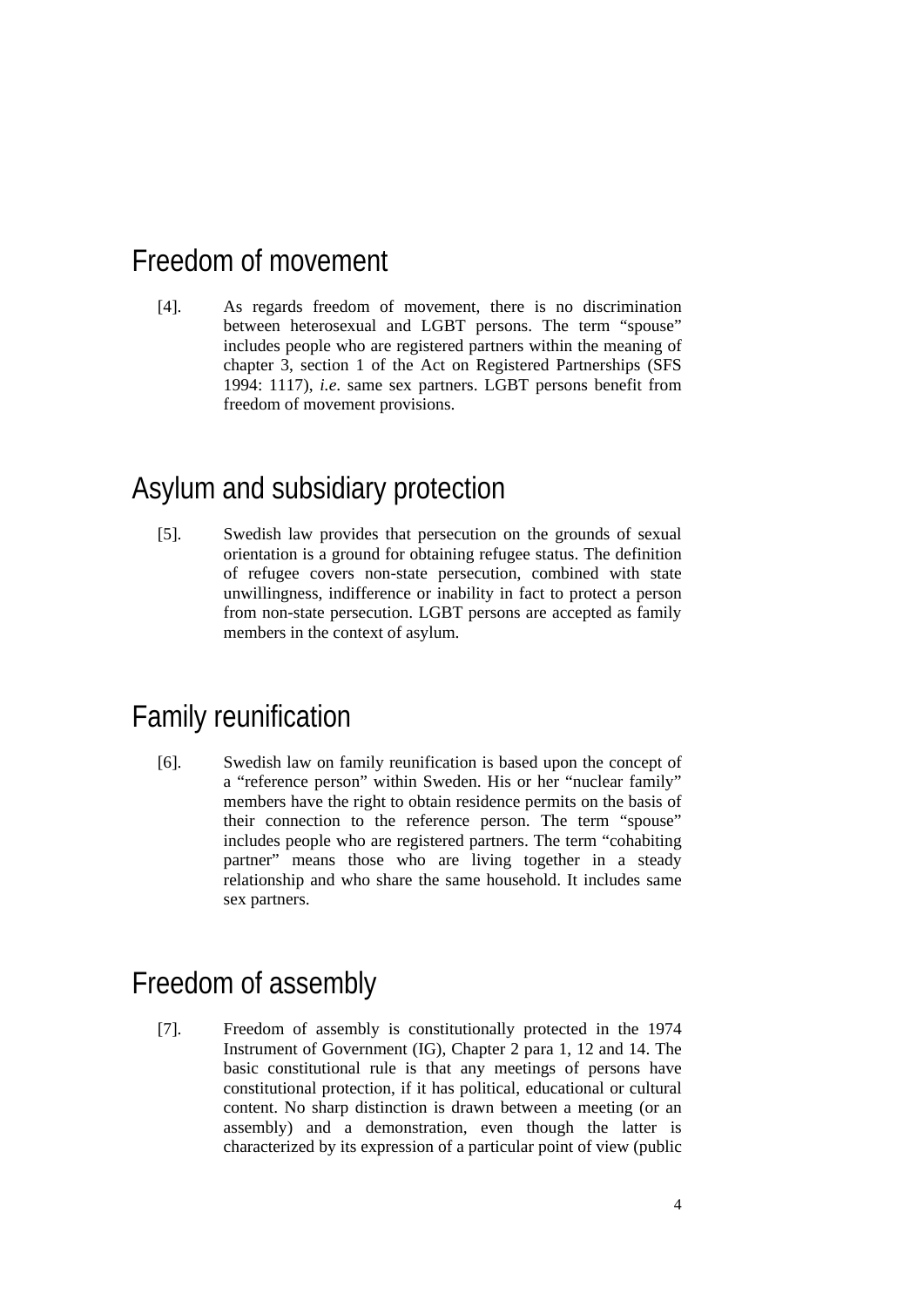# Freedom of movement

[4]. As regards freedom of movement, there is no discrimination between heterosexual and LGBT persons. The term "spouse" includes people who are registered partners within the meaning of chapter 3, section 1 of the Act on Registered Partnerships (SFS 1994: 1117), *i.e.* same sex partners. LGBT persons benefit from freedom of movement provisions.

# Asylum and subsidiary protection

[5]. Swedish law provides that persecution on the grounds of sexual orientation is a ground for obtaining refugee status. The definition of refugee covers non-state persecution, combined with state unwillingness, indifference or inability in fact to protect a person from non-state persecution. LGBT persons are accepted as family members in the context of asylum.

# Family reunification

[6]. Swedish law on family reunification is based upon the concept of a "reference person" within Sweden. His or her "nuclear family" members have the right to obtain residence permits on the basis of their connection to the reference person. The term "spouse" includes people who are registered partners. The term "cohabiting partner" means those who are living together in a steady relationship and who share the same household. It includes same sex partners.

# Freedom of assembly

[7]. Freedom of assembly is constitutionally protected in the 1974 Instrument of Government (IG), Chapter 2 para 1, 12 and 14. The basic constitutional rule is that any meetings of persons have constitutional protection, if it has political, educational or cultural content. No sharp distinction is drawn between a meeting (or an assembly) and a demonstration, even though the latter is characterized by its expression of a particular point of view (public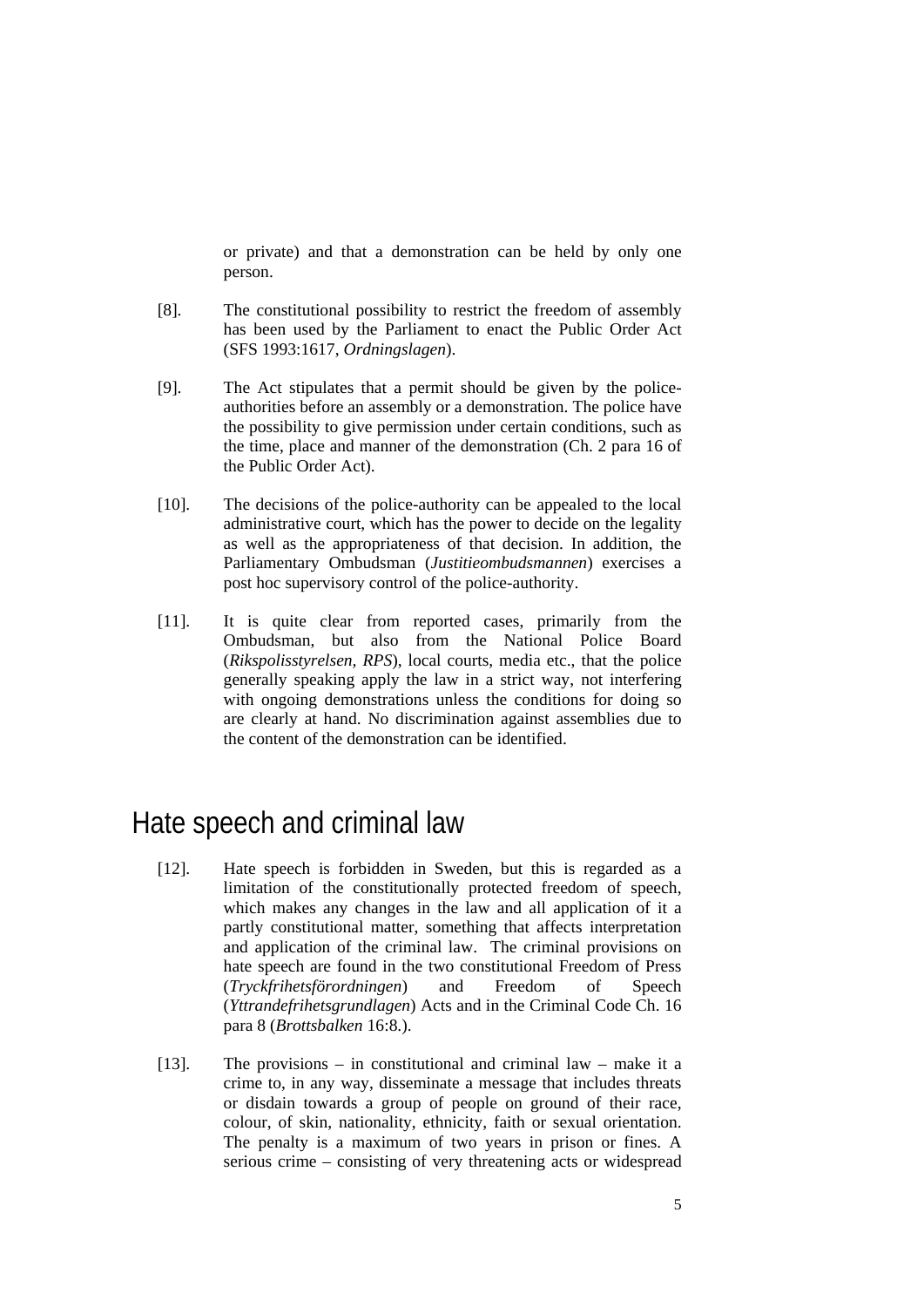or private) and that a demonstration can be held by only one person.

[8]. The constitutional possibility to restrict the freedom of assembly has been used by the Parliament to enact the Public Order Act (SFS 1993:1617, *Ordningslagen*).

[9]. The Act stipulates that a permit should be given by the police-authorities before an assembly or a demonstration. The police have the possibility to give permission under certain conditions, such as the time, place and manner of the demonstration (Ch. 2 para 16 of the Public Order Act).

[10]. The decisions of the police-authority can be appealed to the local administrative court, which has the power to decide on the legality as well as the appropriateness of that decision. In addition, the Parliamentary Ombudsman (*Justitieombudsmannen*) exercises a post hoc supervisory control of the police-authority.

[11]. It is quite clear from reported cases, primarily from the Ombudsman, but also from the National Police Board (*Rikspolisstyrelsen, RPS*), local courts, media etc., that the police generally speaking apply the law in a strict way, not interfering with ongoing demonstrations unless the conditions for doing so are clearly at hand. No discrimination against assemblies due to the content of the demonstration can be identified.

# Hate speech and criminal law

[12]. Hate speech is forbidden in Sweden, but this is regarded as a limitation of the constitutionally protected freedom of speech, which makes any changes in the law and all application of it a partly constitutional matter, something that affects interpretation and application of the criminal law. The criminal provisions on hate speech are found in the two constitutional Freedom of Press (*Tryckfrihetsförordningen*) and Freedom of Speech (*Yttrandefrihetsgrundlagen*) Acts and in the Criminal Code Ch. 16 para 8 (*Brottsbalken* 16:8.).

[13]. The provisions – in constitutional and criminal law – make it a crime to, in any way, disseminate a message that includes threats or disdain towards a group of people on ground of their race, colour, of skin, nationality, ethnicity, faith or sexual orientation. The penalty is a maximum of two years in prison or fines. A serious crime – consisting of very threatening acts or widespread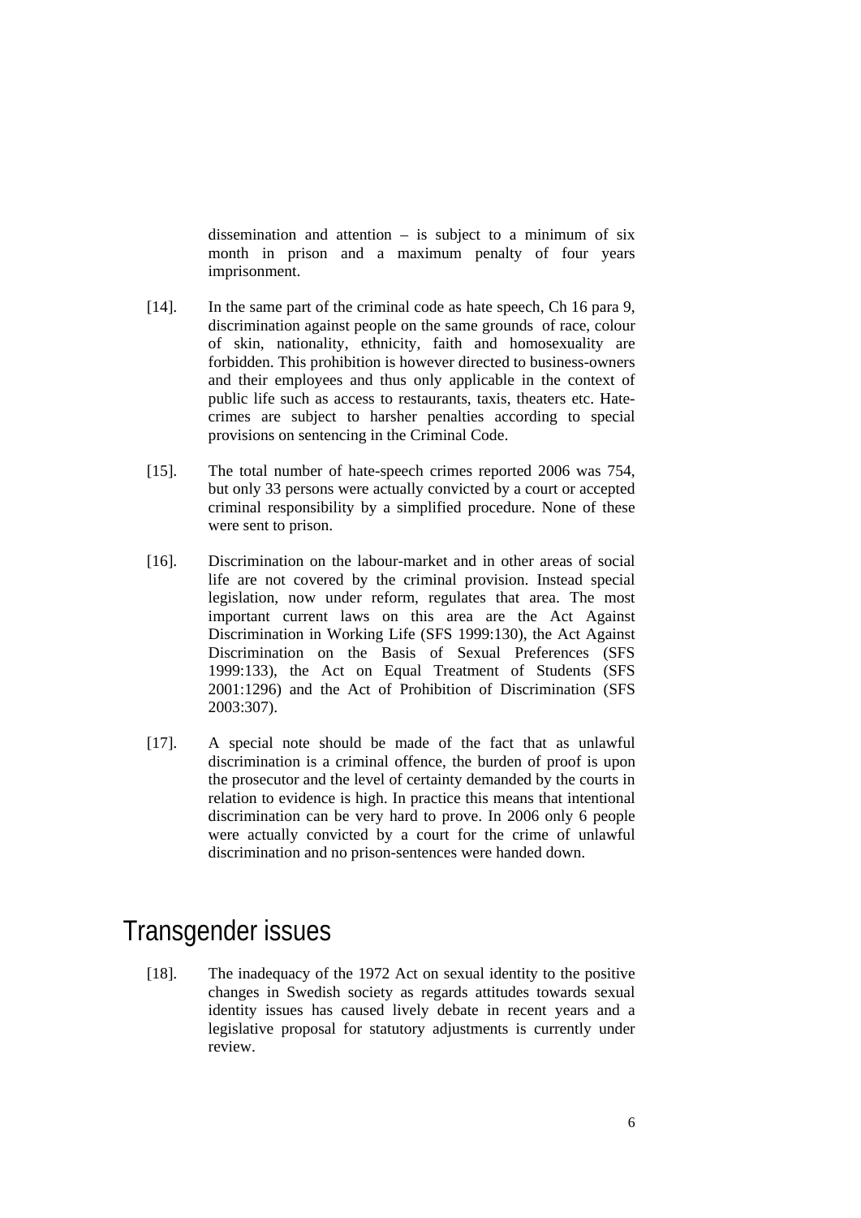dissemination and attention – is subject to a minimum of six month in prison and a maximum penalty of four years imprisonment.

[14]. In the same part of the criminal code as hate speech, Ch 16 para 9, discrimination against people on the same grounds of race, colour of skin, nationality, ethnicity, faith and homosexuality are forbidden. This prohibition is however directed to business-owners and their employees and thus only applicable in the context of public life such as access to restaurants, taxis, theaters etc. Hate-crimes are subject to harsher penalties according to special provisions on sentencing in the Criminal Code.

[15]. The total number of hate-speech crimes reported 2006 was 754, but only 33 persons were actually convicted by a court or accepted criminal responsibility by a simplified procedure. None of these were sent to prison.

[16]. Discrimination on the labour-market and in other areas of social life are not covered by the criminal provision. Instead special legislation, now under reform, regulates that area. The most important current laws on this area are the Act Against Discrimination in Working Life (SFS 1999:130), the Act Against Discrimination on the Basis of Sexual Preferences (SFS 1999:133), the Act on Equal Treatment of Students (SFS 2001:1296) and the Act of Prohibition of Discrimination (SFS 2003:307).

[17]. A special note should be made of the fact that as unlawful discrimination is a criminal offence, the burden of proof is upon the prosecutor and the level of certainty demanded by the courts in relation to evidence is high. In practice this means that intentional discrimination can be very hard to prove. In 2006 only 6 people were actually convicted by a court for the crime of unlawful discrimination and no prison-sentences were handed down.

# Transgender issues

[18]. The inadequacy of the 1972 Act on sexual identity to the positive changes in Swedish society as regards attitudes towards sexual identity issues has caused lively debate in recent years and a legislative proposal for statutory adjustments is currently under review.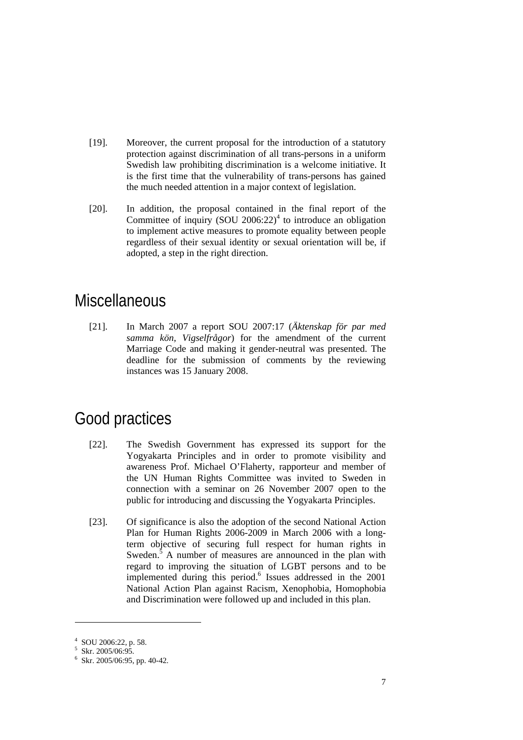[19]. Moreover, the current proposal for the introduction of a statutory protection against discrimination of all trans-persons in a uniform Swedish law prohibiting discrimination is a welcome initiative. It is the first time that the vulnerability of trans-persons has gained the much needed attention in a major context of legislation.

[20]. In addition, the proposal contained in the final report of the Committee of inquiry (SOU 2006:22)[4] to introduce an obligation to implement active measures to promote equality between people regardless of their sexual identity or sexual orientation will be, if adopted, a step in the right direction.

## Miscellaneous

[21]. In March 2007 a report SOU 2007:17 (*Äktenskap för par med samma kön, Vigselfrågor*) for the amendment of the current Marriage Code and making it gender-neutral was presented. The deadline for the submission of comments by the reviewing instances was 15 January 2008.

## Good practices

[22]. The Swedish Government has expressed its support for the Yogyakarta Principles and in order to promote visibility and awareness Prof. Michael O'Flaherty, rapporteur and member of the UN Human Rights Committee was invited to Sweden in connection with a seminar on 26 November 2007 open to the public for introducing and discussing the Yogyakarta Principles.

[23]. Of significance is also the adoption of the second National Action Plan for Human Rights 2006-2009 in March 2006 with a long-term objective of securing full respect for human rights in Sweden.[5] A number of measures are announced in the plan with regard to improving the situation of LGBT persons and to be implemented during this period.[6] Issues addressed in the 2001 National Action Plan against Racism, Xenophobia, Homophobia and Discrimination were followed up and included in this plan.

---

[4] SOU 2006:22, p. 58.
[5] Skr. 2005/06:95.
[6] Skr. 2005/06:95, pp. 40-42.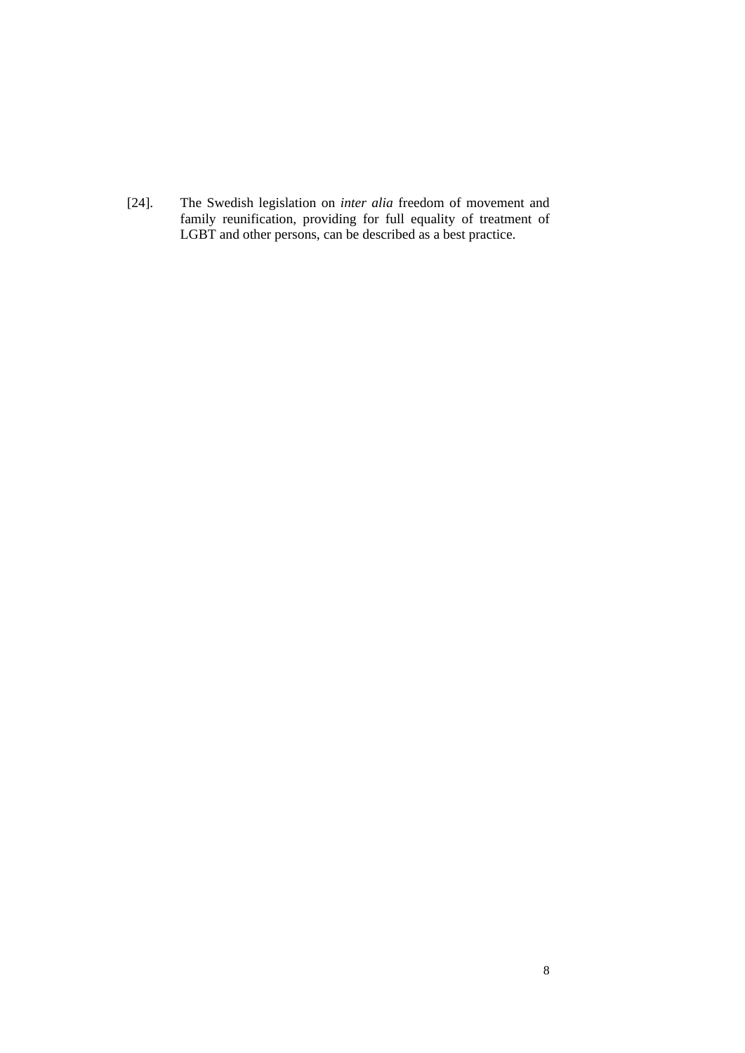[24]. The Swedish legislation on *inter alia* freedom of movement and family reunification, providing for full equality of treatment of LGBT and other persons, can be described as a best practice.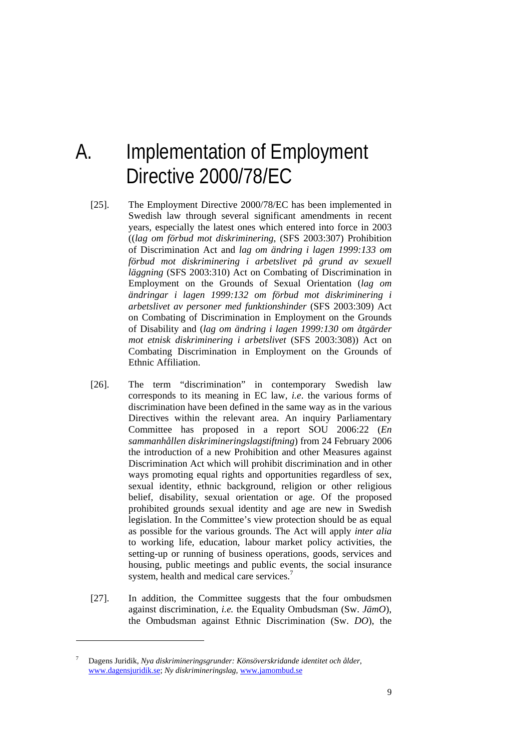# A. Implementation of Employment Directive 2000/78/EC

[25]. The Employment Directive 2000/78/EC has been implemented in Swedish law through several significant amendments in recent years, especially the latest ones which entered into force in 2003 ((*lag om förbud mot diskriminering*, (SFS 2003:307) Prohibition of Discrimination Act and *lag om ändring i lagen 1999:133 om förbud mot diskriminering i arbetslivet på grund av sexuell läggning* (SFS 2003:310) Act on Combating of Discrimination in Employment on the Grounds of Sexual Orientation (*lag om ändringar i lagen 1999:132 om förbud mot diskriminering i arbetslivet av personer med funktionshinder* (SFS 2003:309) Act on Combating of Discrimination in Employment on the Grounds of Disability and (*lag om ändring i lagen 1999:130 om åtgärder mot etnisk diskriminering i arbetslivet* (SFS 2003:308)) Act on Combating Discrimination in Employment on the Grounds of Ethnic Affiliation.

[26]. The term "discrimination" in contemporary Swedish law corresponds to its meaning in EC law, *i.e*. the various forms of discrimination have been defined in the same way as in the various Directives within the relevant area. An inquiry Parliamentary Committee has proposed in a report SOU 2006:22 (*En sammanhållen diskrimineringslagstiftning*) from 24 February 2006 the introduction of a new Prohibition and other Measures against Discrimination Act which will prohibit discrimination and in other ways promoting equal rights and opportunities regardless of sex, sexual identity, ethnic background, religion or other religious belief, disability, sexual orientation or age. Of the proposed prohibited grounds sexual identity and age are new in Swedish legislation. In the Committee's view protection should be as equal as possible for the various grounds. The Act will apply *inter alia* to working life, education, labour market policy activities, the setting-up or running of business operations, goods, services and housing, public meetings and public events, the social insurance system, health and medical care services.[7]

[27]. In addition, the Committee suggests that the four ombudsmen against discrimination, *i.e.* the Equality Ombudsman (Sw. *JämO*), the Ombudsman against Ethnic Discrimination (Sw. *DO*), the

---

[7] Dagens Juridik, *Nya diskrimineringsgrunder: Könsöverskridande identitet och ålder*, www.dagensjuridik.se; *Ny diskrimineringslag*, www.jamombud.se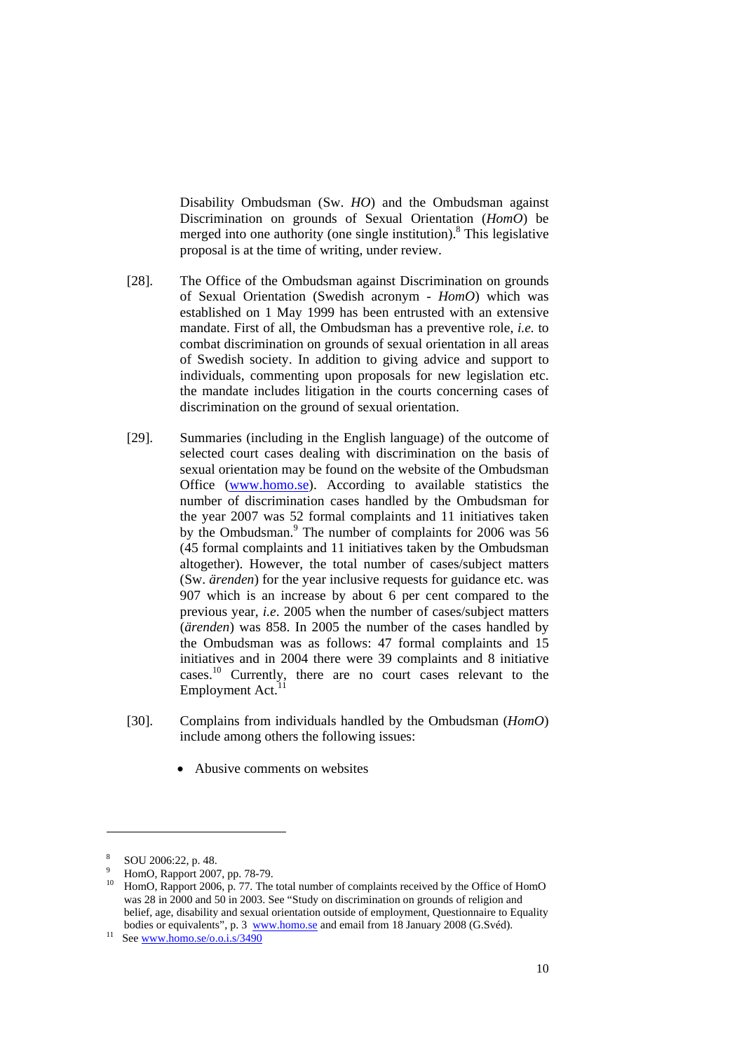Disability Ombudsman (Sw. *HO*) and the Ombudsman against Discrimination on grounds of Sexual Orientation (*HomO*) be merged into one authority (one single institution).[8] This legislative proposal is at the time of writing, under review.

[28]. The Office of the Ombudsman against Discrimination on grounds of Sexual Orientation (Swedish acronym - *HomO*) which was established on 1 May 1999 has been entrusted with an extensive mandate. First of all, the Ombudsman has a preventive role, *i.e.* to combat discrimination on grounds of sexual orientation in all areas of Swedish society. In addition to giving advice and support to individuals, commenting upon proposals for new legislation etc. the mandate includes litigation in the courts concerning cases of discrimination on the ground of sexual orientation.

[29]. Summaries (including in the English language) of the outcome of selected court cases dealing with discrimination on the basis of sexual orientation may be found on the website of the Ombudsman Office (www.homo.se). According to available statistics the number of discrimination cases handled by the Ombudsman for the year 2007 was 52 formal complaints and 11 initiatives taken by the Ombudsman.[9] The number of complaints for 2006 was 56 (45 formal complaints and 11 initiatives taken by the Ombudsman altogether). However, the total number of cases/subject matters (Sw. *ärenden*) for the year inclusive requests for guidance etc. was 907 which is an increase by about 6 per cent compared to the previous year, *i.e*. 2005 when the number of cases/subject matters (*ärenden*) was 858. In 2005 the number of the cases handled by the Ombudsman was as follows: 47 formal complaints and 15 initiatives and in 2004 there were 39 complaints and 8 initiative cases.[10] Currently, there are no court cases relevant to the Employment Act.[11]

[30]. Complains from individuals handled by the Ombudsman (*HomO*) include among others the following issues:

- Abusive comments on websites

---

[8] SOU 2006:22, p. 48.

[9] HomO, Rapport 2007, pp. 78-79.

[10] HomO, Rapport 2006, p. 77. The total number of complaints received by the Office of HomO was 28 in 2000 and 50 in 2003. See "Study on discrimination on grounds of religion and belief, age, disability and sexual orientation outside of employment, Questionnaire to Equality bodies or equivalents", p. 3 www.homo.se and email from 18 January 2008 (G.Svéd).

[11] See www.homo.se/o.o.i.s/3490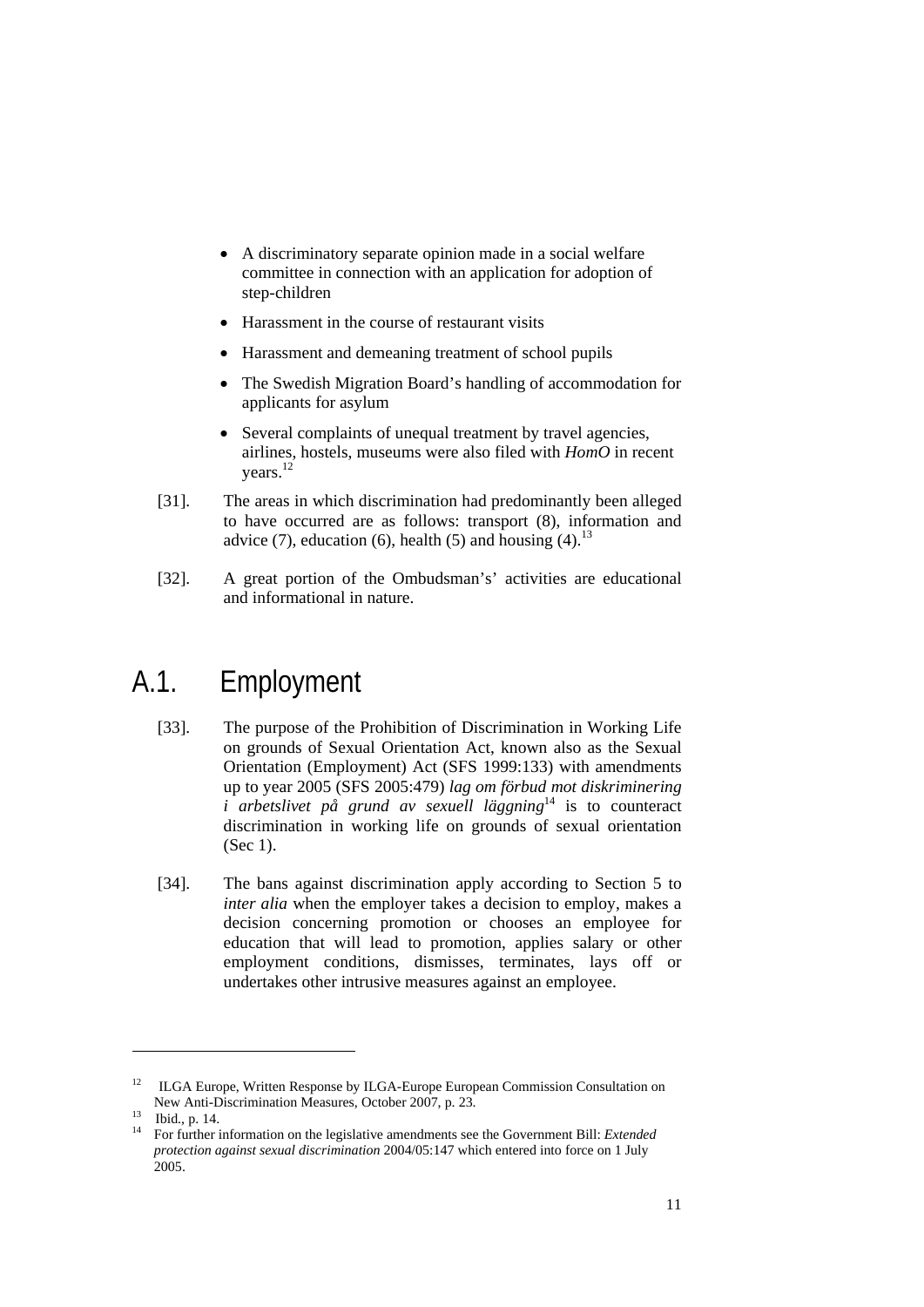- A discriminatory separate opinion made in a social welfare committee in connection with an application for adoption of step-children
- Harassment in the course of restaurant visits
- Harassment and demeaning treatment of school pupils
- The Swedish Migration Board's handling of accommodation for applicants for asylum
- Several complaints of unequal treatment by travel agencies, airlines, hostels, museums were also filed with *HomO* in recent years.[12]

[31]. The areas in which discrimination had predominantly been alleged to have occurred are as follows: transport (8), information and advice (7), education (6), health (5) and housing (4).[13]

[32]. A great portion of the Ombudsman's' activities are educational and informational in nature.

## A.1. Employment

[33]. The purpose of the Prohibition of Discrimination in Working Life on grounds of Sexual Orientation Act, known also as the Sexual Orientation (Employment) Act (SFS 1999:133) with amendments up to year 2005 (SFS 2005:479) *lag om förbud mot diskriminering i arbetslivet på grund av sexuell läggning*[14] is to counteract discrimination in working life on grounds of sexual orientation (Sec 1).

[34]. The bans against discrimination apply according to Section 5 to *inter alia* when the employer takes a decision to employ, makes a decision concerning promotion or chooses an employee for education that will lead to promotion, applies salary or other employment conditions, dismisses, terminates, lays off or undertakes other intrusive measures against an employee.

---

[12] ILGA Europe, Written Response by ILGA-Europe European Commission Consultation on New Anti-Discrimination Measures, October 2007, p. 23.

[13] Ibid., p. 14.

[14] For further information on the legislative amendments see the Government Bill: *Extended protection against sexual discrimination* 2004/05:147 which entered into force on 1 July 2005.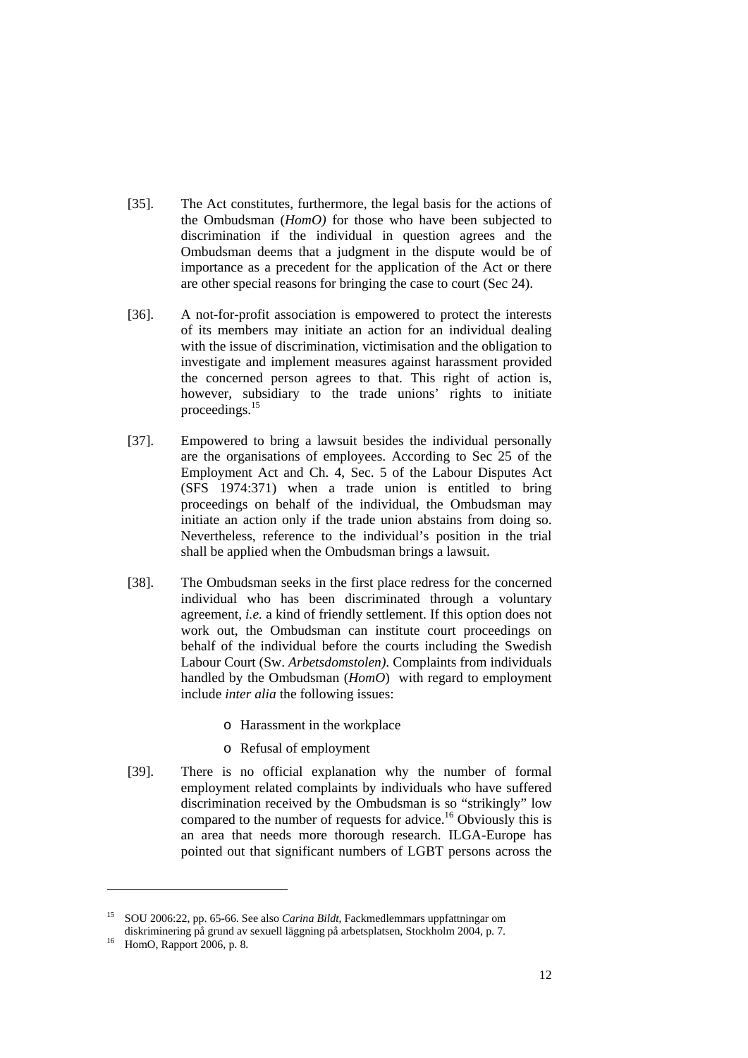[35]. The Act constitutes, furthermore, the legal basis for the actions of the Ombudsman (*HomO)* for those who have been subjected to discrimination if the individual in question agrees and the Ombudsman deems that a judgment in the dispute would be of importance as a precedent for the application of the Act or there are other special reasons for bringing the case to court (Sec 24).

[36]. A not-for-profit association is empowered to protect the interests of its members may initiate an action for an individual dealing with the issue of discrimination, victimisation and the obligation to investigate and implement measures against harassment provided the concerned person agrees to that. This right of action is, however, subsidiary to the trade unions' rights to initiate proceedings.[15]

[37]. Empowered to bring a lawsuit besides the individual personally are the organisations of employees. According to Sec 25 of the Employment Act and Ch. 4, Sec. 5 of the Labour Disputes Act (SFS 1974:371) when a trade union is entitled to bring proceedings on behalf of the individual, the Ombudsman may initiate an action only if the trade union abstains from doing so. Nevertheless, reference to the individual's position in the trial shall be applied when the Ombudsman brings a lawsuit.

[38]. The Ombudsman seeks in the first place redress for the concerned individual who has been discriminated through a voluntary agreement, *i.e.* a kind of friendly settlement. If this option does not work out, the Ombudsman can institute court proceedings on behalf of the individual before the courts including the Swedish Labour Court (Sw. *Arbetsdomstolen)*. Complaints from individuals handled by the Ombudsman (*HomO*) with regard to employment include *inter alia* the following issues:

- Harassment in the workplace
- Refusal of employment

[39]. There is no official explanation why the number of formal employment related complaints by individuals who have suffered discrimination received by the Ombudsman is so "strikingly" low compared to the number of requests for advice.[16] Obviously this is an area that needs more thorough research. ILGA-Europe has pointed out that significant numbers of LGBT persons across the

---

[15] SOU 2006:22, pp. 65-66. See also *Carina Bildt*, Fackmedlemmars uppfattningar om diskriminering på grund av sexuell läggning på arbetsplatsen, Stockholm 2004, p. 7.

[16] HomO, Rapport 2006, p. 8.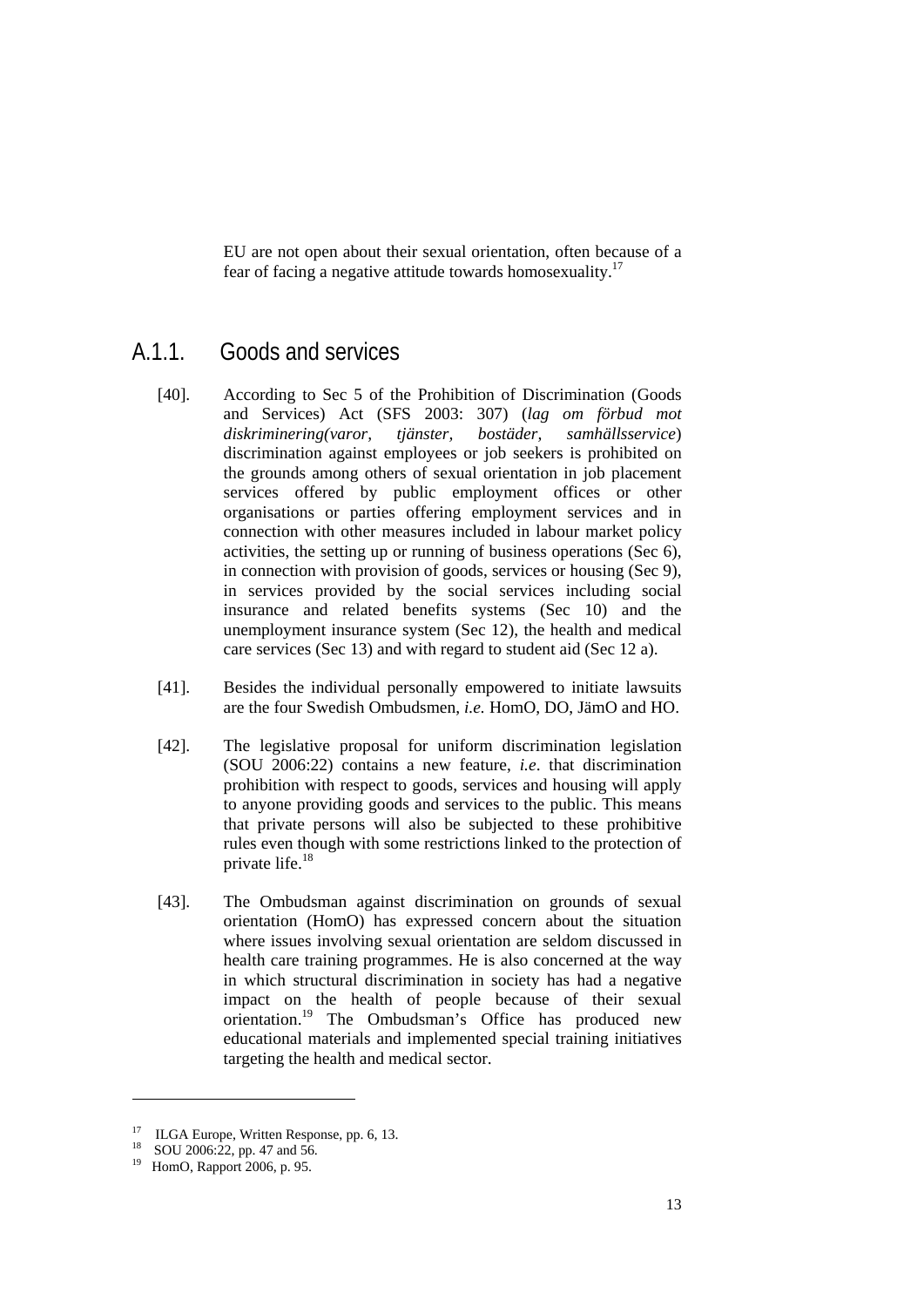EU are not open about their sexual orientation, often because of a fear of facing a negative attitude towards homosexuality.[17]

## A.1.1. Goods and services

[40]. According to Sec 5 of the Prohibition of Discrimination (Goods and Services) Act (SFS 2003: 307) (*lag om förbud mot diskriminering(varor, tjänster, bostäder, samhällsservice*) discrimination against employees or job seekers is prohibited on the grounds among others of sexual orientation in job placement services offered by public employment offices or other organisations or parties offering employment services and in connection with other measures included in labour market policy activities, the setting up or running of business operations (Sec 6), in connection with provision of goods, services or housing (Sec 9), in services provided by the social services including social insurance and related benefits systems (Sec 10) and the unemployment insurance system (Sec 12), the health and medical care services (Sec 13) and with regard to student aid (Sec 12 a).

[41]. Besides the individual personally empowered to initiate lawsuits are the four Swedish Ombudsmen, *i.e.* HomO, DO, JämO and HO.

[42]. The legislative proposal for uniform discrimination legislation (SOU 2006:22) contains a new feature, *i.e*. that discrimination prohibition with respect to goods, services and housing will apply to anyone providing goods and services to the public. This means that private persons will also be subjected to these prohibitive rules even though with some restrictions linked to the protection of private life.[18]

[43]. The Ombudsman against discrimination on grounds of sexual orientation (HomO) has expressed concern about the situation where issues involving sexual orientation are seldom discussed in health care training programmes. He is also concerned at the way in which structural discrimination in society has had a negative impact on the health of people because of their sexual orientation.[19] The Ombudsman's Office has produced new educational materials and implemented special training initiatives targeting the health and medical sector.

---

[17] ILGA Europe, Written Response, pp. 6, 13.

[18] SOU 2006:22, pp. 47 and 56.

[19] HomO, Rapport 2006, p. 95.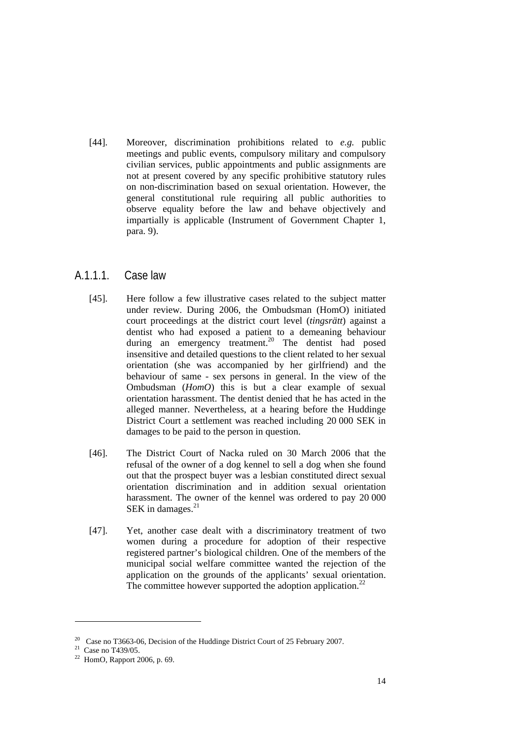[44]. Moreover, discrimination prohibitions related to *e.g.* public meetings and public events, compulsory military and compulsory civilian services, public appointments and public assignments are not at present covered by any specific prohibitive statutory rules on non-discrimination based on sexual orientation. However, the general constitutional rule requiring all public authorities to observe equality before the law and behave objectively and impartially is applicable (Instrument of Government Chapter 1, para. 9).

### A.1.1.1. Case law

[45]. Here follow a few illustrative cases related to the subject matter under review. During 2006, the Ombudsman (HomO) initiated court proceedings at the district court level (*tingsrätt*) against a dentist who had exposed a patient to a demeaning behaviour during an emergency treatment.[20] The dentist had posed insensitive and detailed questions to the client related to her sexual orientation (she was accompanied by her girlfriend) and the behaviour of same - sex persons in general. In the view of the Ombudsman (*HomO*) this is but a clear example of sexual orientation harassment. The dentist denied that he has acted in the alleged manner. Nevertheless, at a hearing before the Huddinge District Court a settlement was reached including 20 000 SEK in damages to be paid to the person in question.

[46]. The District Court of Nacka ruled on 30 March 2006 that the refusal of the owner of a dog kennel to sell a dog when she found out that the prospect buyer was a lesbian constituted direct sexual orientation discrimination and in addition sexual orientation harassment. The owner of the kennel was ordered to pay 20 000 SEK in damages.[21]

[47]. Yet, another case dealt with a discriminatory treatment of two women during a procedure for adoption of their respective registered partner's biological children. One of the members of the municipal social welfare committee wanted the rejection of the application on the grounds of the applicants' sexual orientation. The committee however supported the adoption application.[22]

---

[20] Case no T3663-06, Decision of the Huddinge District Court of 25 February 2007.

[21] Case no T439/05.

[22] HomO, Rapport 2006, p. 69.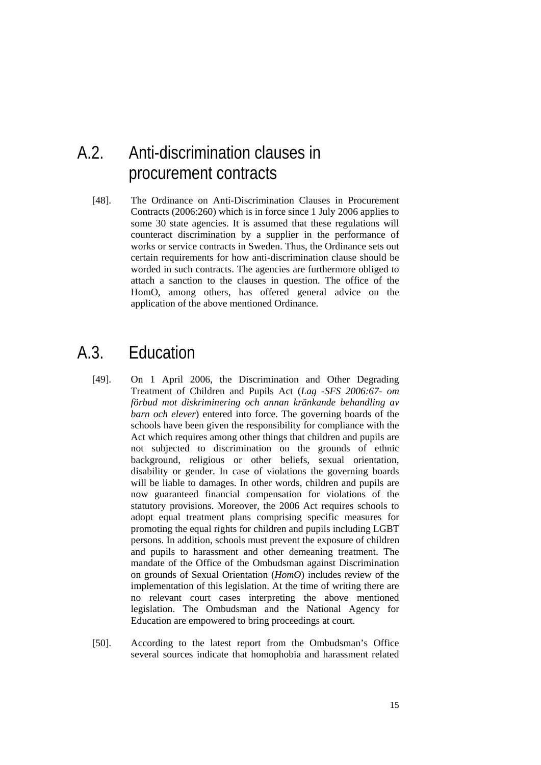## A.2. Anti-discrimination clauses in procurement contracts

[48]. The Ordinance on Anti-Discrimination Clauses in Procurement Contracts (2006:260) which is in force since 1 July 2006 applies to some 30 state agencies. It is assumed that these regulations will counteract discrimination by a supplier in the performance of works or service contracts in Sweden. Thus, the Ordinance sets out certain requirements for how anti-discrimination clause should be worded in such contracts. The agencies are furthermore obliged to attach a sanction to the clauses in question. The office of the HomO, among others, has offered general advice on the application of the above mentioned Ordinance.

## A.3. Education

[49]. On 1 April 2006, the Discrimination and Other Degrading Treatment of Children and Pupils Act (*Lag -SFS 2006:67- om förbud mot diskriminering och annan kränkande behandling av barn och elever*) entered into force. The governing boards of the schools have been given the responsibility for compliance with the Act which requires among other things that children and pupils are not subjected to discrimination on the grounds of ethnic background, religious or other beliefs, sexual orientation, disability or gender. In case of violations the governing boards will be liable to damages. In other words, children and pupils are now guaranteed financial compensation for violations of the statutory provisions. Moreover, the 2006 Act requires schools to adopt equal treatment plans comprising specific measures for promoting the equal rights for children and pupils including LGBT persons. In addition, schools must prevent the exposure of children and pupils to harassment and other demeaning treatment. The mandate of the Office of the Ombudsman against Discrimination on grounds of Sexual Orientation (*HomO*) includes review of the implementation of this legislation. At the time of writing there are no relevant court cases interpreting the above mentioned legislation. The Ombudsman and the National Agency for Education are empowered to bring proceedings at court.

[50]. According to the latest report from the Ombudsman's Office several sources indicate that homophobia and harassment related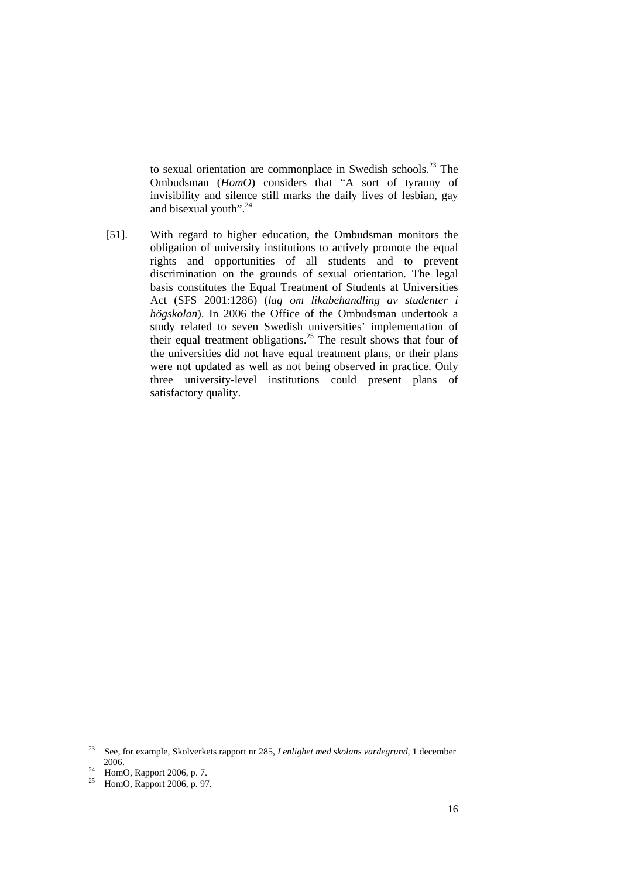to sexual orientation are commonplace in Swedish schools.[23] The Ombudsman (*HomO*) considers that "A sort of tyranny of invisibility and silence still marks the daily lives of lesbian, gay and bisexual youth".[24]

[51]. With regard to higher education, the Ombudsman monitors the obligation of university institutions to actively promote the equal rights and opportunities of all students and to prevent discrimination on the grounds of sexual orientation. The legal basis constitutes the Equal Treatment of Students at Universities Act (SFS 2001:1286) (*lag om likabehandling av studenter i högskolan*). In 2006 the Office of the Ombudsman undertook a study related to seven Swedish universities' implementation of their equal treatment obligations.[25] The result shows that four of the universities did not have equal treatment plans, or their plans were not updated as well as not being observed in practice. Only three university-level institutions could present plans of satisfactory quality.

---

[23] See, for example, Skolverkets rapport nr 285, *I enlighet med skolans värdegrund*, 1 december 2006.

[24] HomO, Rapport 2006, p. 7.

[25] HomO, Rapport 2006, p. 97.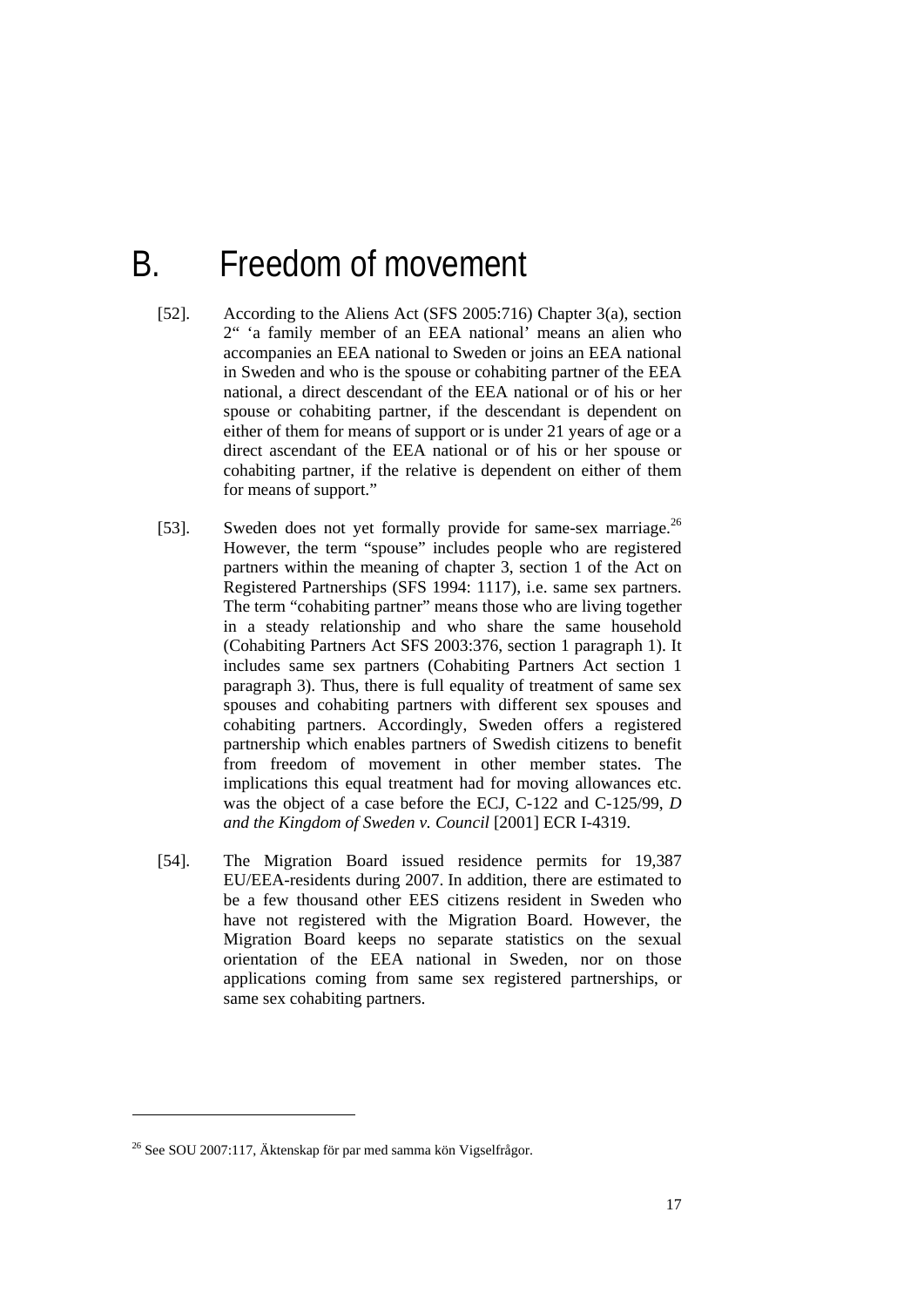# B. Freedom of movement

[52]. According to the Aliens Act (SFS 2005:716) Chapter 3(a), section 2" 'a family member of an EEA national' means an alien who accompanies an EEA national to Sweden or joins an EEA national in Sweden and who is the spouse or cohabiting partner of the EEA national, a direct descendant of the EEA national or of his or her spouse or cohabiting partner, if the descendant is dependent on either of them for means of support or is under 21 years of age or a direct ascendant of the EEA national or of his or her spouse or cohabiting partner, if the relative is dependent on either of them for means of support."

[53]. Sweden does not yet formally provide for same-sex marriage.[26] However, the term "spouse" includes people who are registered partners within the meaning of chapter 3, section 1 of the Act on Registered Partnerships (SFS 1994: 1117), i.e. same sex partners. The term "cohabiting partner" means those who are living together in a steady relationship and who share the same household (Cohabiting Partners Act SFS 2003:376, section 1 paragraph 1). It includes same sex partners (Cohabiting Partners Act section 1 paragraph 3). Thus, there is full equality of treatment of same sex spouses and cohabiting partners with different sex spouses and cohabiting partners. Accordingly, Sweden offers a registered partnership which enables partners of Swedish citizens to benefit from freedom of movement in other member states. The implications this equal treatment had for moving allowances etc. was the object of a case before the ECJ, C-122 and C-125/99, *D and the Kingdom of Sweden v. Council* [2001] ECR I-4319.

[54]. The Migration Board issued residence permits for 19,387 EU/EEA-residents during 2007. In addition, there are estimated to be a few thousand other EES citizens resident in Sweden who have not registered with the Migration Board. However, the Migration Board keeps no separate statistics on the sexual orientation of the EEA national in Sweden, nor on those applications coming from same sex registered partnerships, or same sex cohabiting partners.

---

[26] See SOU 2007:117, Äktenskap för par med samma kön Vigselfrågor.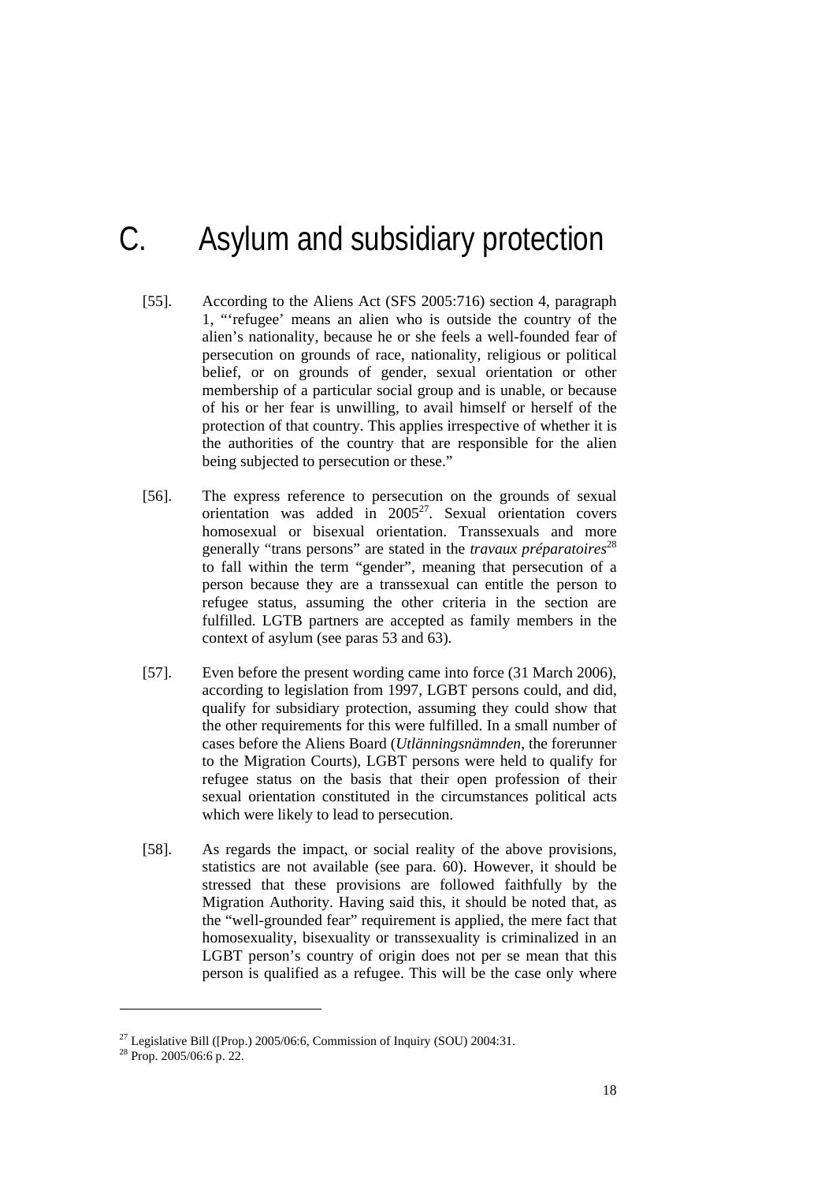# C. Asylum and subsidiary protection

[55]. According to the Aliens Act (SFS 2005:716) section 4, paragraph 1, "'refugee' means an alien who is outside the country of the alien's nationality, because he or she feels a well-founded fear of persecution on grounds of race, nationality, religious or political belief, or on grounds of gender, sexual orientation or other membership of a particular social group and is unable, or because of his or her fear is unwilling, to avail himself or herself of the protection of that country. This applies irrespective of whether it is the authorities of the country that are responsible for the alien being subjected to persecution or these."

[56]. The express reference to persecution on the grounds of sexual orientation was added in 2005[27]. Sexual orientation covers homosexual or bisexual orientation. Transsexuals and more generally "trans persons" are stated in the *travaux préparatoires*[28] to fall within the term "gender", meaning that persecution of a person because they are a transsexual can entitle the person to refugee status, assuming the other criteria in the section are fulfilled. LGTB partners are accepted as family members in the context of asylum (see paras 53 and 63).

[57]. Even before the present wording came into force (31 March 2006), according to legislation from 1997, LGBT persons could, and did, qualify for subsidiary protection, assuming they could show that the other requirements for this were fulfilled. In a small number of cases before the Aliens Board (*Utlänningsnämnden*, the forerunner to the Migration Courts), LGBT persons were held to qualify for refugee status on the basis that their open profession of their sexual orientation constituted in the circumstances political acts which were likely to lead to persecution.

[58]. As regards the impact, or social reality of the above provisions, statistics are not available (see para. 60). However, it should be stressed that these provisions are followed faithfully by the Migration Authority. Having said this, it should be noted that, as the "well-grounded fear" requirement is applied, the mere fact that homosexuality, bisexuality or transsexuality is criminalized in an LGBT person's country of origin does not per se mean that this person is qualified as a refugee. This will be the case only where

---

[27] Legislative Bill ([Prop.) 2005/06:6, Commission of Inquiry (SOU) 2004:31.

[28] Prop. 2005/06:6 p. 22.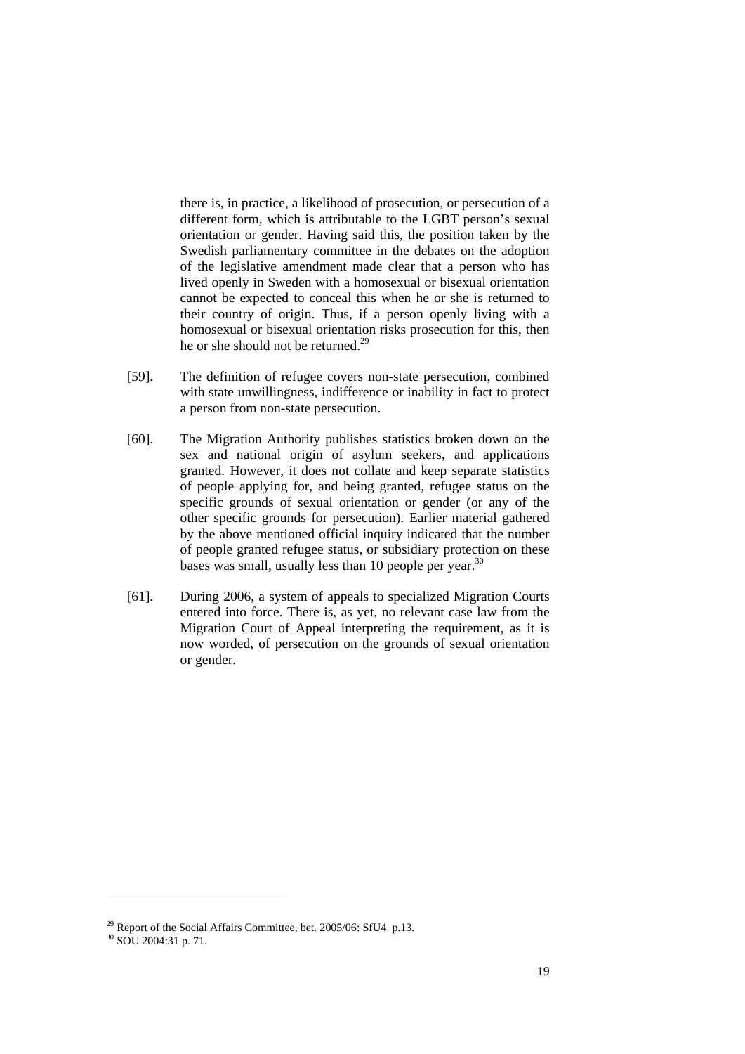there is, in practice, a likelihood of prosecution, or persecution of a different form, which is attributable to the LGBT person's sexual orientation or gender. Having said this, the position taken by the Swedish parliamentary committee in the debates on the adoption of the legislative amendment made clear that a person who has lived openly in Sweden with a homosexual or bisexual orientation cannot be expected to conceal this when he or she is returned to their country of origin. Thus, if a person openly living with a homosexual or bisexual orientation risks prosecution for this, then he or she should not be returned.[29]

[59]. The definition of refugee covers non-state persecution, combined with state unwillingness, indifference or inability in fact to protect a person from non-state persecution.

[60]. The Migration Authority publishes statistics broken down on the sex and national origin of asylum seekers, and applications granted. However, it does not collate and keep separate statistics of people applying for, and being granted, refugee status on the specific grounds of sexual orientation or gender (or any of the other specific grounds for persecution). Earlier material gathered by the above mentioned official inquiry indicated that the number of people granted refugee status, or subsidiary protection on these bases was small, usually less than 10 people per year.[30]

[61]. During 2006, a system of appeals to specialized Migration Courts entered into force. There is, as yet, no relevant case law from the Migration Court of Appeal interpreting the requirement, as it is now worded, of persecution on the grounds of sexual orientation or gender.

---

[29] Report of the Social Affairs Committee, bet. 2005/06: SfU4 p.13.

[30] SOU 2004:31 p. 71.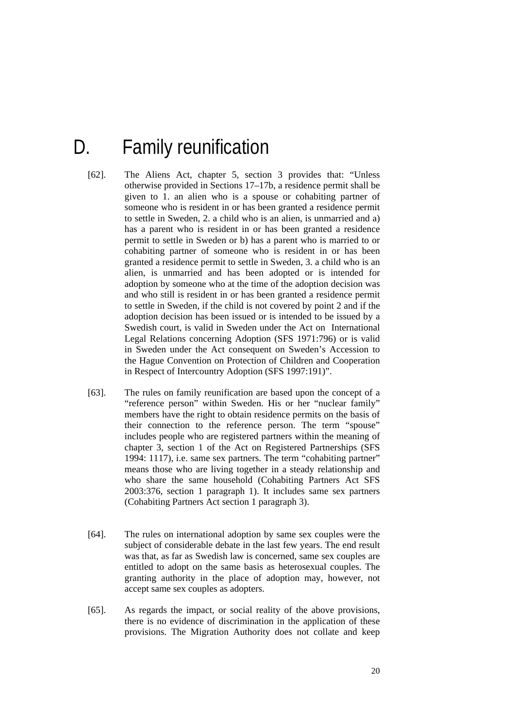# D. Family reunification

[62]. The Aliens Act, chapter 5, section 3 provides that: "Unless otherwise provided in Sections 17–17b, a residence permit shall be given to 1. an alien who is a spouse or cohabiting partner of someone who is resident in or has been granted a residence permit to settle in Sweden, 2. a child who is an alien, is unmarried and a) has a parent who is resident in or has been granted a residence permit to settle in Sweden or b) has a parent who is married to or cohabiting partner of someone who is resident in or has been granted a residence permit to settle in Sweden, 3. a child who is an alien, is unmarried and has been adopted or is intended for adoption by someone who at the time of the adoption decision was and who still is resident in or has been granted a residence permit to settle in Sweden, if the child is not covered by point 2 and if the adoption decision has been issued or is intended to be issued by a Swedish court, is valid in Sweden under the Act on International Legal Relations concerning Adoption (SFS 1971:796) or is valid in Sweden under the Act consequent on Sweden's Accession to the Hague Convention on Protection of Children and Cooperation in Respect of Intercountry Adoption (SFS 1997:191)".

[63]. The rules on family reunification are based upon the concept of a "reference person" within Sweden. His or her "nuclear family" members have the right to obtain residence permits on the basis of their connection to the reference person. The term "spouse" includes people who are registered partners within the meaning of chapter 3, section 1 of the Act on Registered Partnerships (SFS 1994: 1117), i.e. same sex partners. The term "cohabiting partner" means those who are living together in a steady relationship and who share the same household (Cohabiting Partners Act SFS 2003:376, section 1 paragraph 1). It includes same sex partners (Cohabiting Partners Act section 1 paragraph 3).

[64]. The rules on international adoption by same sex couples were the subject of considerable debate in the last few years. The end result was that, as far as Swedish law is concerned, same sex couples are entitled to adopt on the same basis as heterosexual couples. The granting authority in the place of adoption may, however, not accept same sex couples as adopters.

[65]. As regards the impact, or social reality of the above provisions, there is no evidence of discrimination in the application of these provisions. The Migration Authority does not collate and keep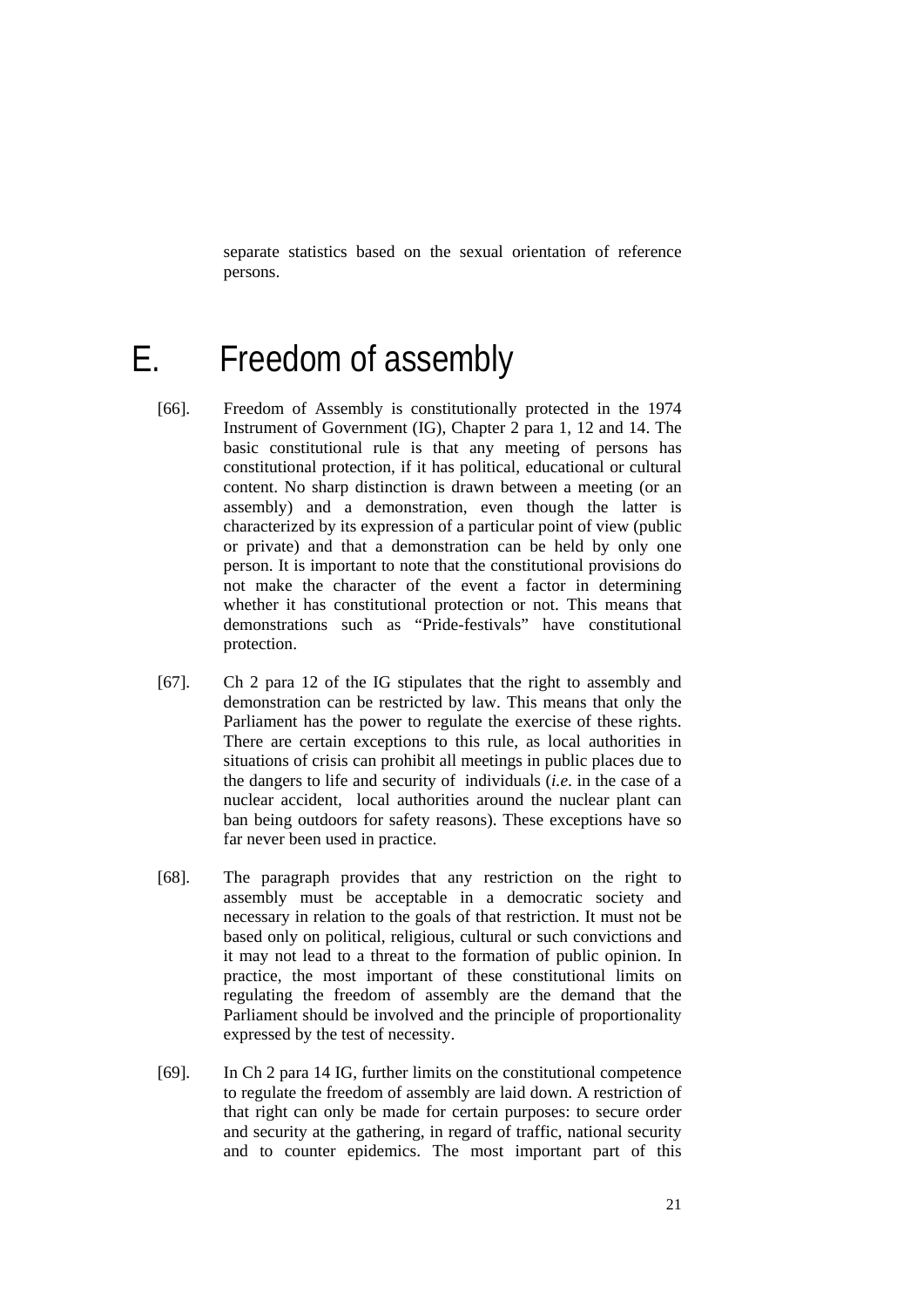separate statistics based on the sexual orientation of reference persons.

# E. Freedom of assembly

[66]. Freedom of Assembly is constitutionally protected in the 1974 Instrument of Government (IG), Chapter 2 para 1, 12 and 14. The basic constitutional rule is that any meeting of persons has constitutional protection, if it has political, educational or cultural content. No sharp distinction is drawn between a meeting (or an assembly) and a demonstration, even though the latter is characterized by its expression of a particular point of view (public or private) and that a demonstration can be held by only one person. It is important to note that the constitutional provisions do not make the character of the event a factor in determining whether it has constitutional protection or not. This means that demonstrations such as "Pride-festivals" have constitutional protection.

[67]. Ch 2 para 12 of the IG stipulates that the right to assembly and demonstration can be restricted by law. This means that only the Parliament has the power to regulate the exercise of these rights. There are certain exceptions to this rule, as local authorities in situations of crisis can prohibit all meetings in public places due to the dangers to life and security of individuals (*i.e*. in the case of a nuclear accident, local authorities around the nuclear plant can ban being outdoors for safety reasons). These exceptions have so far never been used in practice.

[68]. The paragraph provides that any restriction on the right to assembly must be acceptable in a democratic society and necessary in relation to the goals of that restriction. It must not be based only on political, religious, cultural or such convictions and it may not lead to a threat to the formation of public opinion. In practice, the most important of these constitutional limits on regulating the freedom of assembly are the demand that the Parliament should be involved and the principle of proportionality expressed by the test of necessity.

[69]. In Ch 2 para 14 IG, further limits on the constitutional competence to regulate the freedom of assembly are laid down. A restriction of that right can only be made for certain purposes: to secure order and security at the gathering, in regard of traffic, national security and to counter epidemics. The most important part of this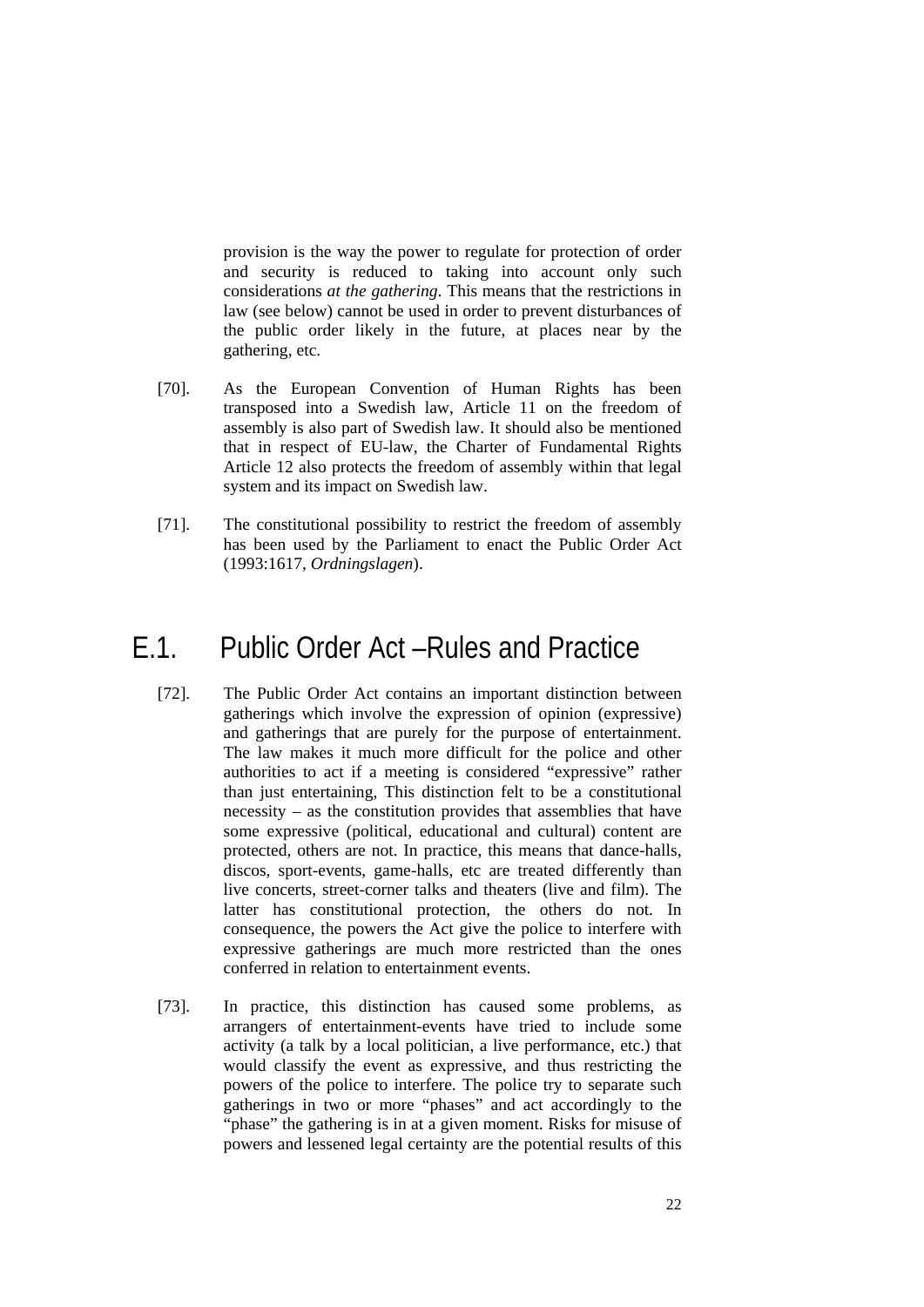provision is the way the power to regulate for protection of order and security is reduced to taking into account only such considerations *at the gathering*. This means that the restrictions in law (see below) cannot be used in order to prevent disturbances of the public order likely in the future, at places near by the gathering, etc.

[70]. As the European Convention of Human Rights has been transposed into a Swedish law, Article 11 on the freedom of assembly is also part of Swedish law. It should also be mentioned that in respect of EU-law, the Charter of Fundamental Rights Article 12 also protects the freedom of assembly within that legal system and its impact on Swedish law.

[71]. The constitutional possibility to restrict the freedom of assembly has been used by the Parliament to enact the Public Order Act (1993:1617, *Ordningslagen*).

## E.1. Public Order Act –Rules and Practice

[72]. The Public Order Act contains an important distinction between gatherings which involve the expression of opinion (expressive) and gatherings that are purely for the purpose of entertainment. The law makes it much more difficult for the police and other authorities to act if a meeting is considered "expressive" rather than just entertaining, This distinction felt to be a constitutional necessity – as the constitution provides that assemblies that have some expressive (political, educational and cultural) content are protected, others are not. In practice, this means that dance-halls, discos, sport-events, game-halls, etc are treated differently than live concerts, street-corner talks and theaters (live and film). The latter has constitutional protection, the others do not. In consequence, the powers the Act give the police to interfere with expressive gatherings are much more restricted than the ones conferred in relation to entertainment events.

[73]. In practice, this distinction has caused some problems, as arrangers of entertainment-events have tried to include some activity (a talk by a local politician, a live performance, etc.) that would classify the event as expressive, and thus restricting the powers of the police to interfere. The police try to separate such gatherings in two or more "phases" and act accordingly to the "phase" the gathering is in at a given moment. Risks for misuse of powers and lessened legal certainty are the potential results of this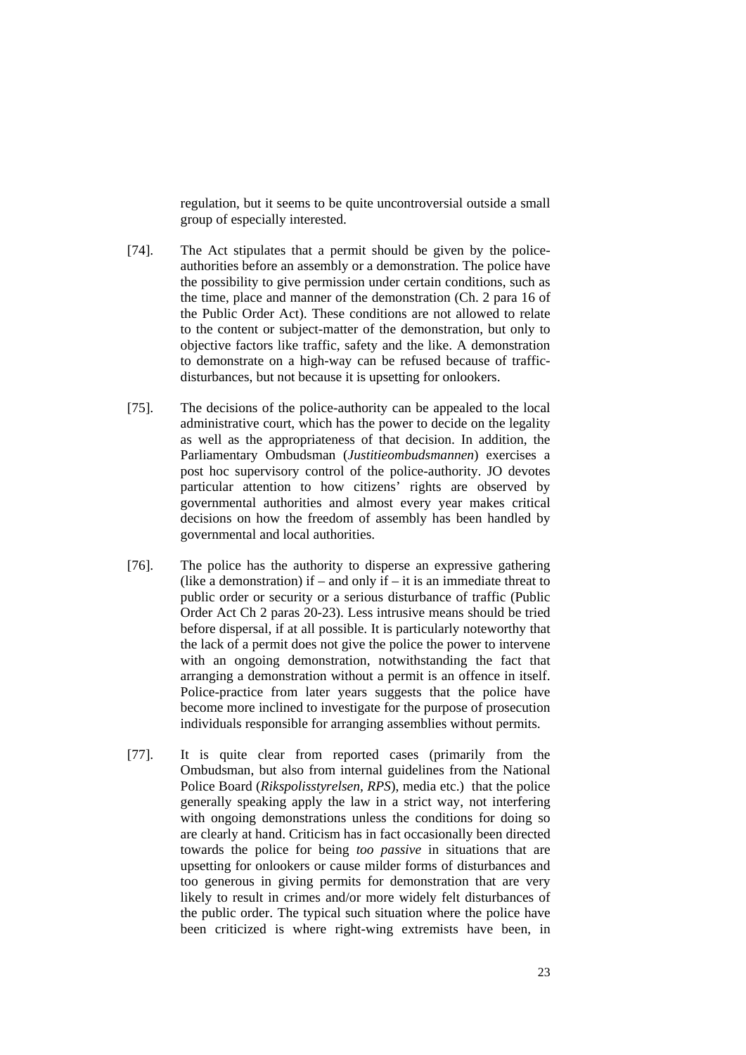regulation, but it seems to be quite uncontroversial outside a small group of especially interested.

[74]. The Act stipulates that a permit should be given by the police-authorities before an assembly or a demonstration. The police have the possibility to give permission under certain conditions, such as the time, place and manner of the demonstration (Ch. 2 para 16 of the Public Order Act). These conditions are not allowed to relate to the content or subject-matter of the demonstration, but only to objective factors like traffic, safety and the like. A demonstration to demonstrate on a high-way can be refused because of traffic-disturbances, but not because it is upsetting for onlookers.

[75]. The decisions of the police-authority can be appealed to the local administrative court, which has the power to decide on the legality as well as the appropriateness of that decision. In addition, the Parliamentary Ombudsman (*Justitieombudsmannen*) exercises a post hoc supervisory control of the police-authority. JO devotes particular attention to how citizens' rights are observed by governmental authorities and almost every year makes critical decisions on how the freedom of assembly has been handled by governmental and local authorities.

[76]. The police has the authority to disperse an expressive gathering (like a demonstration) if – and only if – it is an immediate threat to public order or security or a serious disturbance of traffic (Public Order Act Ch 2 paras 20-23). Less intrusive means should be tried before dispersal, if at all possible. It is particularly noteworthy that the lack of a permit does not give the police the power to intervene with an ongoing demonstration, notwithstanding the fact that arranging a demonstration without a permit is an offence in itself. Police-practice from later years suggests that the police have become more inclined to investigate for the purpose of prosecution individuals responsible for arranging assemblies without permits.

[77]. It is quite clear from reported cases (primarily from the Ombudsman, but also from internal guidelines from the National Police Board (*Rikspolisstyrelsen, RPS*), media etc.) that the police generally speaking apply the law in a strict way, not interfering with ongoing demonstrations unless the conditions for doing so are clearly at hand. Criticism has in fact occasionally been directed towards the police for being *too passive* in situations that are upsetting for onlookers or cause milder forms of disturbances and too generous in giving permits for demonstration that are very likely to result in crimes and/or more widely felt disturbances of the public order. The typical such situation where the police have been criticized is where right-wing extremists have been, in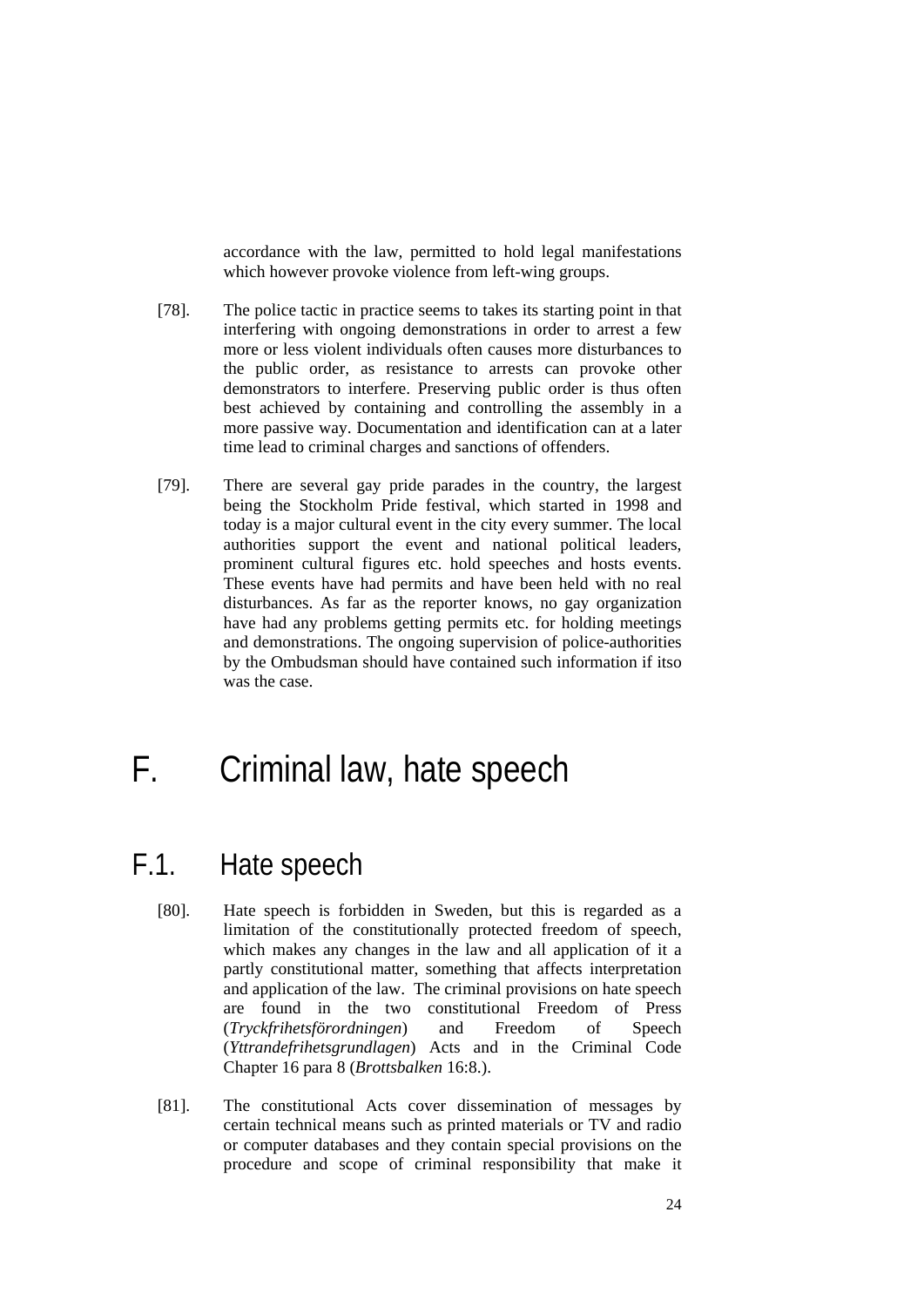accordance with the law, permitted to hold legal manifestations which however provoke violence from left-wing groups.

[78]. The police tactic in practice seems to takes its starting point in that interfering with ongoing demonstrations in order to arrest a few more or less violent individuals often causes more disturbances to the public order, as resistance to arrests can provoke other demonstrators to interfere. Preserving public order is thus often best achieved by containing and controlling the assembly in a more passive way. Documentation and identification can at a later time lead to criminal charges and sanctions of offenders.

[79]. There are several gay pride parades in the country, the largest being the Stockholm Pride festival, which started in 1998 and today is a major cultural event in the city every summer. The local authorities support the event and national political leaders, prominent cultural figures etc. hold speeches and hosts events. These events have had permits and have been held with no real disturbances. As far as the reporter knows, no gay organization have had any problems getting permits etc. for holding meetings and demonstrations. The ongoing supervision of police-authorities by the Ombudsman should have contained such information if itso was the case.

# F. Criminal law, hate speech

## F.1. Hate speech

[80]. Hate speech is forbidden in Sweden, but this is regarded as a limitation of the constitutionally protected freedom of speech, which makes any changes in the law and all application of it a partly constitutional matter, something that affects interpretation and application of the law. The criminal provisions on hate speech are found in the two constitutional Freedom of Press (*Tryckfrihetsförordningen*) and Freedom of Speech (*Yttrandefrihetsgrundlagen*) Acts and in the Criminal Code Chapter 16 para 8 (*Brottsbalken* 16:8.).

[81]. The constitutional Acts cover dissemination of messages by certain technical means such as printed materials or TV and radio or computer databases and they contain special provisions on the procedure and scope of criminal responsibility that make it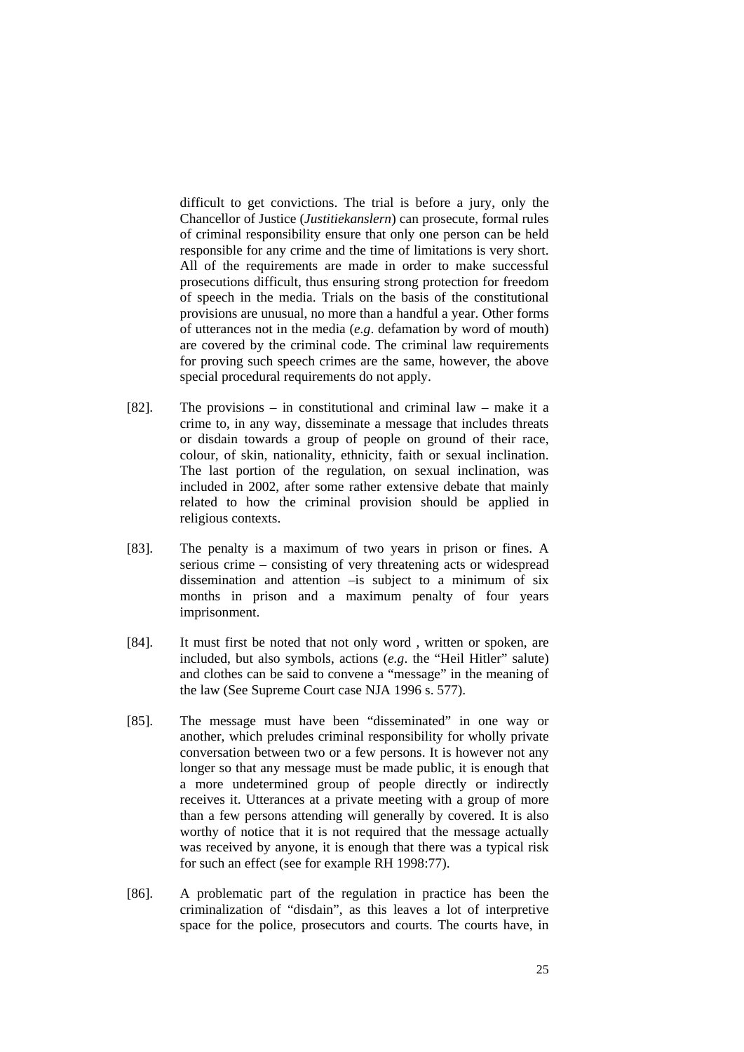difficult to get convictions. The trial is before a jury, only the Chancellor of Justice (*Justitiekanslern*) can prosecute, formal rules of criminal responsibility ensure that only one person can be held responsible for any crime and the time of limitations is very short. All of the requirements are made in order to make successful prosecutions difficult, thus ensuring strong protection for freedom of speech in the media. Trials on the basis of the constitutional provisions are unusual, no more than a handful a year. Other forms of utterances not in the media (*e.g*. defamation by word of mouth) are covered by the criminal code. The criminal law requirements for proving such speech crimes are the same, however, the above special procedural requirements do not apply.

[82]. The provisions – in constitutional and criminal law – make it a crime to, in any way, disseminate a message that includes threats or disdain towards a group of people on ground of their race, colour, of skin, nationality, ethnicity, faith or sexual inclination. The last portion of the regulation, on sexual inclination, was included in 2002, after some rather extensive debate that mainly related to how the criminal provision should be applied in religious contexts.

[83]. The penalty is a maximum of two years in prison or fines. A serious crime – consisting of very threatening acts or widespread dissemination and attention –is subject to a minimum of six months in prison and a maximum penalty of four years imprisonment.

[84]. It must first be noted that not only word , written or spoken, are included, but also symbols, actions (*e.g*. the "Heil Hitler" salute) and clothes can be said to convene a "message" in the meaning of the law (See Supreme Court case NJA 1996 s. 577).

[85]. The message must have been "disseminated" in one way or another, which precludes criminal responsibility for wholly private conversation between two or a few persons. It is however not any longer so that any message must be made public, it is enough that a more undetermined group of people directly or indirectly receives it. Utterances at a private meeting with a group of more than a few persons attending will generally by covered. It is also worthy of notice that it is not required that the message actually was received by anyone, it is enough that there was a typical risk for such an effect (see for example RH 1998:77).

[86]. A problematic part of the regulation in practice has been the criminalization of "disdain", as this leaves a lot of interpretive space for the police, prosecutors and courts. The courts have, in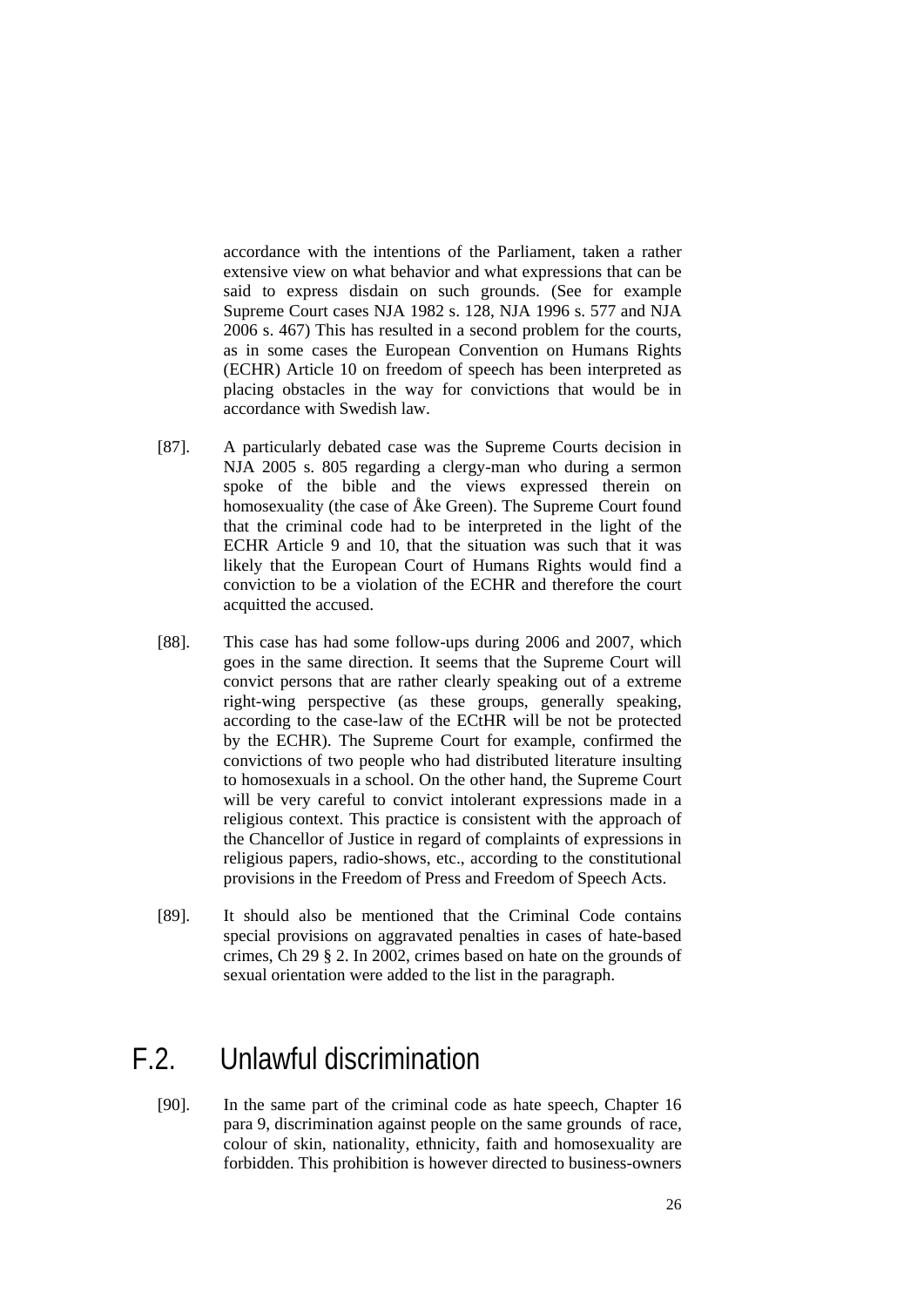accordance with the intentions of the Parliament, taken a rather extensive view on what behavior and what expressions that can be said to express disdain on such grounds. (See for example Supreme Court cases NJA 1982 s. 128, NJA 1996 s. 577 and NJA 2006 s. 467) This has resulted in a second problem for the courts, as in some cases the European Convention on Humans Rights (ECHR) Article 10 on freedom of speech has been interpreted as placing obstacles in the way for convictions that would be in accordance with Swedish law.

[87]. A particularly debated case was the Supreme Courts decision in NJA 2005 s. 805 regarding a clergy-man who during a sermon spoke of the bible and the views expressed therein on homosexuality (the case of Åke Green). The Supreme Court found that the criminal code had to be interpreted in the light of the ECHR Article 9 and 10, that the situation was such that it was likely that the European Court of Humans Rights would find a conviction to be a violation of the ECHR and therefore the court acquitted the accused.

[88]. This case has had some follow-ups during 2006 and 2007, which goes in the same direction. It seems that the Supreme Court will convict persons that are rather clearly speaking out of a extreme right-wing perspective (as these groups, generally speaking, according to the case-law of the ECtHR will be not be protected by the ECHR). The Supreme Court for example, confirmed the convictions of two people who had distributed literature insulting to homosexuals in a school. On the other hand, the Supreme Court will be very careful to convict intolerant expressions made in a religious context. This practice is consistent with the approach of the Chancellor of Justice in regard of complaints of expressions in religious papers, radio-shows, etc., according to the constitutional provisions in the Freedom of Press and Freedom of Speech Acts.

[89]. It should also be mentioned that the Criminal Code contains special provisions on aggravated penalties in cases of hate-based crimes, Ch 29 § 2. In 2002, crimes based on hate on the grounds of sexual orientation were added to the list in the paragraph.

## F.2. Unlawful discrimination

[90]. In the same part of the criminal code as hate speech, Chapter 16 para 9, discrimination against people on the same grounds of race, colour of skin, nationality, ethnicity, faith and homosexuality are forbidden. This prohibition is however directed to business-owners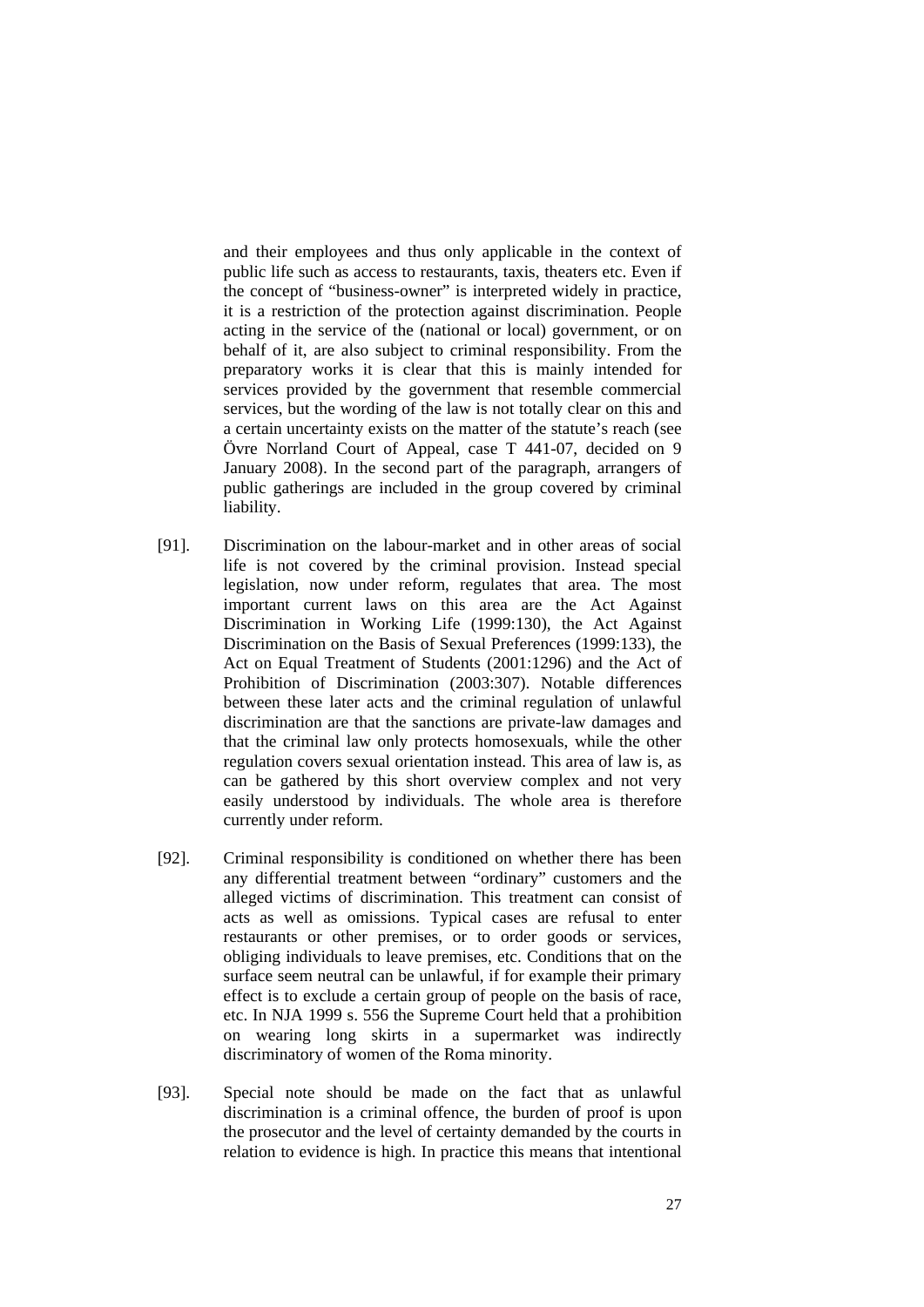and their employees and thus only applicable in the context of public life such as access to restaurants, taxis, theaters etc. Even if the concept of "business-owner" is interpreted widely in practice, it is a restriction of the protection against discrimination. People acting in the service of the (national or local) government, or on behalf of it, are also subject to criminal responsibility. From the preparatory works it is clear that this is mainly intended for services provided by the government that resemble commercial services, but the wording of the law is not totally clear on this and a certain uncertainty exists on the matter of the statute's reach (see Övre Norrland Court of Appeal, case T 441-07, decided on 9 January 2008). In the second part of the paragraph, arrangers of public gatherings are included in the group covered by criminal liability.

[91]. Discrimination on the labour-market and in other areas of social life is not covered by the criminal provision. Instead special legislation, now under reform, regulates that area. The most important current laws on this area are the Act Against Discrimination in Working Life (1999:130), the Act Against Discrimination on the Basis of Sexual Preferences (1999:133), the Act on Equal Treatment of Students (2001:1296) and the Act of Prohibition of Discrimination (2003:307). Notable differences between these later acts and the criminal regulation of unlawful discrimination are that the sanctions are private-law damages and that the criminal law only protects homosexuals, while the other regulation covers sexual orientation instead. This area of law is, as can be gathered by this short overview complex and not very easily understood by individuals. The whole area is therefore currently under reform.

[92]. Criminal responsibility is conditioned on whether there has been any differential treatment between "ordinary" customers and the alleged victims of discrimination. This treatment can consist of acts as well as omissions. Typical cases are refusal to enter restaurants or other premises, or to order goods or services, obliging individuals to leave premises, etc. Conditions that on the surface seem neutral can be unlawful, if for example their primary effect is to exclude a certain group of people on the basis of race, etc. In NJA 1999 s. 556 the Supreme Court held that a prohibition on wearing long skirts in a supermarket was indirectly discriminatory of women of the Roma minority.

[93]. Special note should be made on the fact that as unlawful discrimination is a criminal offence, the burden of proof is upon the prosecutor and the level of certainty demanded by the courts in relation to evidence is high. In practice this means that intentional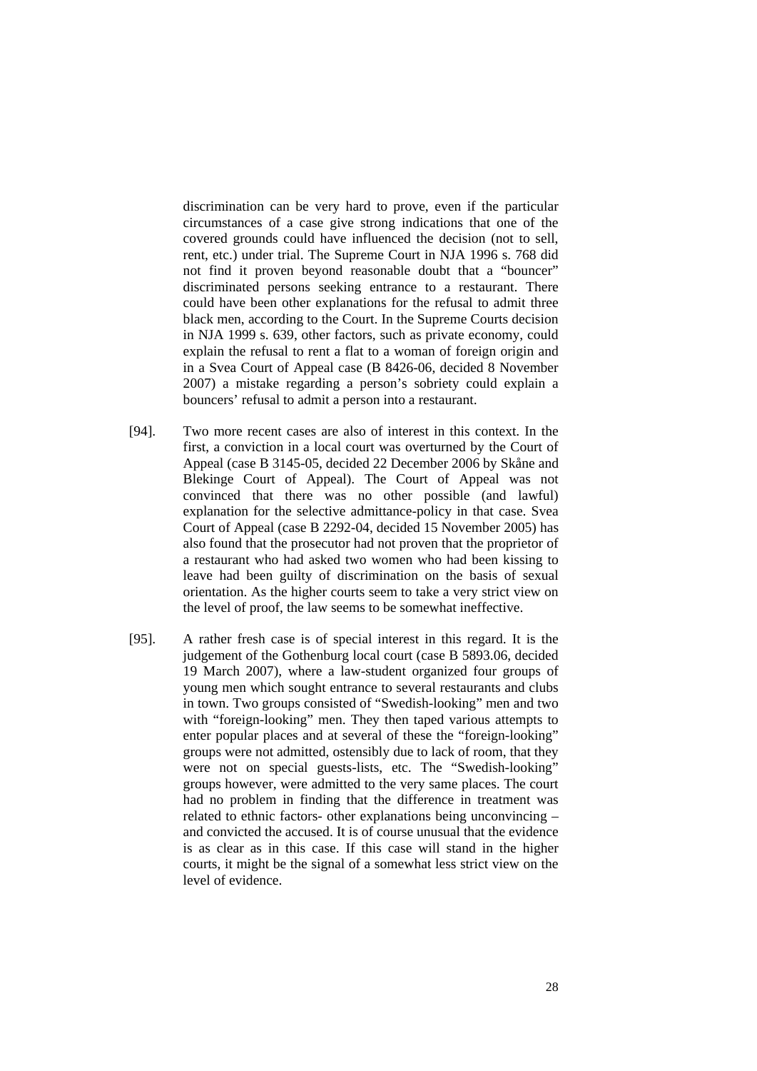discrimination can be very hard to prove, even if the particular circumstances of a case give strong indications that one of the covered grounds could have influenced the decision (not to sell, rent, etc.) under trial. The Supreme Court in NJA 1996 s. 768 did not find it proven beyond reasonable doubt that a "bouncer" discriminated persons seeking entrance to a restaurant. There could have been other explanations for the refusal to admit three black men, according to the Court. In the Supreme Courts decision in NJA 1999 s. 639, other factors, such as private economy, could explain the refusal to rent a flat to a woman of foreign origin and in a Svea Court of Appeal case (B 8426-06, decided 8 November 2007) a mistake regarding a person's sobriety could explain a bouncers' refusal to admit a person into a restaurant.

[94]. Two more recent cases are also of interest in this context. In the first, a conviction in a local court was overturned by the Court of Appeal (case B 3145-05, decided 22 December 2006 by Skåne and Blekinge Court of Appeal). The Court of Appeal was not convinced that there was no other possible (and lawful) explanation for the selective admittance-policy in that case. Svea Court of Appeal (case B 2292-04, decided 15 November 2005) has also found that the prosecutor had not proven that the proprietor of a restaurant who had asked two women who had been kissing to leave had been guilty of discrimination on the basis of sexual orientation. As the higher courts seem to take a very strict view on the level of proof, the law seems to be somewhat ineffective.

[95]. A rather fresh case is of special interest in this regard. It is the judgement of the Gothenburg local court (case B 5893.06, decided 19 March 2007), where a law-student organized four groups of young men which sought entrance to several restaurants and clubs in town. Two groups consisted of "Swedish-looking" men and two with "foreign-looking" men. They then taped various attempts to enter popular places and at several of these the "foreign-looking" groups were not admitted, ostensibly due to lack of room, that they were not on special guests-lists, etc. The "Swedish-looking" groups however, were admitted to the very same places. The court had no problem in finding that the difference in treatment was related to ethnic factors- other explanations being unconvincing – and convicted the accused. It is of course unusual that the evidence is as clear as in this case. If this case will stand in the higher courts, it might be the signal of a somewhat less strict view on the level of evidence.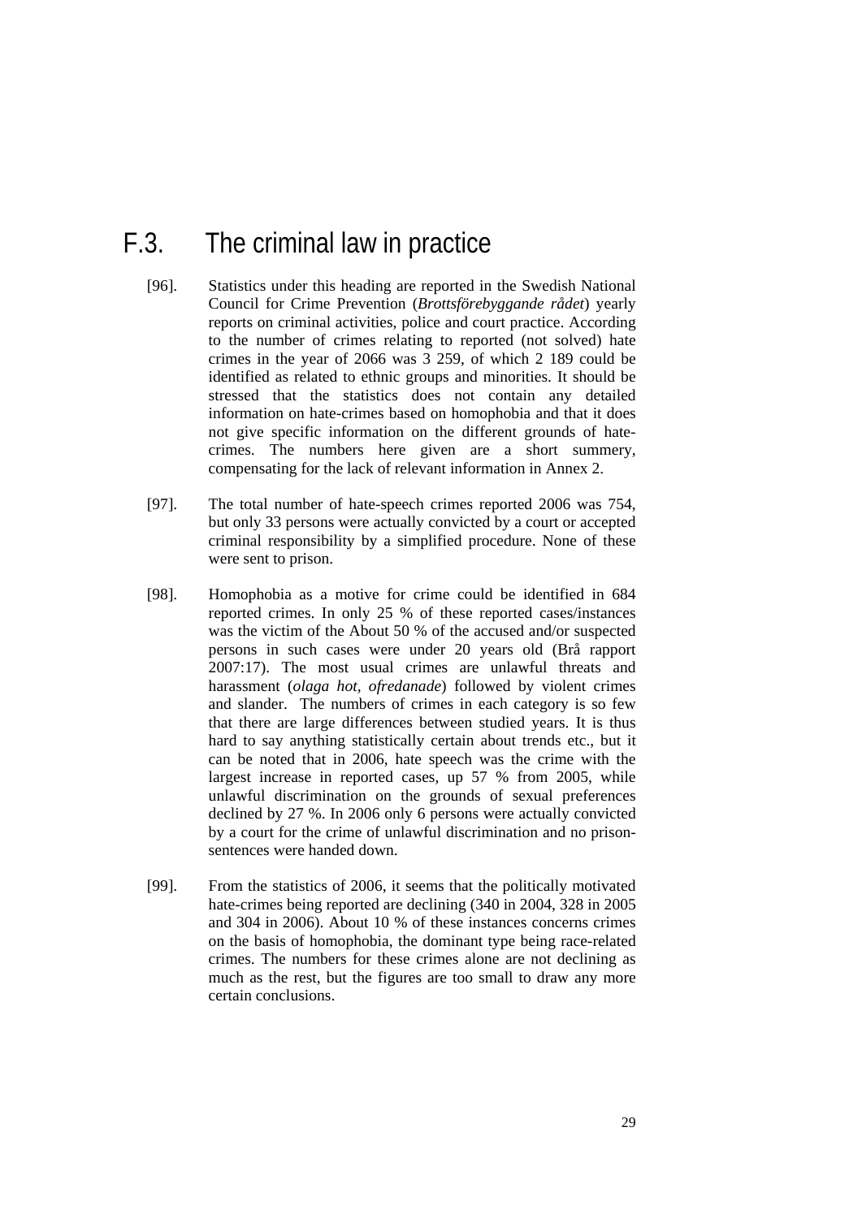# F.3. The criminal law in practice

[96]. Statistics under this heading are reported in the Swedish National Council for Crime Prevention (*Brottsförebyggande rådet*) yearly reports on criminal activities, police and court practice. According to the number of crimes relating to reported (not solved) hate crimes in the year of 2066 was 3 259, of which 2 189 could be identified as related to ethnic groups and minorities. It should be stressed that the statistics does not contain any detailed information on hate-crimes based on homophobia and that it does not give specific information on the different grounds of hate-crimes. The numbers here given are a short summery, compensating for the lack of relevant information in Annex 2.

[97]. The total number of hate-speech crimes reported 2006 was 754, but only 33 persons were actually convicted by a court or accepted criminal responsibility by a simplified procedure. None of these were sent to prison.

[98]. Homophobia as a motive for crime could be identified in 684 reported crimes. In only 25 % of these reported cases/instances was the victim of the About 50 % of the accused and/or suspected persons in such cases were under 20 years old (Brå rapport 2007:17). The most usual crimes are unlawful threats and harassment (*olaga hot, ofredanade*) followed by violent crimes and slander. The numbers of crimes in each category is so few that there are large differences between studied years. It is thus hard to say anything statistically certain about trends etc., but it can be noted that in 2006, hate speech was the crime with the largest increase in reported cases, up 57 % from 2005, while unlawful discrimination on the grounds of sexual preferences declined by 27 %. In 2006 only 6 persons were actually convicted by a court for the crime of unlawful discrimination and no prison-sentences were handed down.

[99]. From the statistics of 2006, it seems that the politically motivated hate-crimes being reported are declining (340 in 2004, 328 in 2005 and 304 in 2006). About 10 % of these instances concerns crimes on the basis of homophobia, the dominant type being race-related crimes. The numbers for these crimes alone are not declining as much as the rest, but the figures are too small to draw any more certain conclusions.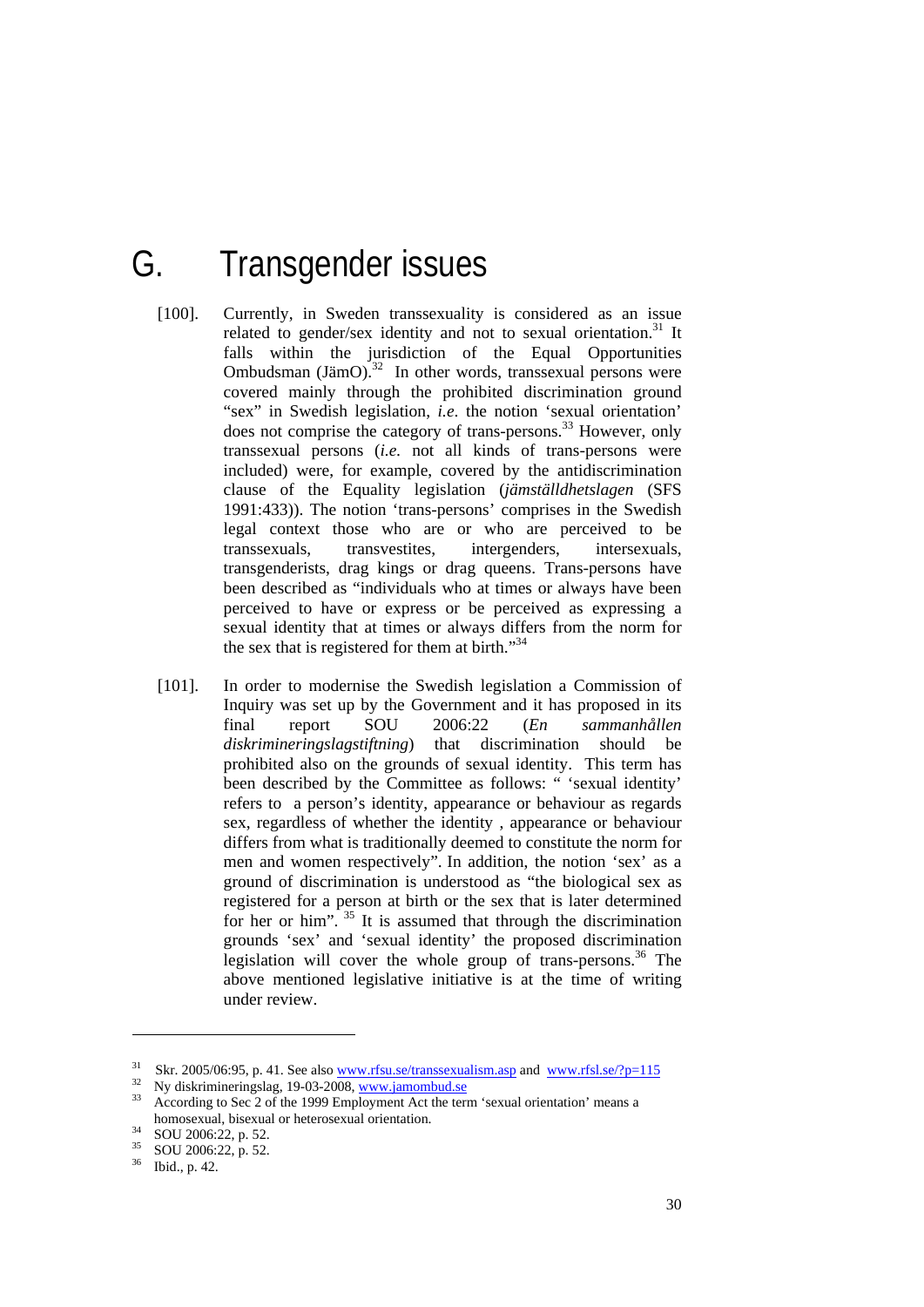# G. Transgender issues

[100]. Currently, in Sweden transsexuality is considered as an issue related to gender/sex identity and not to sexual orientation.[31] It falls within the jurisdiction of the Equal Opportunities Ombudsman (JämO).[32] In other words, transsexual persons were covered mainly through the prohibited discrimination ground "sex" in Swedish legislation, *i.e.* the notion 'sexual orientation' does not comprise the category of trans-persons.[33] However, only transsexual persons (*i.e.* not all kinds of trans-persons were included) were, for example, covered by the antidiscrimination clause of the Equality legislation (*jämställdhetslagen* (SFS 1991:433)). The notion 'trans-persons' comprises in the Swedish legal context those who are or who are perceived to be transsexuals, transvestites, intergenders, intersexuals, transgenderists, drag kings or drag queens. Trans-persons have been described as "individuals who at times or always have been perceived to have or express or be perceived as expressing a sexual identity that at times or always differs from the norm for the sex that is registered for them at birth."[34]

[101]. In order to modernise the Swedish legislation a Commission of Inquiry was set up by the Government and it has proposed in its final report SOU 2006:22 (*En sammanhållen diskrimineringslagstiftning*) that discrimination should be prohibited also on the grounds of sexual identity. This term has been described by the Committee as follows: " 'sexual identity' refers to a person's identity, appearance or behaviour as regards sex, regardless of whether the identity , appearance or behaviour differs from what is traditionally deemed to constitute the norm for men and women respectively". In addition, the notion 'sex' as a ground of discrimination is understood as "the biological sex as registered for a person at birth or the sex that is later determined for her or him". [35] It is assumed that through the discrimination grounds 'sex' and 'sexual identity' the proposed discrimination legislation will cover the whole group of trans-persons.[36] The above mentioned legislative initiative is at the time of writing under review.

---

[31] Skr. 2005/06:95, p. 41. See also www.rfsu.se/transsexualism.asp and www.rfsl.se/?p=115

[32] Ny diskrimineringslag, 19-03-2008, www.jamombud.se

[33] According to Sec 2 of the 1999 Employment Act the term 'sexual orientation' means a homosexual, bisexual or heterosexual orientation.

[34] SOU 2006:22, p. 52.

[35] SOU 2006:22, p. 52.

[36] Ibid., p. 42.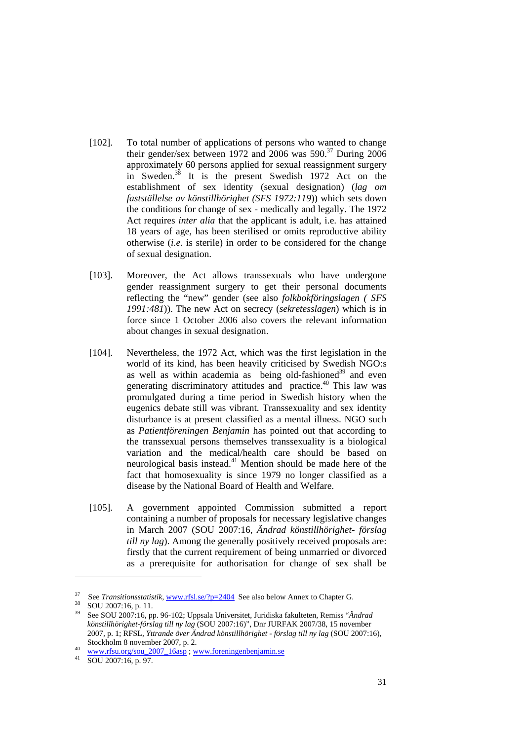[102]. To total number of applications of persons who wanted to change their gender/sex between 1972 and 2006 was 590.[37] During 2006 approximately 60 persons applied for sexual reassignment surgery in Sweden.[38] It is the present Swedish 1972 Act on the establishment of sex identity (sexual designation) (*lag om fastställelse av könstillhörighet (SFS 1972:119)*) which sets down the conditions for change of sex - medically and legally. The 1972 Act requires *inter alia* that the applicant is adult, i.e. has attained 18 years of age, has been sterilised or omits reproductive ability otherwise (*i.e.* is sterile) in order to be considered for the change of sexual designation.

[103]. Moreover, the Act allows transsexuals who have undergone gender reassignment surgery to get their personal documents reflecting the "new" gender (see also *folkbokföringslagen ( SFS 1991:481)*). The new Act on secrecy (*sekretesslagen*) which is in force since 1 October 2006 also covers the relevant information about changes in sexual designation.

[104]. Nevertheless, the 1972 Act, which was the first legislation in the world of its kind, has been heavily criticised by Swedish NGO:s as well as within academia as being old-fashioned[39] and even generating discriminatory attitudes and practice.[40] This law was promulgated during a time period in Swedish history when the eugenics debate still was vibrant. Transsexuality and sex identity disturbance is at present classified as a mental illness. NGO such as *Patientföreningen Benjamin* has pointed out that according to the transsexual persons themselves transsexuality is a biological variation and the medical/health care should be based on neurological basis instead.[41] Mention should be made here of the fact that homosexuality is since 1979 no longer classified as a disease by the National Board of Health and Welfare.

[105]. A government appointed Commission submitted a report containing a number of proposals for necessary legislative changes in March 2007 (SOU 2007:16, *Ändrad könstillhörighet- förslag till ny lag*). Among the generally positively received proposals are: firstly that the current requirement of being unmarried or divorced as a prerequisite for authorisation for change of sex shall be

---

[37] See *Transitionsstatistik*, www.rfsl.se/?p=2404 See also below Annex to Chapter G.

[38] SOU 2007:16, p. 11.

[39] See SOU 2007:16, pp. 96-102; Uppsala Universitet, Juridiska fakulteten, Remiss "*Ändrad könstillhörighet-förslag till ny lag* (SOU 2007:16)", Dnr JURFAK 2007/38, 15 november 2007, p. 1; RFSL, *Yttrande över Ändrad könstillhörighet - förslag till ny lag* (SOU 2007:16), Stockholm 8 november 2007, p. 2.

[40] www.rfsu.org/sou_2007_16asp ; www.foreningenbenjamin.se

[41] SOU 2007:16, p. 97.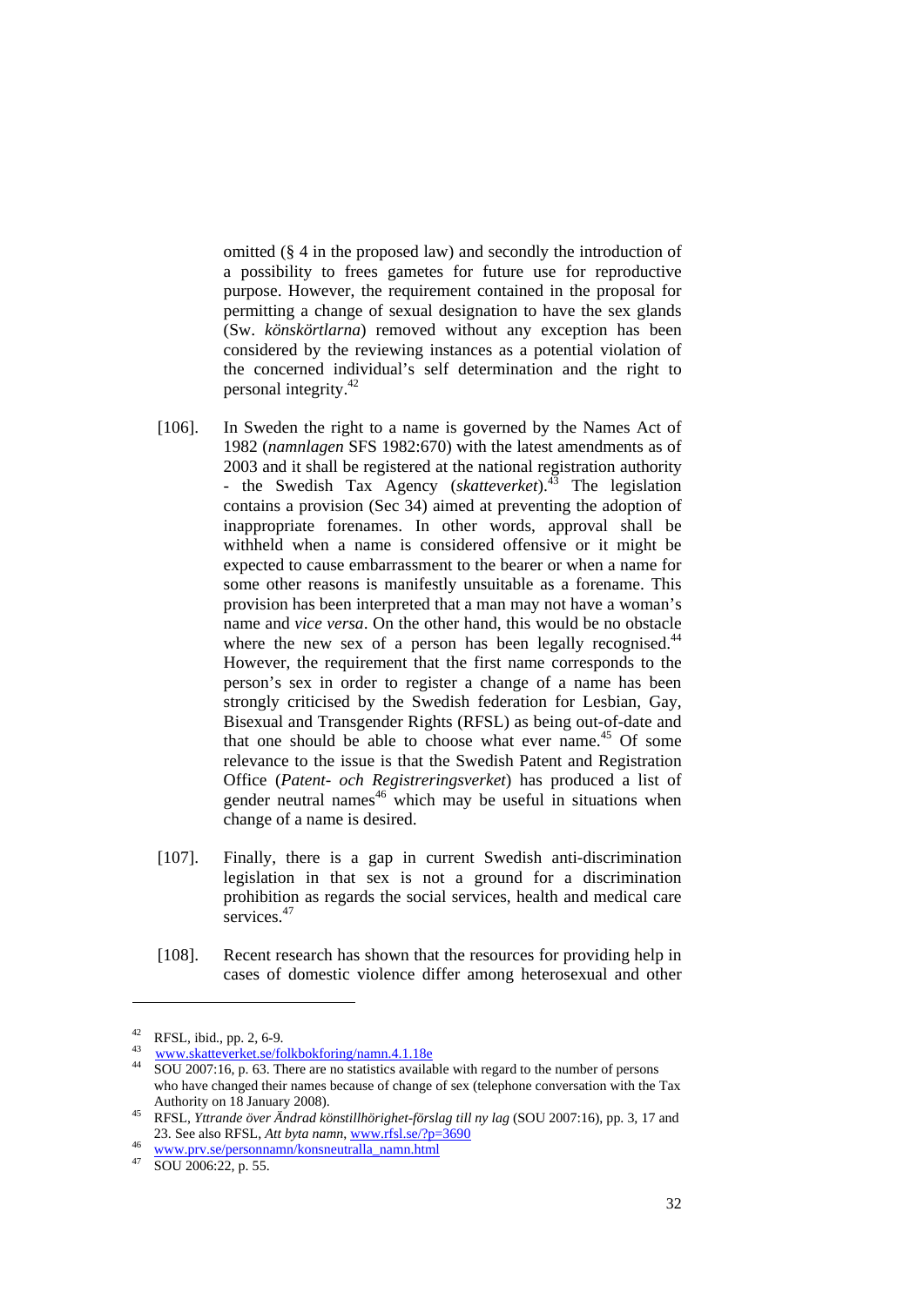omitted (§ 4 in the proposed law) and secondly the introduction of a possibility to frees gametes for future use for reproductive purpose. However, the requirement contained in the proposal for permitting a change of sexual designation to have the sex glands (Sw. *könskörtlarna*) removed without any exception has been considered by the reviewing instances as a potential violation of the concerned individual's self determination and the right to personal integrity.[42]

[106]. In Sweden the right to a name is governed by the Names Act of 1982 (*namnlagen* SFS 1982:670) with the latest amendments as of 2003 and it shall be registered at the national registration authority - the Swedish Tax Agency (*skatteverket*).[43] The legislation contains a provision (Sec 34) aimed at preventing the adoption of inappropriate forenames. In other words, approval shall be withheld when a name is considered offensive or it might be expected to cause embarrassment to the bearer or when a name for some other reasons is manifestly unsuitable as a forename. This provision has been interpreted that a man may not have a woman's name and *vice versa*. On the other hand, this would be no obstacle where the new sex of a person has been legally recognised.[44] However, the requirement that the first name corresponds to the person's sex in order to register a change of a name has been strongly criticised by the Swedish federation for Lesbian, Gay, Bisexual and Transgender Rights (RFSL) as being out-of-date and that one should be able to choose what ever name.[45] Of some relevance to the issue is that the Swedish Patent and Registration Office (*Patent- och Registreringsverket*) has produced a list of gender neutral names[46] which may be useful in situations when change of a name is desired.

[107]. Finally, there is a gap in current Swedish anti-discrimination legislation in that sex is not a ground for a discrimination prohibition as regards the social services, health and medical care services.[47]

[108]. Recent research has shown that the resources for providing help in cases of domestic violence differ among heterosexual and other

---

[42] RFSL, ibid., pp. 2, 6-9.

[43] www.skatteverket.se/folkbokforing/namn.4.1.18e

[44] SOU 2007:16, p. 63. There are no statistics available with regard to the number of persons who have changed their names because of change of sex (telephone conversation with the Tax Authority on 18 January 2008).

[45] RFSL, *Yttrande över Ändrad könstillhörighet-förslag till ny lag* (SOU 2007:16), pp. 3, 17 and 23. See also RFSL, *Att byta namn*, www.rfsl.se/?p=3690

[46] www.prv.se/personnamn/konsneutralla_namn.html

[47] SOU 2006:22, p. 55.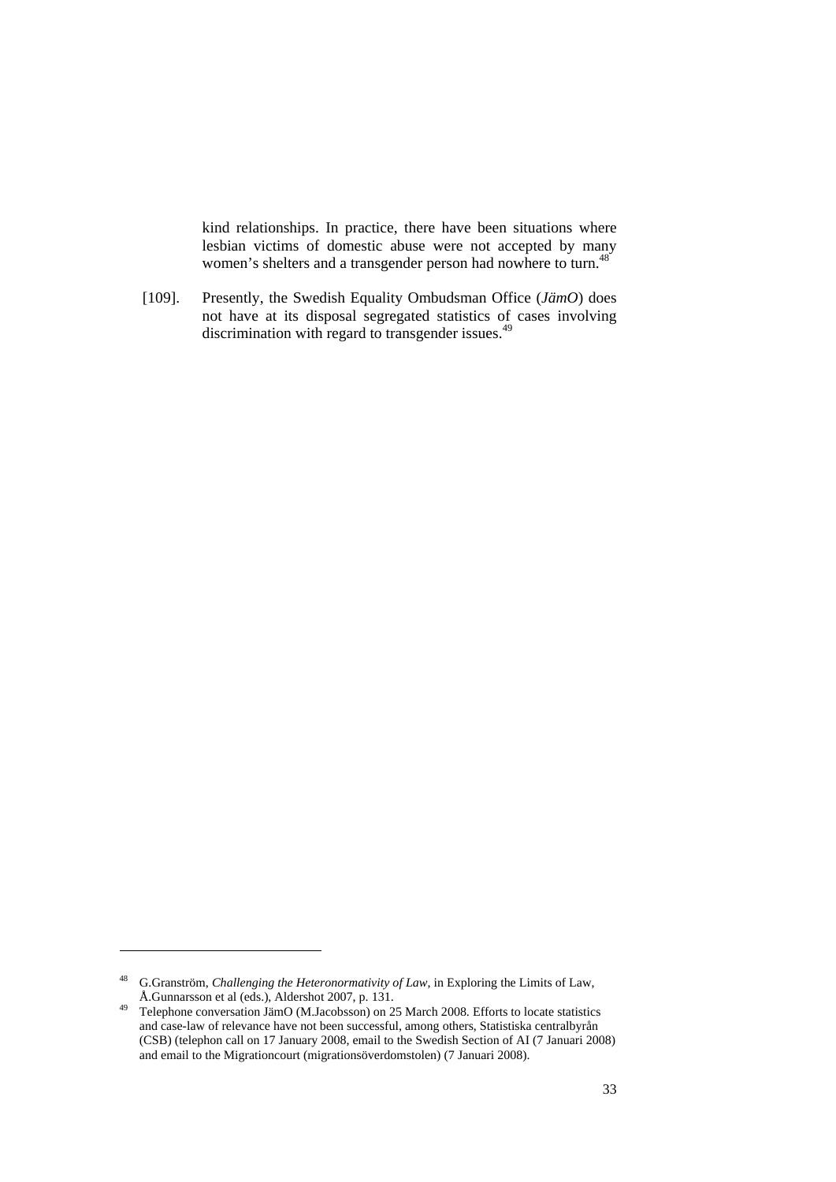kind relationships. In practice, there have been situations where lesbian victims of domestic abuse were not accepted by many women's shelters and a transgender person had nowhere to turn.[48]

[109]. Presently, the Swedish Equality Ombudsman Office (*JämO*) does not have at its disposal segregated statistics of cases involving discrimination with regard to transgender issues.[49]

---

[48] G.Granström, *Challenging the Heteronormativity of Law*, in Exploring the Limits of Law, Å.Gunnarsson et al (eds.), Aldershot 2007, p. 131.

[49] Telephone conversation JämO (M.Jacobsson) on 25 March 2008. Efforts to locate statistics and case-law of relevance have not been successful, among others, Statistiska centralbyrån (CSB) (telephon call on 17 January 2008, email to the Swedish Section of AI (7 Januari 2008) and email to the Migrationcourt (migrationsöverdomstolen) (7 Januari 2008).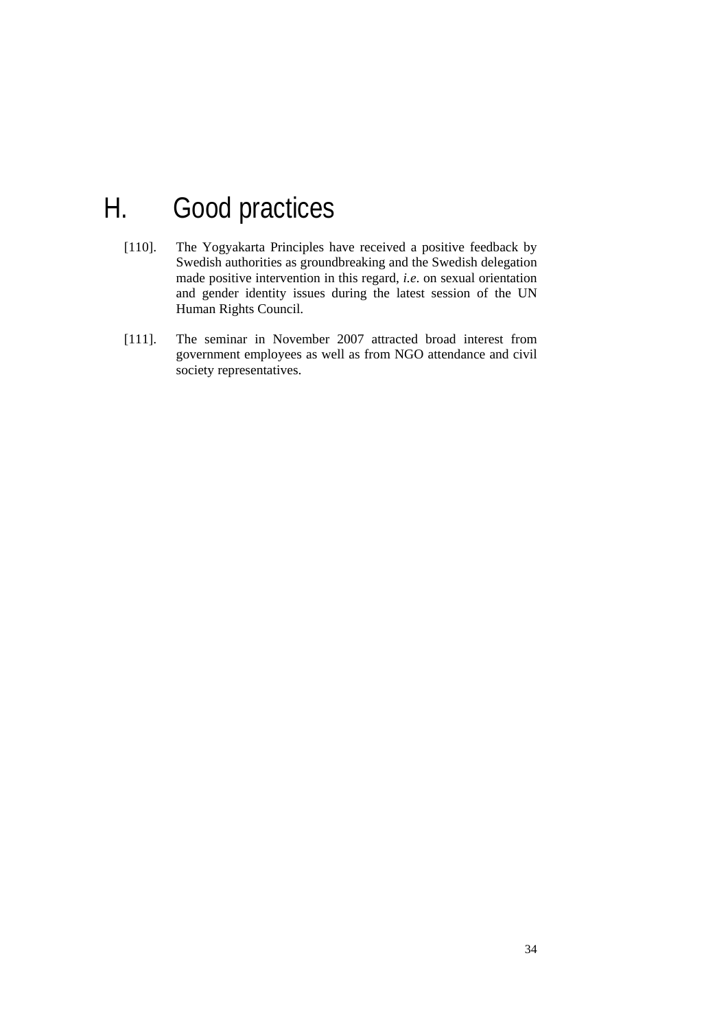# H. Good practices

[110]. The Yogyakarta Principles have received a positive feedback by Swedish authorities as groundbreaking and the Swedish delegation made positive intervention in this regard, *i.e.* on sexual orientation and gender identity issues during the latest session of the UN Human Rights Council.

[111]. The seminar in November 2007 attracted broad interest from government employees as well as from NGO attendance and civil society representatives.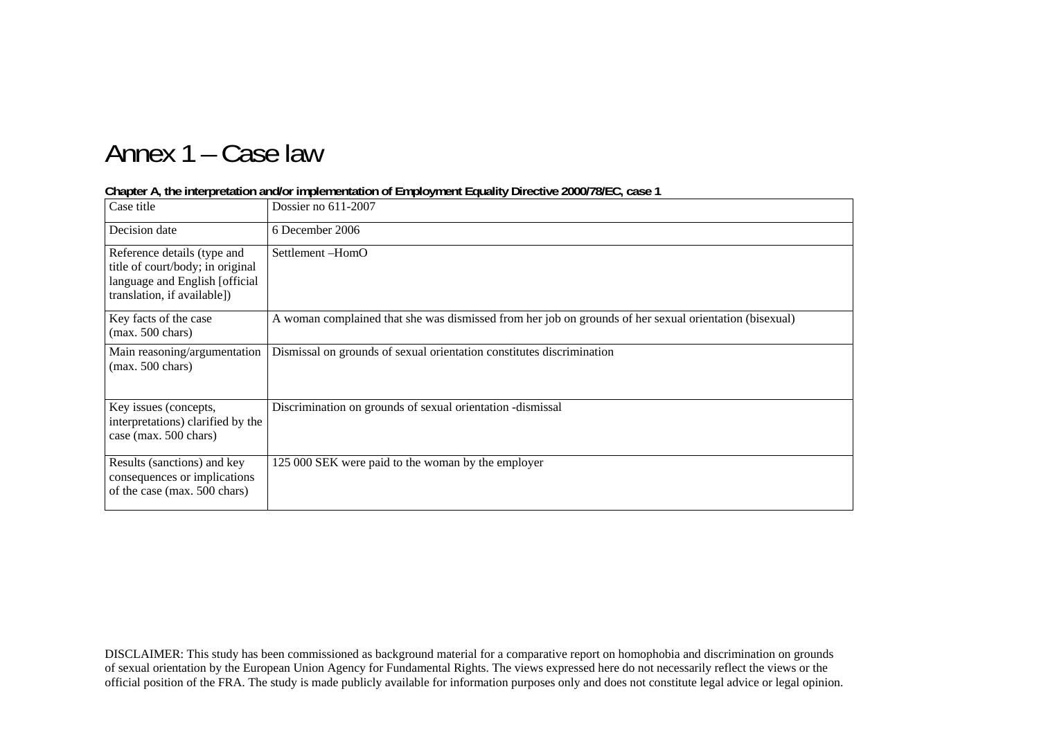# Annex 1 – Case law

**Chapter A, the interpretation and/or implementation of Employment Equality Directive 2000/78/EC, case 1**

| Case title | Dossier no 611-2007 |
|---|---|
| Decision date | 6 December 2006 |
| Reference details (type and title of court/body; in original language and English [official translation, if available]) | Settlement –HomO |
| Key facts of the case (max. 500 chars) | A woman complained that she was dismissed from her job on grounds of her sexual orientation (bisexual) |
| Main reasoning/argumentation (max. 500 chars) | Dismissal on grounds of sexual orientation constitutes discrimination |
| Key issues (concepts, interpretations) clarified by the case (max. 500 chars) | Discrimination on grounds of sexual orientation -dismissal |
| Results (sanctions) and key consequences or implications of the case (max. 500 chars) | 125 000 SEK were paid to the woman by the employer |

DISCLAIMER: This study has been commissioned as background material for a comparative report on homophobia and discrimination on grounds of sexual orientation by the European Union Agency for Fundamental Rights. The views expressed here do not necessarily reflect the views or the official position of the FRA. The study is made publicly available for information purposes only and does not constitute legal advice or legal opinion.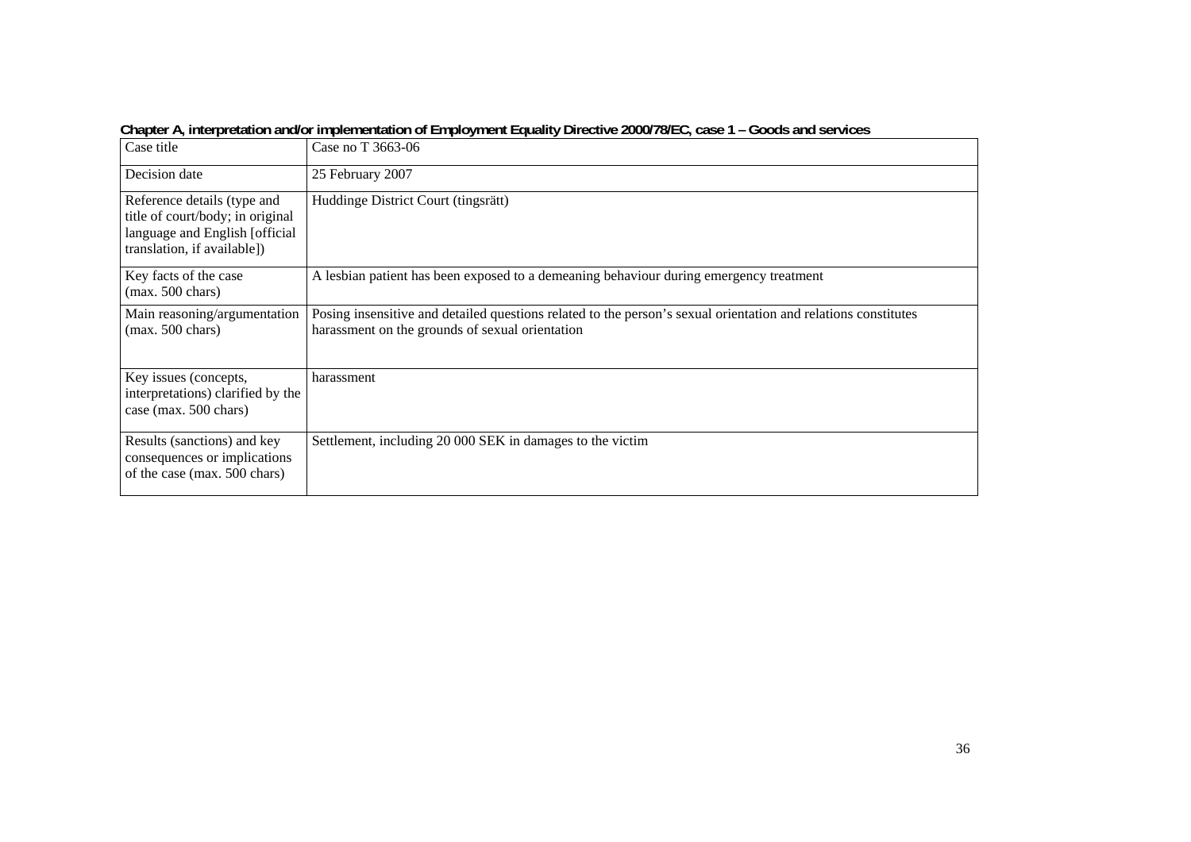**Chapter A, interpretation and/or implementation of Employment Equality Directive 2000/78/EC, case 1 – Goods and services**

| Case title | Case no T 3663-06 |
|---|---|
| Decision date | 25 February 2007 |
| Reference details (type and title of court/body; in original language and English [official translation, if available]) | Huddinge District Court (tingsrätt) |
| Key facts of the case (max. 500 chars) | A lesbian patient has been exposed to a demeaning behaviour during emergency treatment |
| Main reasoning/argumentation (max. 500 chars) | Posing insensitive and detailed questions related to the person's sexual orientation and relations constitutes harassment on the grounds of sexual orientation |
| Key issues (concepts, interpretations) clarified by the case (max. 500 chars) | harassment |
| Results (sanctions) and key consequences or implications of the case (max. 500 chars) | Settlement, including 20 000 SEK in damages to the victim |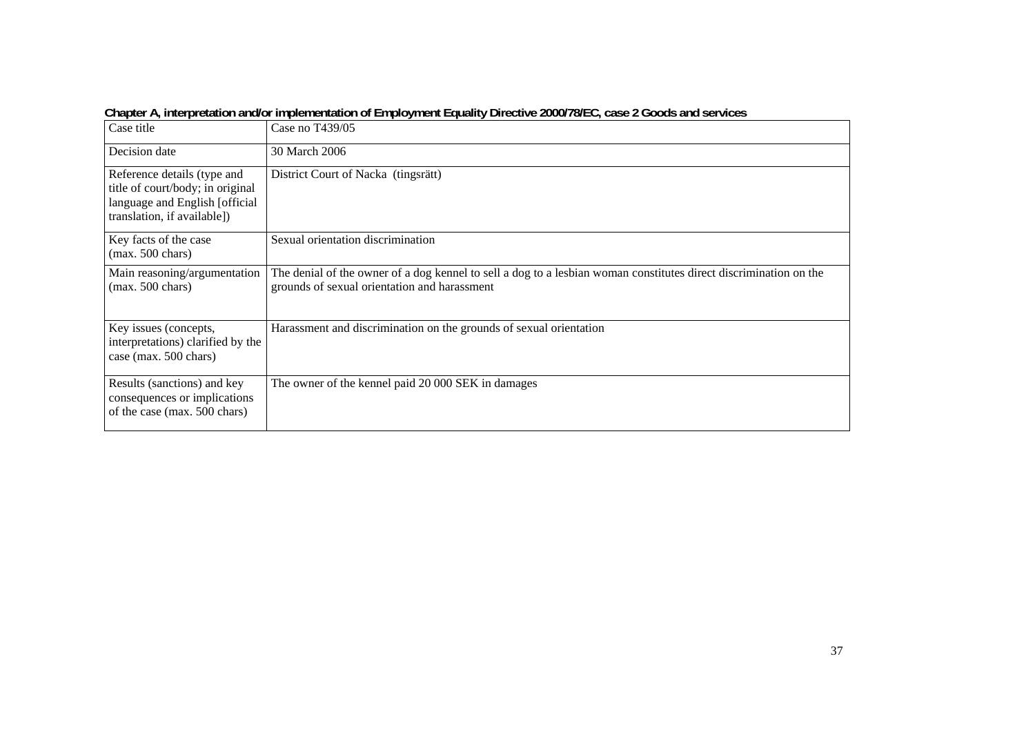**Chapter A, interpretation and/or implementation of Employment Equality Directive 2000/78/EC, case 2 Goods and services**

| Case title | Case no T439/05 |
|---|---|
| Decision date | 30 March 2006 |
| Reference details (type and title of court/body; in original language and English [official translation, if available]) | District Court of Nacka (tingsrätt) |
| Key facts of the case (max. 500 chars) | Sexual orientation discrimination |
| Main reasoning/argumentation (max. 500 chars) | The denial of the owner of a dog kennel to sell a dog to a lesbian woman constitutes direct discrimination on the grounds of sexual orientation and harassment |
| Key issues (concepts, interpretations) clarified by the case (max. 500 chars) | Harassment and discrimination on the grounds of sexual orientation |
| Results (sanctions) and key consequences or implications of the case (max. 500 chars) | The owner of the kennel paid 20 000 SEK in damages |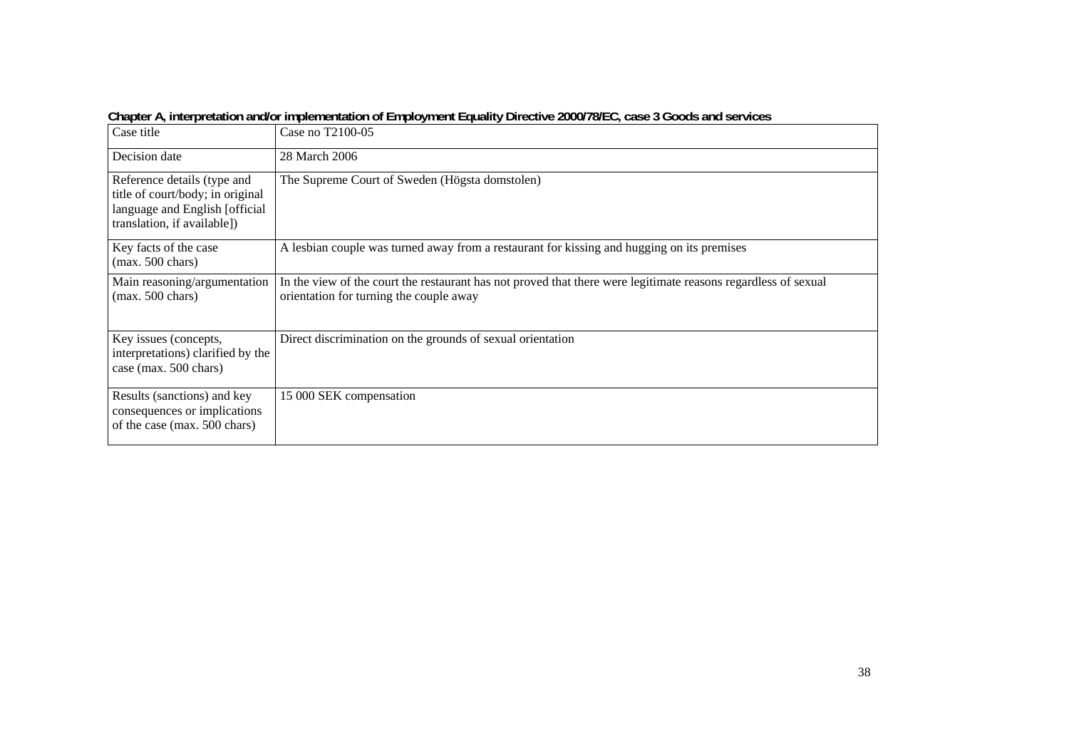**Chapter A, interpretation and/or implementation of Employment Equality Directive 2000/78/EC, case 3 Goods and services**

| Case title | Case no T2100-05 |
|---|---|
| Decision date | 28 March 2006 |
| Reference details (type and title of court/body; in original language and English [official translation, if available]) | The Supreme Court of Sweden (Högsta domstolen) |
| Key facts of the case (max. 500 chars) | A lesbian couple was turned away from a restaurant for kissing and hugging on its premises |
| Main reasoning/argumentation (max. 500 chars) | In the view of the court the restaurant has not proved that there were legitimate reasons regardless of sexual orientation for turning the couple away |
| Key issues (concepts, interpretations) clarified by the case (max. 500 chars) | Direct discrimination on the grounds of sexual orientation |
| Results (sanctions) and key consequences or implications of the case (max. 500 chars) | 15 000 SEK compensation |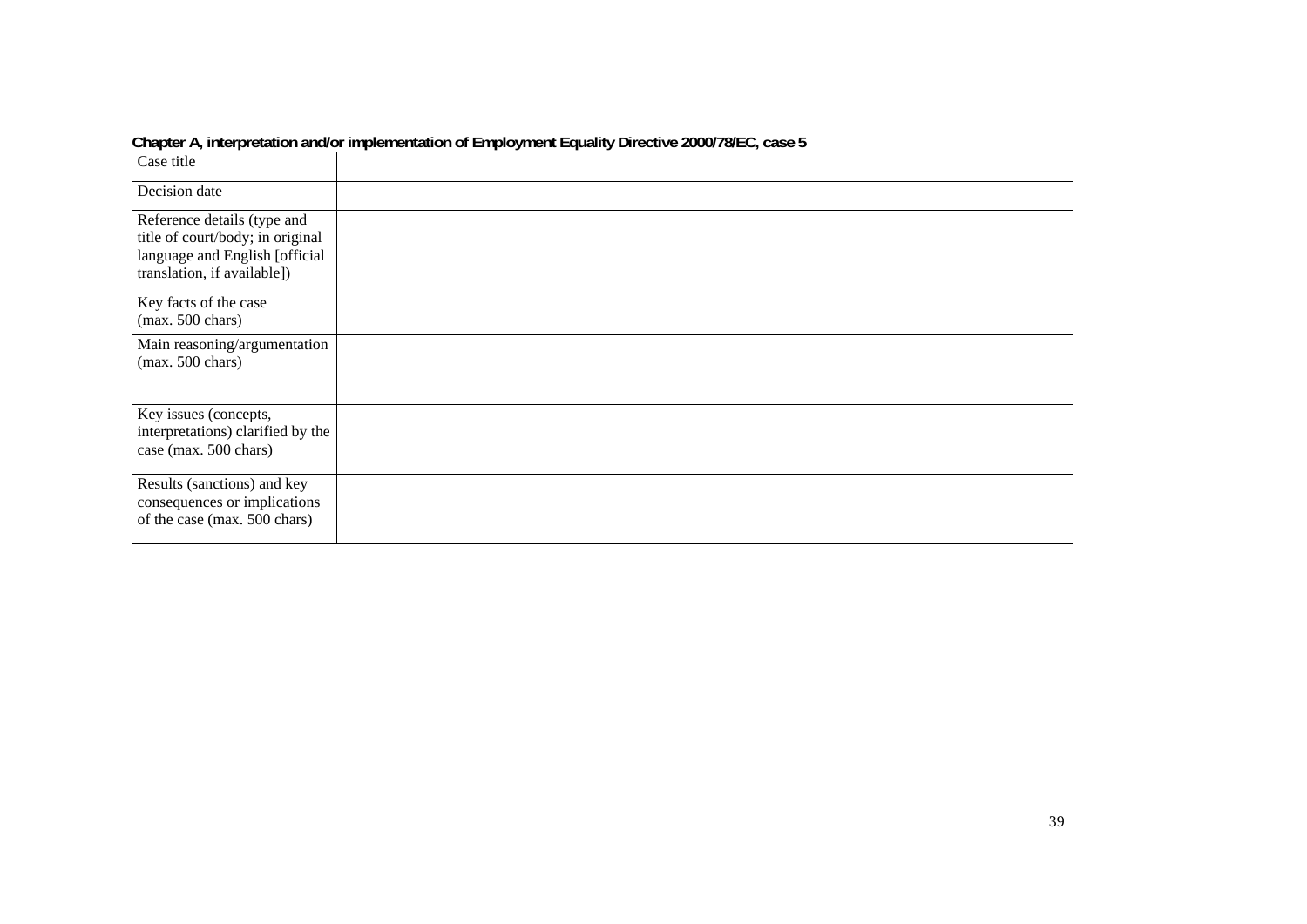**Chapter A, interpretation and/or implementation of Employment Equality Directive 2000/78/EC, case 5**

| Case title | |
|---|---|
| Decision date | |
| Reference details (type and title of court/body; in original language and English [official translation, if available]) | |
| Key facts of the case (max. 500 chars) | |
| Main reasoning/argumentation (max. 500 chars) | |
| Key issues (concepts, interpretations) clarified by the case (max. 500 chars) | |
| Results (sanctions) and key consequences or implications of the case (max. 500 chars) | |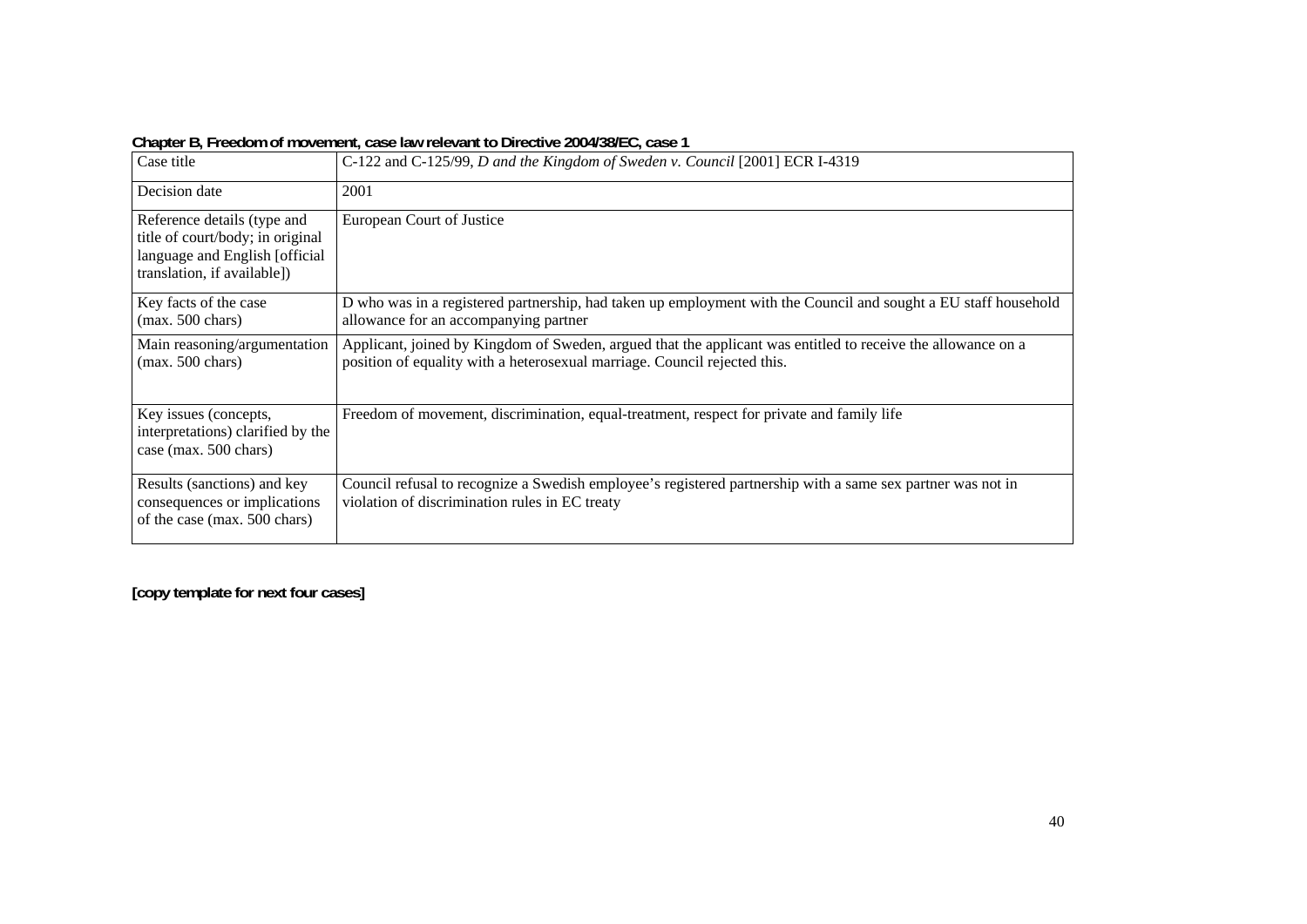**Chapter B, Freedom of movement, case law relevant to Directive 2004/38/EC, case 1**

| Case title | C-122 and C-125/99, *D and the Kingdom of Sweden v. Council* [2001] ECR I-4319 |
|---|---|
| Decision date | 2001 |
| Reference details (type and title of court/body; in original language and English [official translation, if available]) | European Court of Justice |
| Key facts of the case (max. 500 chars) | D who was in a registered partnership, had taken up employment with the Council and sought a EU staff household allowance for an accompanying partner |
| Main reasoning/argumentation (max. 500 chars) | Applicant, joined by Kingdom of Sweden, argued that the applicant was entitled to receive the allowance on a position of equality with a heterosexual marriage. Council rejected this. |
| Key issues (concepts, interpretations) clarified by the case (max. 500 chars) | Freedom of movement, discrimination, equal-treatment, respect for private and family life |
| Results (sanctions) and key consequences or implications of the case (max. 500 chars) | Council refusal to recognize a Swedish employee's registered partnership with a same sex partner was not in violation of discrimination rules in EC treaty |

**[copy template for next four cases]**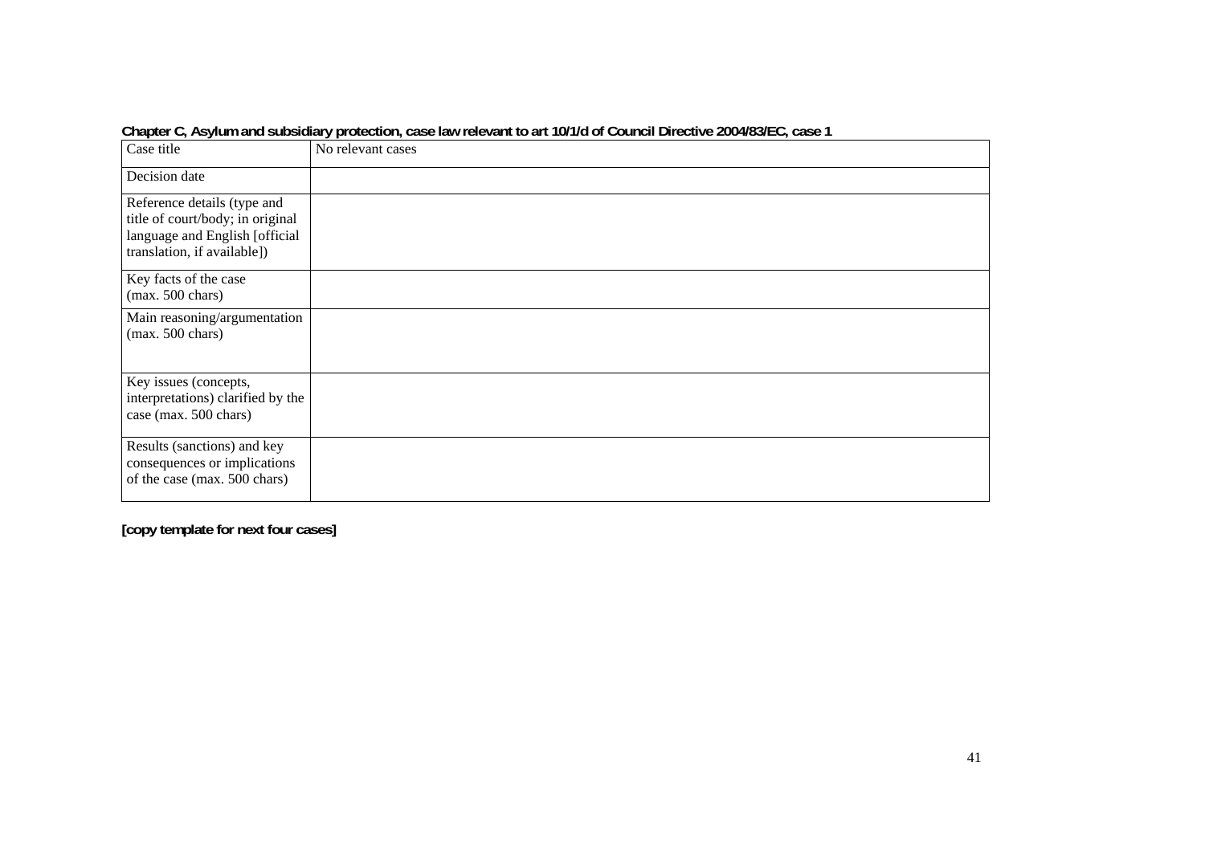**Chapter C, Asylum and subsidiary protection, case law relevant to art 10/1/d of Council Directive 2004/83/EC, case 1**

| Case title | No relevant cases |
|---|---|
| Decision date | |
| Reference details (type and title of court/body; in original language and English [official translation, if available]) | |
| Key facts of the case (max. 500 chars) | |
| Main reasoning/argumentation (max. 500 chars) | |
| Key issues (concepts, interpretations) clarified by the case (max. 500 chars) | |
| Results (sanctions) and key consequences or implications of the case (max. 500 chars) | |

**[copy template for next four cases]**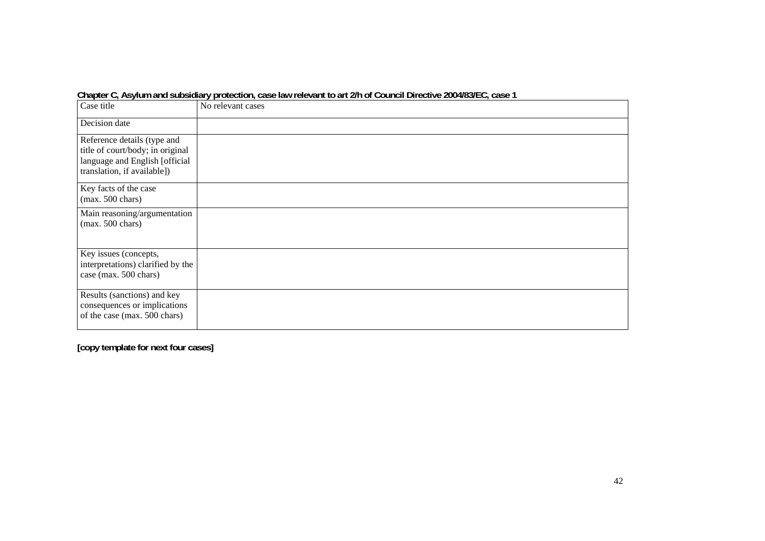**Chapter C, Asylum and subsidiary protection, case law relevant to art 2/h of Council Directive 2004/83/EC, case 1**

| Case title | No relevant cases |
| --- | --- |
| Decision date | |
| Reference details (type and title of court/body; in original language and English [official translation, if available]) | |
| Key facts of the case (max. 500 chars) | |
| Main reasoning/argumentation (max. 500 chars) | |
| Key issues (concepts, interpretations) clarified by the case (max. 500 chars) | |
| Results (sanctions) and key consequences or implications of the case (max. 500 chars) | |

**[copy template for next four cases]**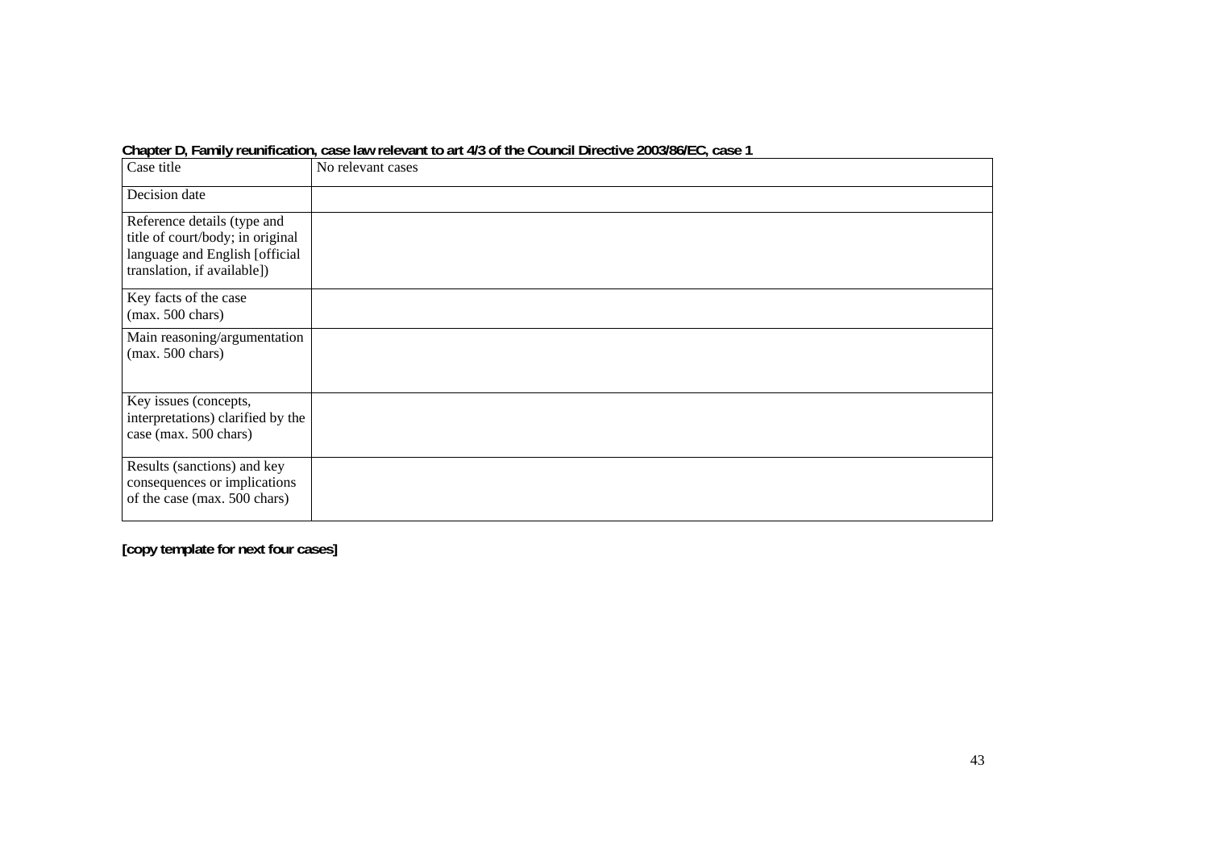**Chapter D, Family reunification, case law relevant to art 4/3 of the Council Directive 2003/86/EC, case 1**

| Case title | No relevant cases |
| --- | --- |
| Decision date | |
| Reference details (type and title of court/body; in original language and English [official translation, if available]) | |
| Key facts of the case (max. 500 chars) | |
| Main reasoning/argumentation (max. 500 chars) | |
| Key issues (concepts, interpretations) clarified by the case (max. 500 chars) | |
| Results (sanctions) and key consequences or implications of the case (max. 500 chars) | |

**[copy template for next four cases]**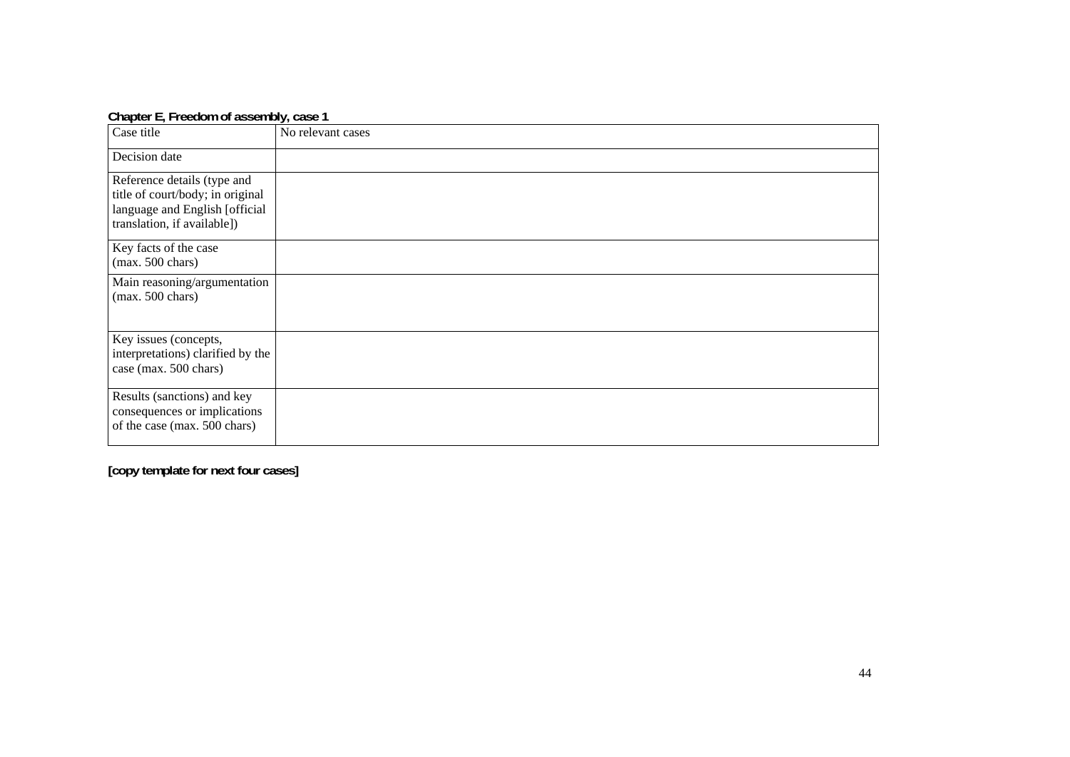**Chapter E, Freedom of assembly, case 1**

| Case title | No relevant cases |
| --- | --- |
| Decision date | |
| Reference details (type and title of court/body; in original language and English [official translation, if available]) | |
| Key facts of the case (max. 500 chars) | |
| Main reasoning/argumentation (max. 500 chars) | |
| Key issues (concepts, interpretations) clarified by the case (max. 500 chars) | |
| Results (sanctions) and key consequences or implications of the case (max. 500 chars) | |

**[copy template for next four cases]**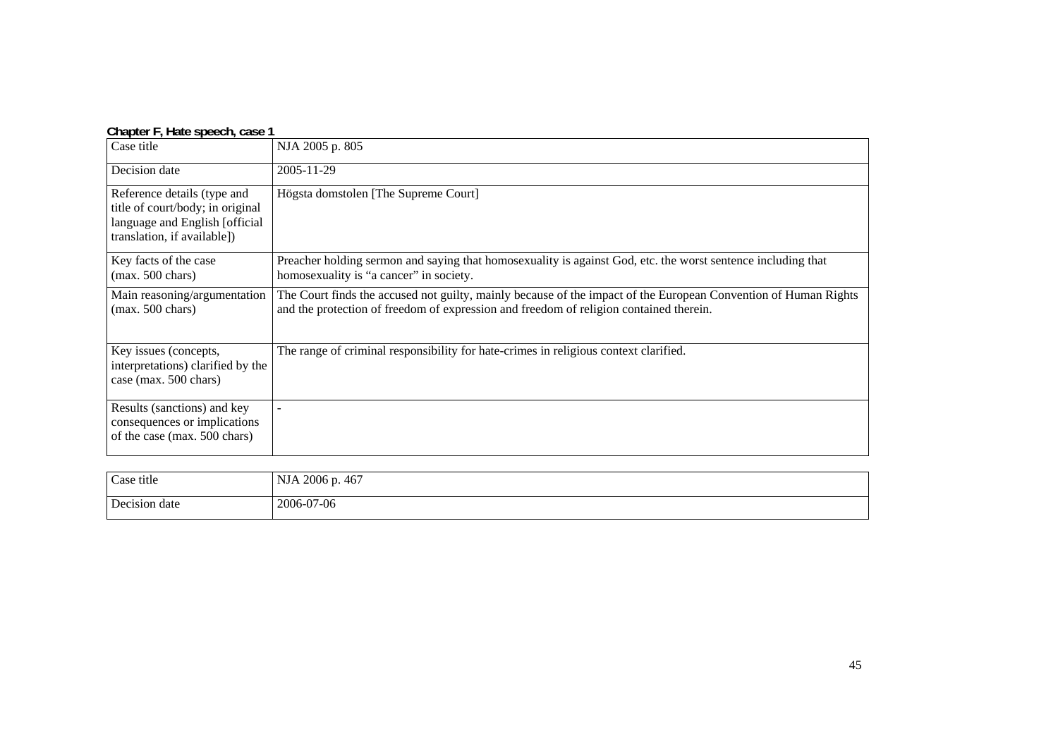**Chapter F, Hate speech, case 1**

| Case title | NJA 2005 p. 805 |
|---|---|
| Decision date | 2005-11-29 |
| Reference details (type and title of court/body; in original language and English [official translation, if available]) | Högsta domstolen [The Supreme Court] |
| Key facts of the case (max. 500 chars) | Preacher holding sermon and saying that homosexuality is against God, etc. the worst sentence including that homosexuality is "a cancer" in society. |
| Main reasoning/argumentation (max. 500 chars) | The Court finds the accused not guilty, mainly because of the impact of the European Convention of Human Rights and the protection of freedom of expression and freedom of religion contained therein. |
| Key issues (concepts, interpretations) clarified by the case (max. 500 chars) | The range of criminal responsibility for hate-crimes in religious context clarified. |
| Results (sanctions) and key consequences or implications of the case (max. 500 chars) | - |

| Case title | NJA 2006 p. 467 |
|---|---|
| Decision date | 2006-07-06 |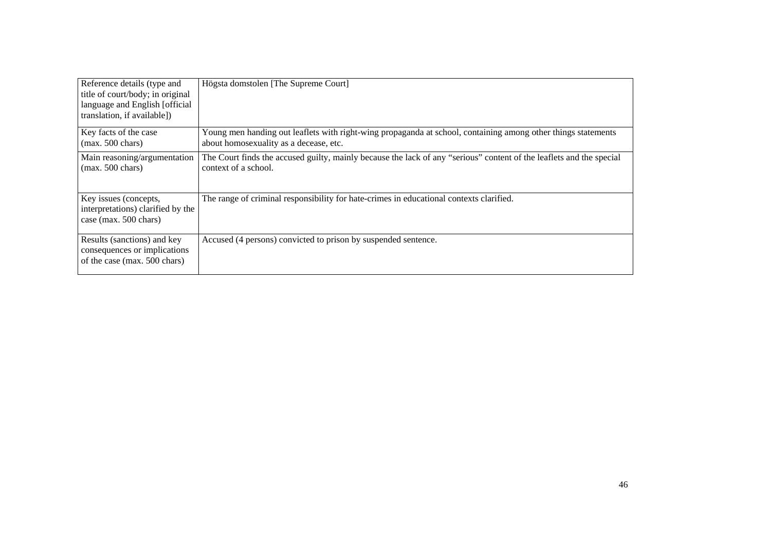| Reference details (type and title of court/body; in original language and English [official translation, if available]) | Högsta domstolen [The Supreme Court] |
|---|---|
| Key facts of the case (max. 500 chars) | Young men handing out leaflets with right-wing propaganda at school, containing among other things statements about homosexuality as a decease, etc. |
| Main reasoning/argumentation (max. 500 chars) | The Court finds the accused guilty, mainly because the lack of any "serious" content of the leaflets and the special context of a school. |
| Key issues (concepts, interpretations) clarified by the case (max. 500 chars) | The range of criminal responsibility for hate-crimes in educational contexts clarified. |
| Results (sanctions) and key consequences or implications of the case (max. 500 chars) | Accused (4 persons) convicted to prison by suspended sentence. |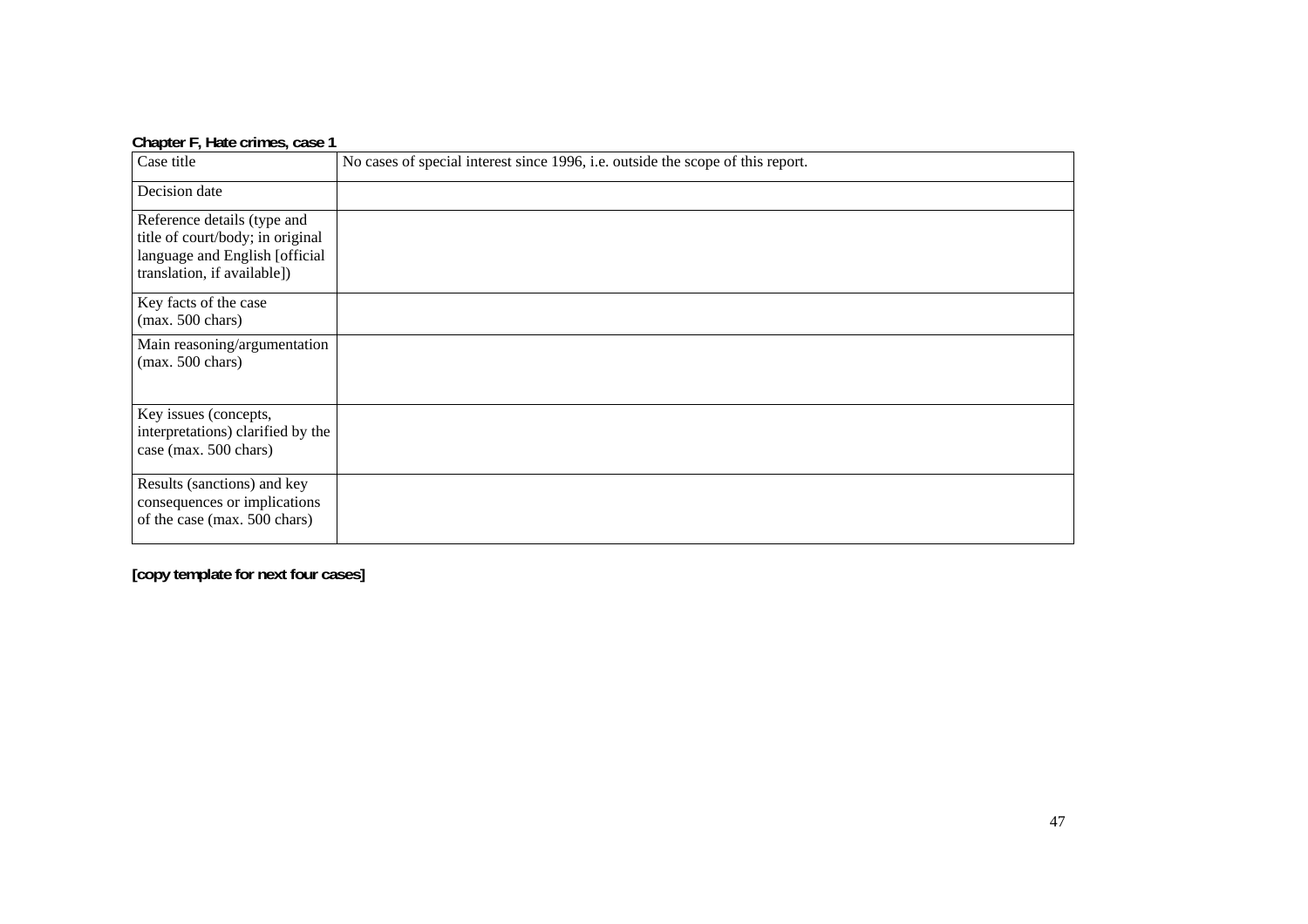**Chapter F, Hate crimes, case 1**

| | |
|---|---|
| Case title | No cases of special interest since 1996, i.e. outside the scope of this report. |
| Decision date | |
| Reference details (type and title of court/body; in original language and English [official translation, if available]) | |
| Key facts of the case (max. 500 chars) | |
| Main reasoning/argumentation (max. 500 chars) | |
| Key issues (concepts, interpretations) clarified by the case (max. 500 chars) | |
| Results (sanctions) and key consequences or implications of the case (max. 500 chars) | |

**[copy template for next four cases]**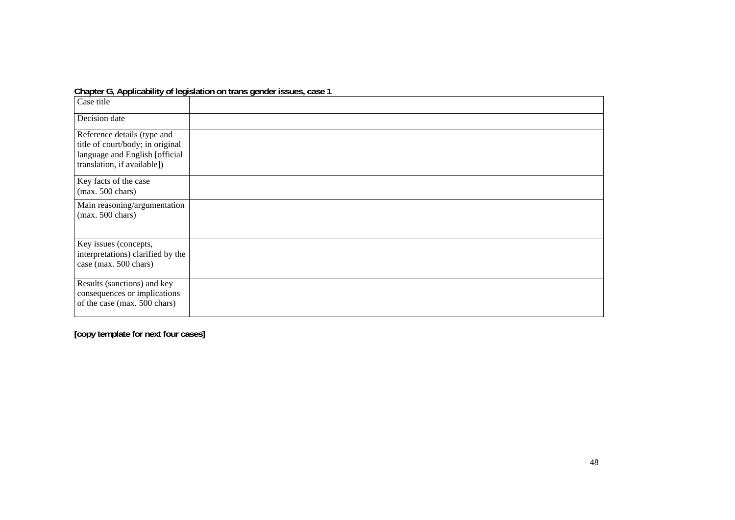**Chapter G, Applicability of legislation on trans gender issues, case 1**

| Case title | |
|---|---|
| Decision date | |
| Reference details (type and title of court/body; in original language and English [official translation, if available]) | |
| Key facts of the case (max. 500 chars) | |
| Main reasoning/argumentation (max. 500 chars) | |
| Key issues (concepts, interpretations) clarified by the case (max. 500 chars) | |
| Results (sanctions) and key consequences or implications of the case (max. 500 chars) | |

**[copy template for next four cases]**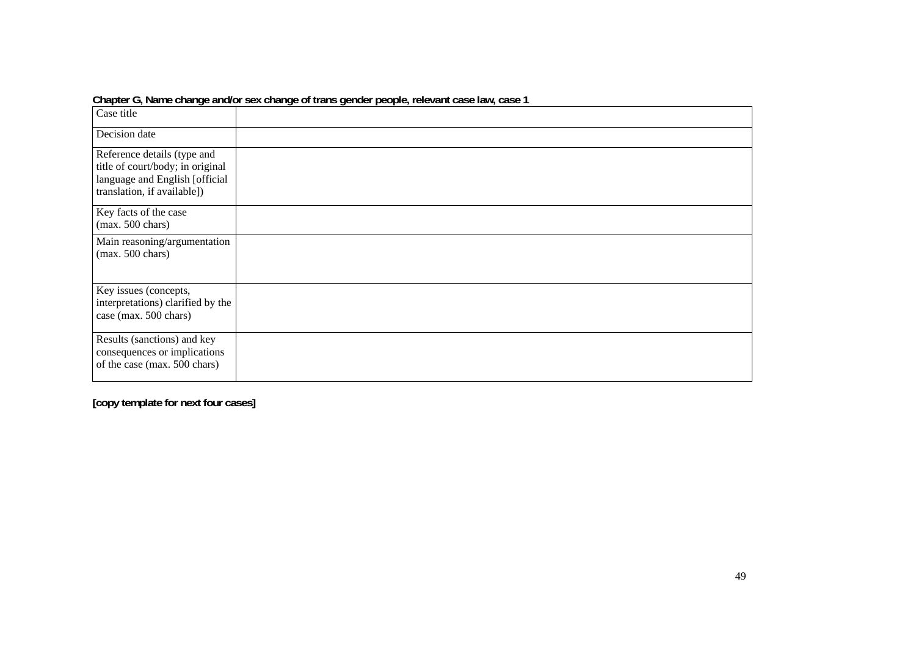**Chapter G, Name change and/or sex change of trans gender people, relevant case law, case 1**

| Case title | |
|---|---|
| Decision date | |
| Reference details (type and title of court/body; in original language and English [official translation, if available]) | |
| Key facts of the case (max. 500 chars) | |
| Main reasoning/argumentation (max. 500 chars) | |
| Key issues (concepts, interpretations) clarified by the case (max. 500 chars) | |
| Results (sanctions) and key consequences or implications of the case (max. 500 chars) | |

**[copy template for next four cases]**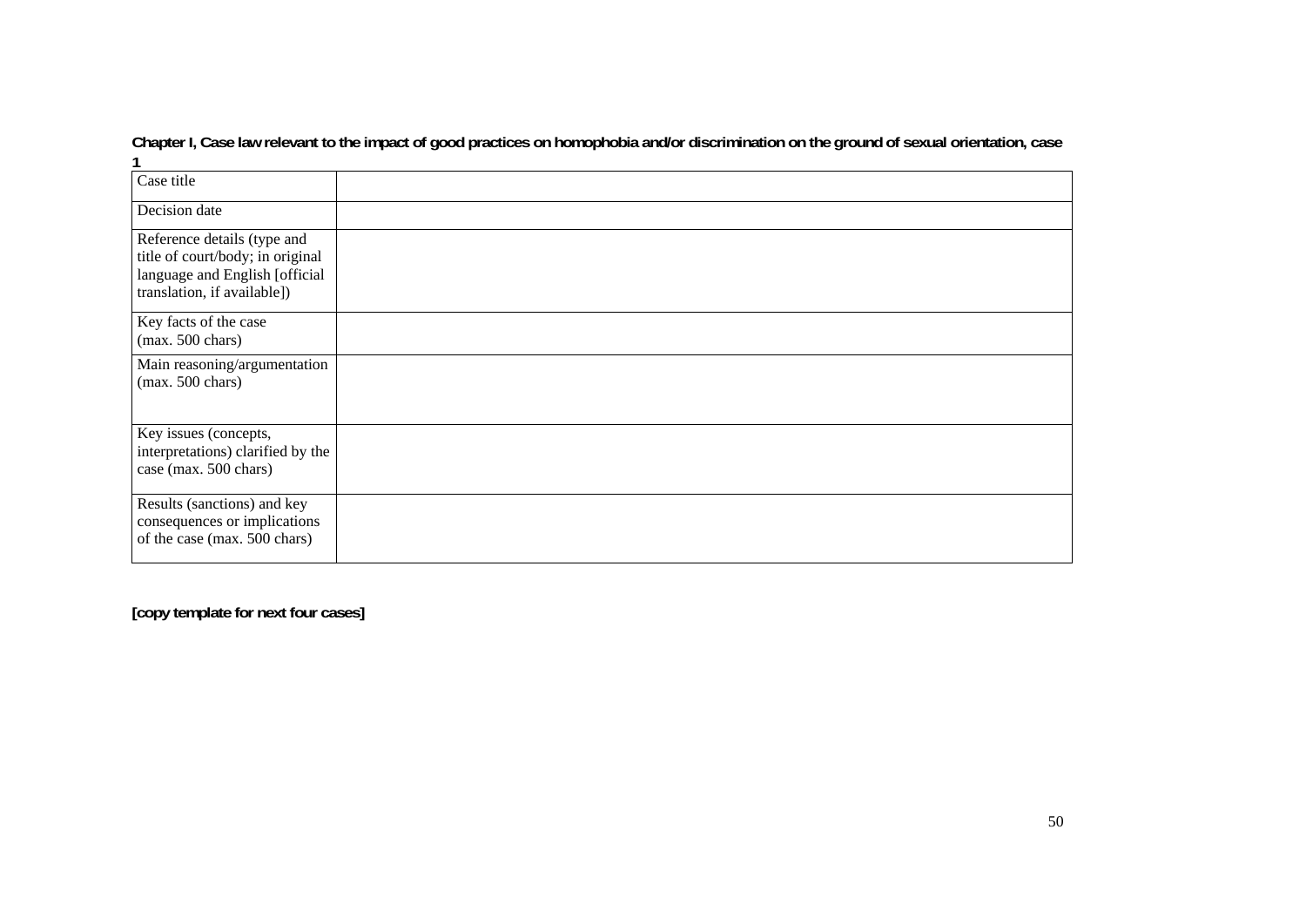**Chapter I, Case law relevant to the impact of good practices on homophobia and/or discrimination on the ground of sexual orientation, case 1**

| Case title | |
|---|---|
| Decision date | |
| Reference details (type and title of court/body; in original language and English [official translation, if available]) | |
| Key facts of the case (max. 500 chars) | |
| Main reasoning/argumentation (max. 500 chars) | |
| Key issues (concepts, interpretations) clarified by the case (max. 500 chars) | |
| Results (sanctions) and key consequences or implications of the case (max. 500 chars) | |

**[copy template for next four cases]**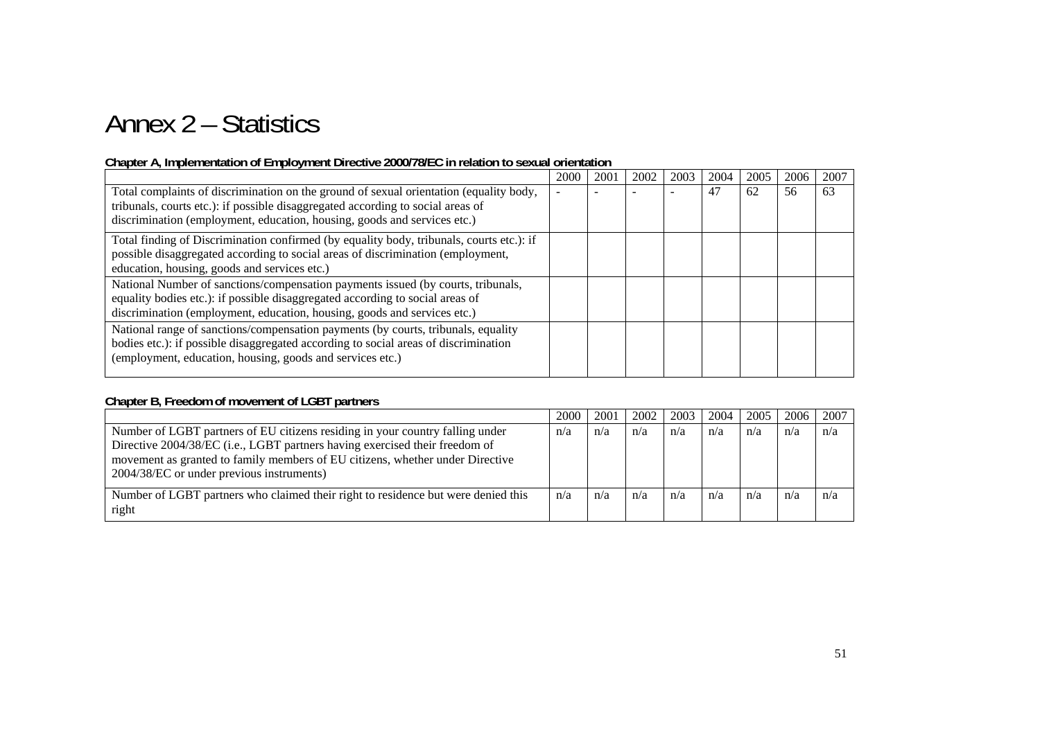# Annex 2 – Statistics

**Chapter A, Implementation of Employment Directive 2000/78/EC in relation to sexual orientation**

| | 2000 | 2001 | 2002 | 2003 | 2004 | 2005 | 2006 | 2007 |
|---|---|---|---|---|---|---|---|---|
| Total complaints of discrimination on the ground of sexual orientation (equality body, tribunals, courts etc.): if possible disaggregated according to social areas of discrimination (employment, education, housing, goods and services etc.) | - | - | - | - | 47 | 62 | 56 | 63 |
| Total finding of Discrimination confirmed (by equality body, tribunals, courts etc.): if possible disaggregated according to social areas of discrimination (employment, education, housing, goods and services etc.) | | | | | | | | |
| National Number of sanctions/compensation payments issued (by courts, tribunals, equality bodies etc.): if possible disaggregated according to social areas of discrimination (employment, education, housing, goods and services etc.) | | | | | | | | |
| National range of sanctions/compensation payments (by courts, tribunals, equality bodies etc.): if possible disaggregated according to social areas of discrimination (employment, education, housing, goods and services etc.) | | | | | | | | |

**Chapter B, Freedom of movement of LGBT partners**

| | 2000 | 2001 | 2002 | 2003 | 2004 | 2005 | 2006 | 2007 |
|---|---|---|---|---|---|---|---|---|
| Number of LGBT partners of EU citizens residing in your country falling under Directive 2004/38/EC (i.e., LGBT partners having exercised their freedom of movement as granted to family members of EU citizens, whether under Directive 2004/38/EC or under previous instruments) | n/a | n/a | n/a | n/a | n/a | n/a | n/a | n/a |
| Number of LGBT partners who claimed their right to residence but were denied this right | n/a | n/a | n/a | n/a | n/a | n/a | n/a | n/a |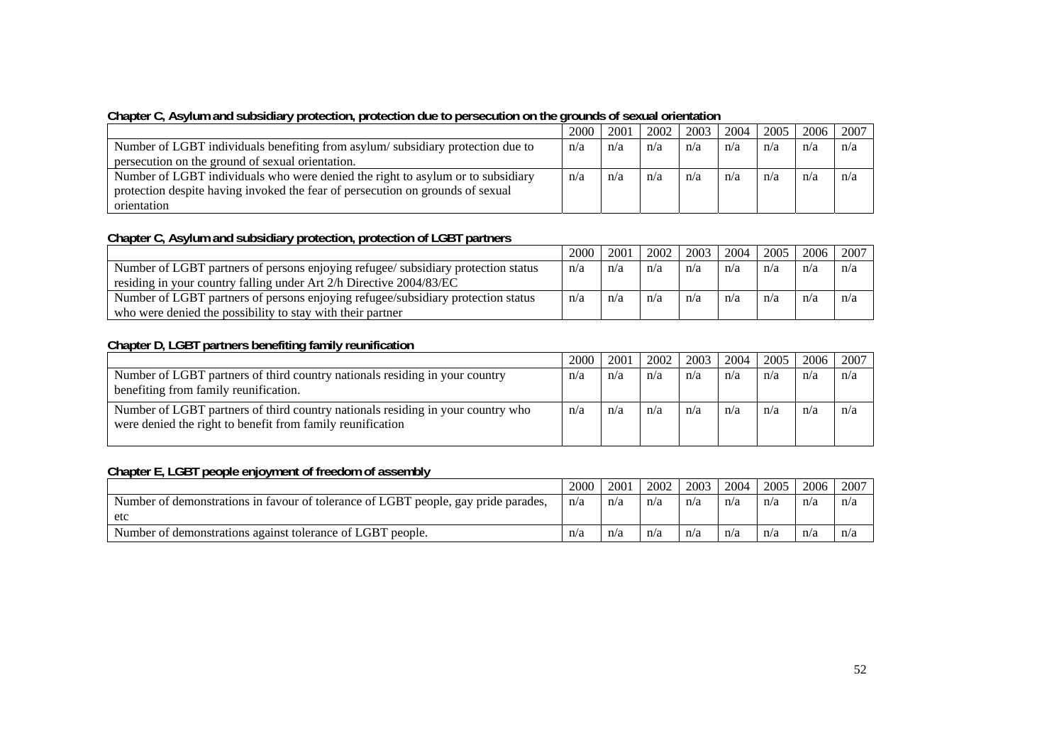**Chapter C, Asylum and subsidiary protection, protection due to persecution on the grounds of sexual orientation**

| | 2000 | 2001 | 2002 | 2003 | 2004 | 2005 | 2006 | 2007 |
|---|---|---|---|---|---|---|---|---|
| Number of LGBT individuals benefiting from asylum/ subsidiary protection due to persecution on the ground of sexual orientation. | n/a | n/a | n/a | n/a | n/a | n/a | n/a | n/a |
| Number of LGBT individuals who were denied the right to asylum or to subsidiary protection despite having invoked the fear of persecution on grounds of sexual orientation | n/a | n/a | n/a | n/a | n/a | n/a | n/a | n/a |

**Chapter C, Asylum and subsidiary protection, protection of LGBT partners**

| | 2000 | 2001 | 2002 | 2003 | 2004 | 2005 | 2006 | 2007 |
|---|---|---|---|---|---|---|---|---|
| Number of LGBT partners of persons enjoying refugee/ subsidiary protection status residing in your country falling under Art 2/h Directive 2004/83/EC | n/a | n/a | n/a | n/a | n/a | n/a | n/a | n/a |
| Number of LGBT partners of persons enjoying refugee/subsidiary protection status who were denied the possibility to stay with their partner | n/a | n/a | n/a | n/a | n/a | n/a | n/a | n/a |

**Chapter D, LGBT partners benefiting family reunification**

| | 2000 | 2001 | 2002 | 2003 | 2004 | 2005 | 2006 | 2007 |
|---|---|---|---|---|---|---|---|---|
| Number of LGBT partners of third country nationals residing in your country benefiting from family reunification. | n/a | n/a | n/a | n/a | n/a | n/a | n/a | n/a |
| Number of LGBT partners of third country nationals residing in your country who were denied the right to benefit from family reunification | n/a | n/a | n/a | n/a | n/a | n/a | n/a | n/a |

**Chapter E, LGBT people enjoyment of freedom of assembly**

| | 2000 | 2001 | 2002 | 2003 | 2004 | 2005 | 2006 | 2007 |
|---|---|---|---|---|---|---|---|---|
| Number of demonstrations in favour of tolerance of LGBT people, gay pride parades, etc | n/a | n/a | n/a | n/a | n/a | n/a | n/a | n/a |
| Number of demonstrations against tolerance of LGBT people. | n/a | n/a | n/a | n/a | n/a | n/a | n/a | n/a |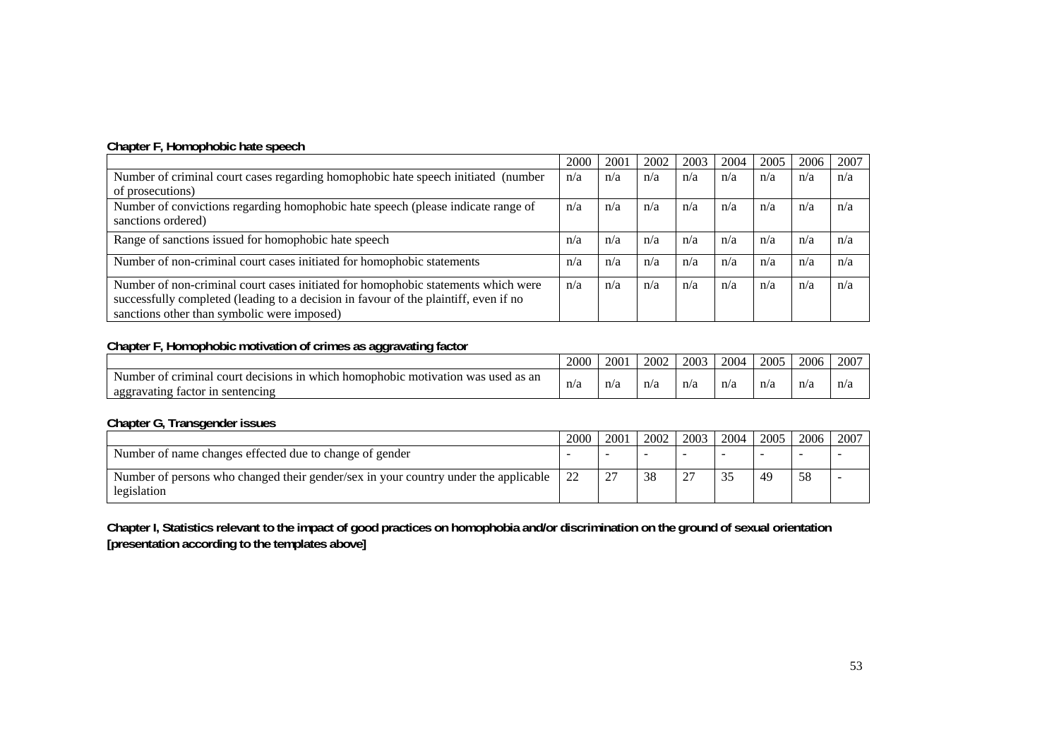**Chapter F, Homophobic hate speech**

| | 2000 | 2001 | 2002 | 2003 | 2004 | 2005 | 2006 | 2007 |
|---|---|---|---|---|---|---|---|---|
| Number of criminal court cases regarding homophobic hate speech initiated (number of prosecutions) | n/a | n/a | n/a | n/a | n/a | n/a | n/a | n/a |
| Number of convictions regarding homophobic hate speech (please indicate range of sanctions ordered) | n/a | n/a | n/a | n/a | n/a | n/a | n/a | n/a |
| Range of sanctions issued for homophobic hate speech | n/a | n/a | n/a | n/a | n/a | n/a | n/a | n/a |
| Number of non-criminal court cases initiated for homophobic statements | n/a | n/a | n/a | n/a | n/a | n/a | n/a | n/a |
| Number of non-criminal court cases initiated for homophobic statements which were successfully completed (leading to a decision in favour of the plaintiff, even if no sanctions other than symbolic were imposed) | n/a | n/a | n/a | n/a | n/a | n/a | n/a | n/a |

**Chapter F, Homophobic motivation of crimes as aggravating factor**

| | 2000 | 2001 | 2002 | 2003 | 2004 | 2005 | 2006 | 2007 |
|---|---|---|---|---|---|---|---|---|
| Number of criminal court decisions in which homophobic motivation was used as an aggravating factor in sentencing | n/a | n/a | n/a | n/a | n/a | n/a | n/a | n/a |

**Chapter G, Transgender issues**

| | 2000 | 2001 | 2002 | 2003 | 2004 | 2005 | 2006 | 2007 |
|---|---|---|---|---|---|---|---|---|
| Number of name changes effected due to change of gender | - | - | - | - | - | - | - | - |
| Number of persons who changed their gender/sex in your country under the applicable legislation | 22 | 27 | 38 | 27 | 35 | 49 | 58 | - |

**Chapter I, Statistics relevant to the impact of good practices on homophobia and/or discrimination on the ground of sexual orientation [presentation according to the templates above]**